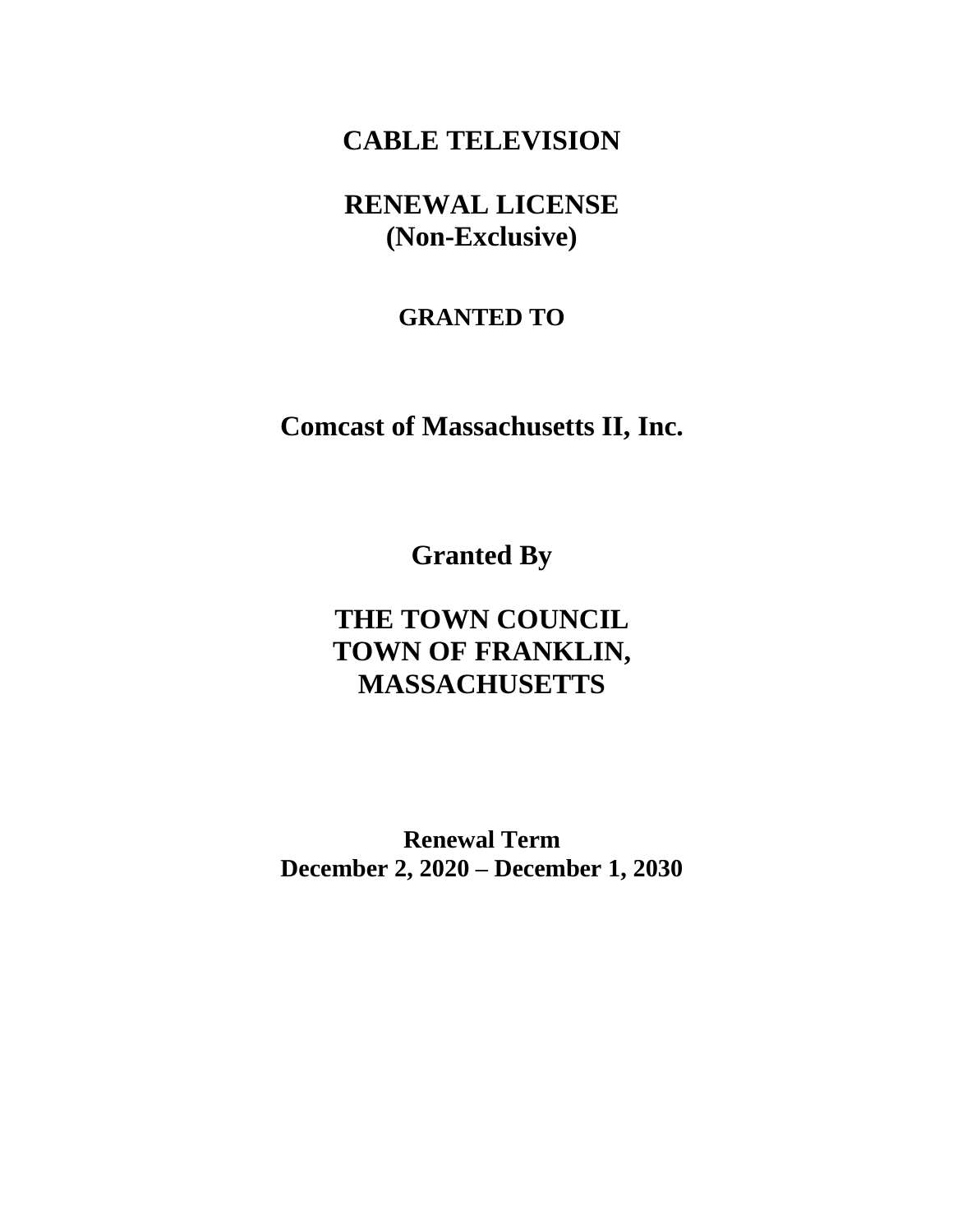# CABLE TELEVISION

# RENEWAL LICENSE
## (Non-Exclusive)

**GRANTED TO**

# Comcast of Massachusetts II, Inc.

## Granted By

# THE TOWN COUNCIL
# TOWN OF FRANKLIN, MASSACHUSETTS

**Renewal Term**
**December 2, 2020 – December 1, 2030**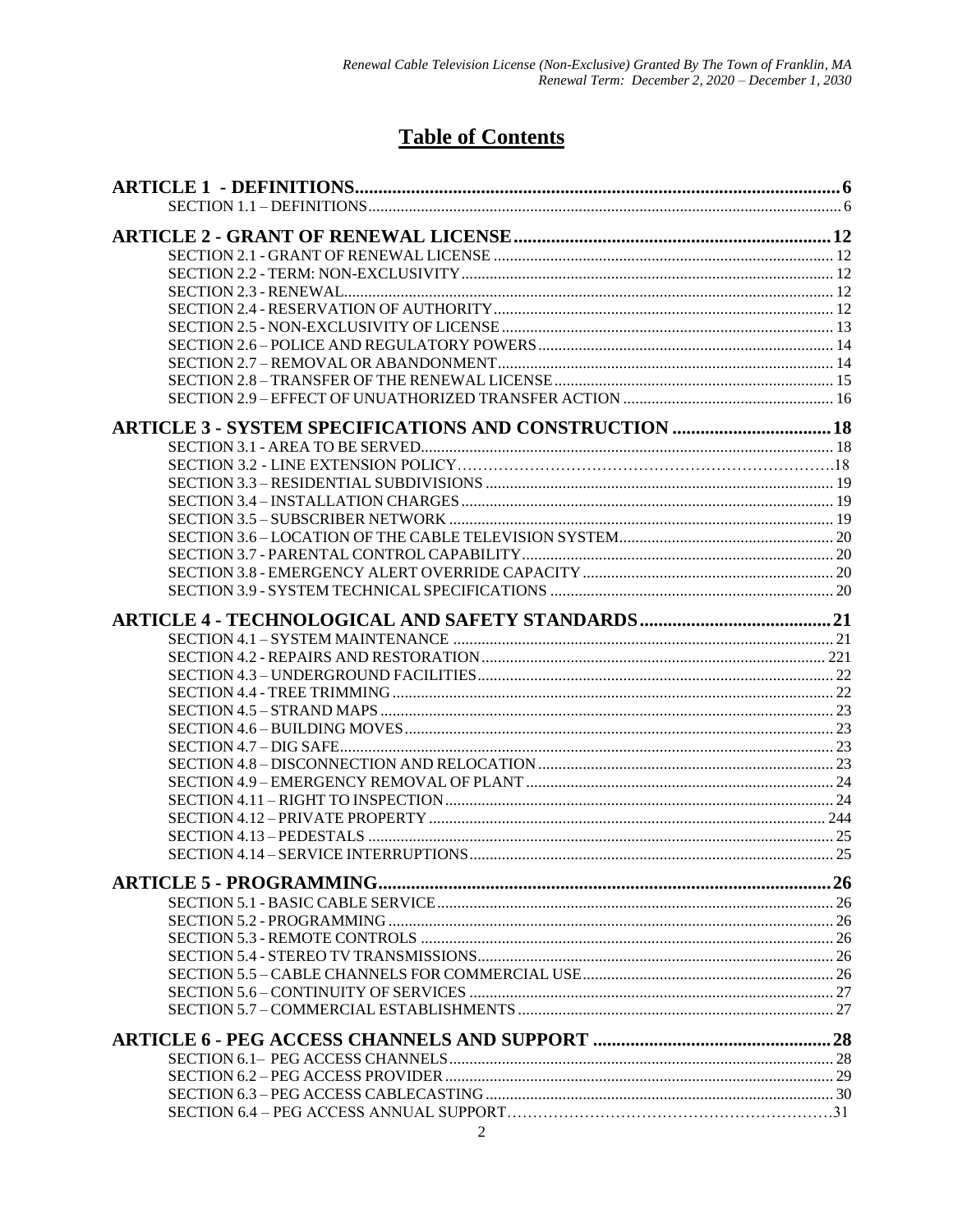# Table of Contents

**ARTICLE 1 - DEFINITIONS** ........ 6
- SECTION 1.1 – DEFINITIONS ........ 6

**ARTICLE 2 - GRANT OF RENEWAL LICENSE** ........ 12
- SECTION 2.1 - GRANT OF RENEWAL LICENSE ........ 12
- SECTION 2.2 - TERM: NON-EXCLUSIVITY ........ 12
- SECTION 2.3 - RENEWAL ........ 12
- SECTION 2.4 - RESERVATION OF AUTHORITY ........ 12
- SECTION 2.5 - NON-EXCLUSIVITY OF LICENSE ........ 13
- SECTION 2.6 – POLICE AND REGULATORY POWERS ........ 14
- SECTION 2.7 – REMOVAL OR ABANDONMENT ........ 14
- SECTION 2.8 – TRANSFER OF THE RENEWAL LICENSE ........ 15
- SECTION 2.9 – EFFECT OF UNAUTHORIZED TRANSFER ACTION ........ 16

**ARTICLE 3 - SYSTEM SPECIFICATIONS AND CONSTRUCTION** ........ 18
- SECTION 3.1 - AREA TO BE SERVED ........ 18
- SECTION 3.2 - LINE EXTENSION POLICY ........ 18
- SECTION 3.3 – RESIDENTIAL SUBDIVISIONS ........ 19
- SECTION 3.4 – INSTALLATION CHARGES ........ 19
- SECTION 3.5 – SUBSCRIBER NETWORK ........ 19
- SECTION 3.6 – LOCATION OF THE CABLE TELEVISION SYSTEM ........ 20
- SECTION 3.7 - PARENTAL CONTROL CAPABILITY ........ 20
- SECTION 3.8 - EMERGENCY ALERT OVERRIDE CAPACITY ........ 20
- SECTION 3.9 - SYSTEM TECHNICAL SPECIFICATIONS ........ 20

**ARTICLE 4 - TECHNOLOGICAL AND SAFETY STANDARDS** ........ 21
- SECTION 4.1 – SYSTEM MAINTENANCE ........ 21
- SECTION 4.2 - REPAIRS AND RESTORATION ........ 221
- SECTION 4.3 – UNDERGROUND FACILITIES ........ 22
- SECTION 4.4 - TREE TRIMMING ........ 22
- SECTION 4.5 – STRAND MAPS ........ 23
- SECTION 4.6 – BUILDING MOVES ........ 23
- SECTION 4.7 – DIG SAFE ........ 23
- SECTION 4.8 – DISCONNECTION AND RELOCATION ........ 23
- SECTION 4.9 – EMERGENCY REMOVAL OF PLANT ........ 24
- SECTION 4.11 – RIGHT TO INSPECTION ........ 24
- SECTION 4.12 – PRIVATE PROPERTY ........ 244
- SECTION 4.13 – PEDESTALS ........ 25
- SECTION 4.14 – SERVICE INTERRUPTIONS ........ 25

**ARTICLE 5 - PROGRAMMING** ........ 26
- SECTION 5.1 - BASIC CABLE SERVICE ........ 26
- SECTION 5.2 - PROGRAMMING ........ 26
- SECTION 5.3 - REMOTE CONTROLS ........ 26
- SECTION 5.4 - STEREO TV TRANSMISSIONS ........ 26
- SECTION 5.5 – CABLE CHANNELS FOR COMMERCIAL USE ........ 26
- SECTION 5.6 – CONTINUITY OF SERVICES ........ 27
- SECTION 5.7 – COMMERCIAL ESTABLISHMENTS ........ 27

**ARTICLE 6 - PEG ACCESS CHANNELS AND SUPPORT** ........ 28
- SECTION 6.1– PEG ACCESS CHANNELS ........ 28
- SECTION 6.2 – PEG ACCESS PROVIDER ........ 29
- SECTION 6.3 – PEG ACCESS CABLECASTING ........ 30
- SECTION 6.4 – PEG ACCESS ANNUAL SUPPORT ........ 31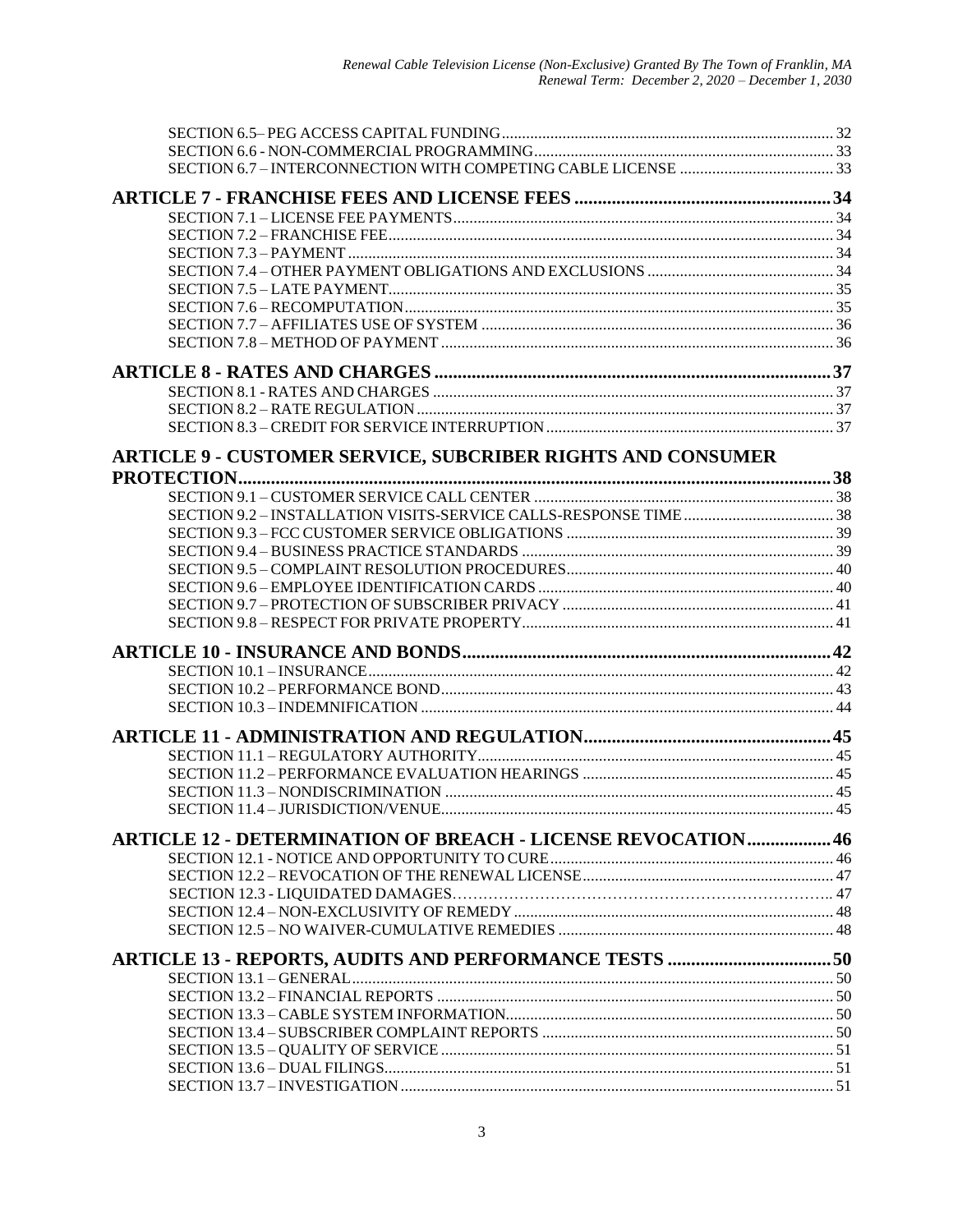SECTION 6.5– PEG ACCESS CAPITAL FUNDING .................................................................................. 32
SECTION 6.6 - NON-COMMERCIAL PROGRAMMING ......................................................................... 33
SECTION 6.7 – INTERCONNECTION WITH COMPETING CABLE LICENSE ...................................... 33

**ARTICLE 7 - FRANCHISE FEES AND LICENSE FEES ...................................................... 34**

SECTION 7.1 – LICENSE FEE PAYMENTS ............................................................................................. 34
SECTION 7.2 – FRANCHISE FEE ............................................................................................................. 34
SECTION 7.3 – PAYMENT ........................................................................................................................ 34
SECTION 7.4 – OTHER PAYMENT OBLIGATIONS AND EXCLUSIONS .............................................. 34
SECTION 7.5 – LATE PAYMENT ............................................................................................................. 35
SECTION 7.6 – RECOMPUTATION .......................................................................................................... 35
SECTION 7.7 – AFFILIATES USE OF SYSTEM ....................................................................................... 36
SECTION 7.8 – METHOD OF PAYMENT ................................................................................................. 36

**ARTICLE 8 - RATES AND CHARGES ..................................................................................... 37**

SECTION 8.1 - RATES AND CHARGES ................................................................................................... 37
SECTION 8.2 – RATE REGULATION ....................................................................................................... 37
SECTION 8.3 – CREDIT FOR SERVICE INTERRUPTION ....................................................................... 37

**ARTICLE 9 - CUSTOMER SERVICE, SUBCRIBER RIGHTS AND CONSUMER PROTECTION ................................................................................................................................. 38**

SECTION 9.1 – CUSTOMER SERVICE CALL CENTER .......................................................................... 38
SECTION 9.2 – INSTALLATION VISITS-SERVICE CALLS-RESPONSE TIME ..................................... 38
SECTION 9.3 – FCC CUSTOMER SERVICE OBLIGATIONS .................................................................. 39
SECTION 9.4 – BUSINESS PRACTICE STANDARDS ............................................................................. 39
SECTION 9.5 – COMPLAINT RESOLUTION PROCEDURES .................................................................. 40
SECTION 9.6 – EMPLOYEE IDENTIFICATION CARDS ......................................................................... 40
SECTION 9.7 – PROTECTION OF SUBSCRIBER PRIVACY ................................................................... 41
SECTION 9.8 – RESPECT FOR PRIVATE PROPERTY ............................................................................ 41

**ARTICLE 10 - INSURANCE AND BONDS ............................................................................... 42**

SECTION 10.1 – INSURANCE ................................................................................................................... 42
SECTION 10.2 – PERFORMANCE BOND ................................................................................................. 43
SECTION 10.3 – INDEMNIFICATION ...................................................................................................... 44

**ARTICLE 11 - ADMINISTRATION AND REGULATION ..................................................... 45**

SECTION 11.1 – REGULATORY AUTHORITY ........................................................................................ 45
SECTION 11.2 – PERFORMANCE EVALUATION HEARINGS .............................................................. 45
SECTION 11.3 – NONDISCRIMINATION ................................................................................................ 45
SECTION 11.4 – JURISDICTION/VENUE ................................................................................................. 45

**ARTICLE 12 - DETERMINATION OF BREACH - LICENSE REVOCATION .................. 46**

SECTION 12.1 - NOTICE AND OPPORTUNITY TO CURE ....................................................................... 46
SECTION 12.2 – REVOCATION OF THE RENEWAL LICENSE .............................................................. 47
SECTION 12.3 - LIQUIDATED DAMAGES ............................................................................................... 47
SECTION 12.4 – NON-EXCLUSIVITY OF REMEDY ............................................................................... 48
SECTION 12.5 – NO WAIVER-CUMULATIVE REMEDIES .................................................................... 48

**ARTICLE 13 - REPORTS, AUDITS AND PERFORMANCE TESTS .................................... 50**

SECTION 13.1 – GENERAL ....................................................................................................................... 50
SECTION 13.2 – FINANCIAL REPORTS .................................................................................................. 50
SECTION 13.3 – CABLE SYSTEM INFORMATION ................................................................................. 50
SECTION 13.4 – SUBSCRIBER COMPLAINT REPORTS ........................................................................ 50
SECTION 13.5 – QUALITY OF SERVICE ................................................................................................. 51
SECTION 13.6 – DUAL FILINGS ............................................................................................................... 51
SECTION 13.7 – INVESTIGATION ........................................................................................................... 51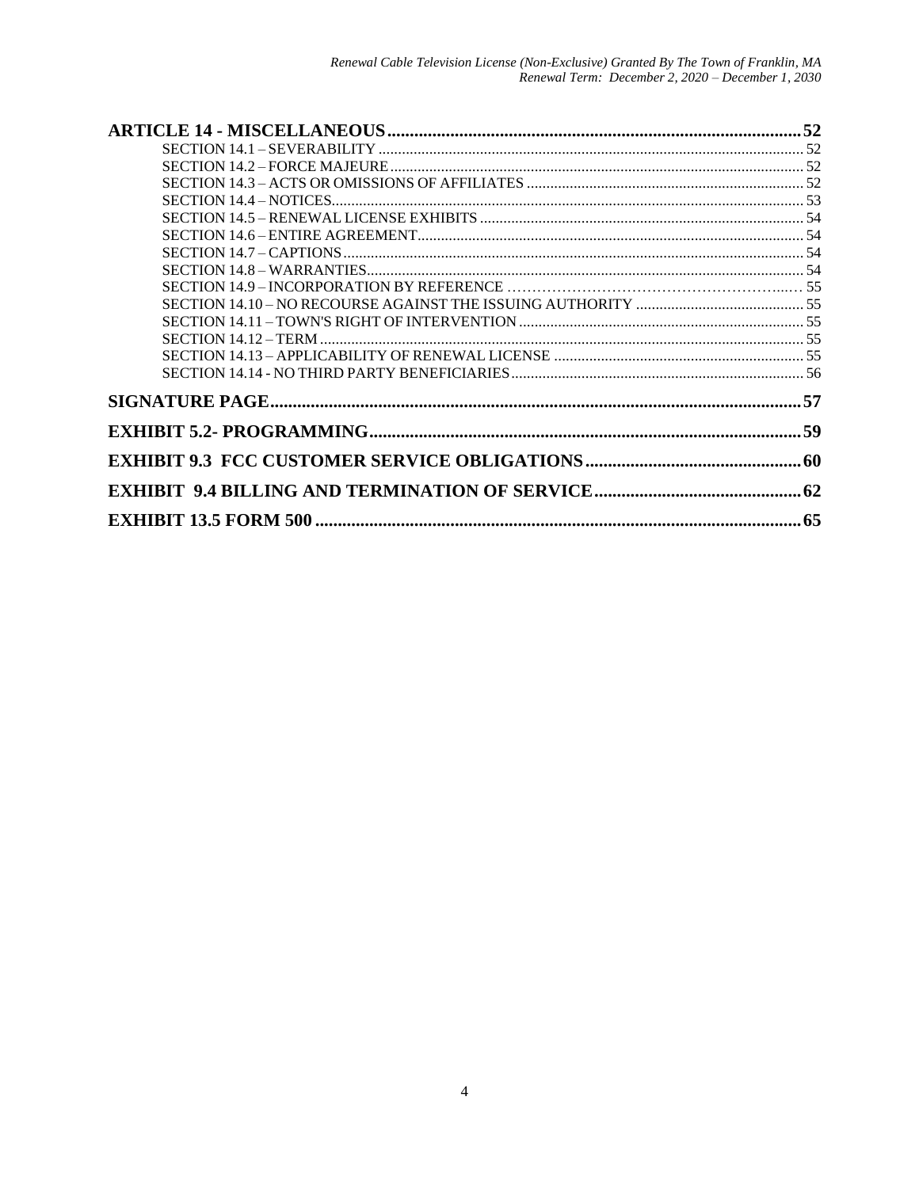**ARTICLE 14 - MISCELLANEOUS ........ 52**

SECTION 14.1 – SEVERABILITY ........ 52
SECTION 14.2 – FORCE MAJEURE ........ 52
SECTION 14.3 – ACTS OR OMISSIONS OF AFFILIATES ........ 52
SECTION 14.4 – NOTICES ........ 53
SECTION 14.5 – RENEWAL LICENSE EXHIBITS ........ 54
SECTION 14.6 – ENTIRE AGREEMENT ........ 54
SECTION 14.7 – CAPTIONS ........ 54
SECTION 14.8 – WARRANTIES ........ 54
SECTION 14.9 – INCORPORATION BY REFERENCE ........ 55
SECTION 14.10 – NO RECOURSE AGAINST THE ISSUING AUTHORITY ........ 55
SECTION 14.11 – TOWN'S RIGHT OF INTERVENTION ........ 55
SECTION 14.12 – TERM ........ 55
SECTION 14.13 – APPLICABILITY OF RENEWAL LICENSE ........ 55
SECTION 14.14 - NO THIRD PARTY BENEFICIARIES ........ 56

**SIGNATURE PAGE ........ 57**

**EXHIBIT 5.2- PROGRAMMING ........ 59**

**EXHIBIT 9.3 FCC CUSTOMER SERVICE OBLIGATIONS ........ 60**

**EXHIBIT 9.4 BILLING AND TERMINATION OF SERVICE ........ 62**

**EXHIBIT 13.5 FORM 500 ........ 65**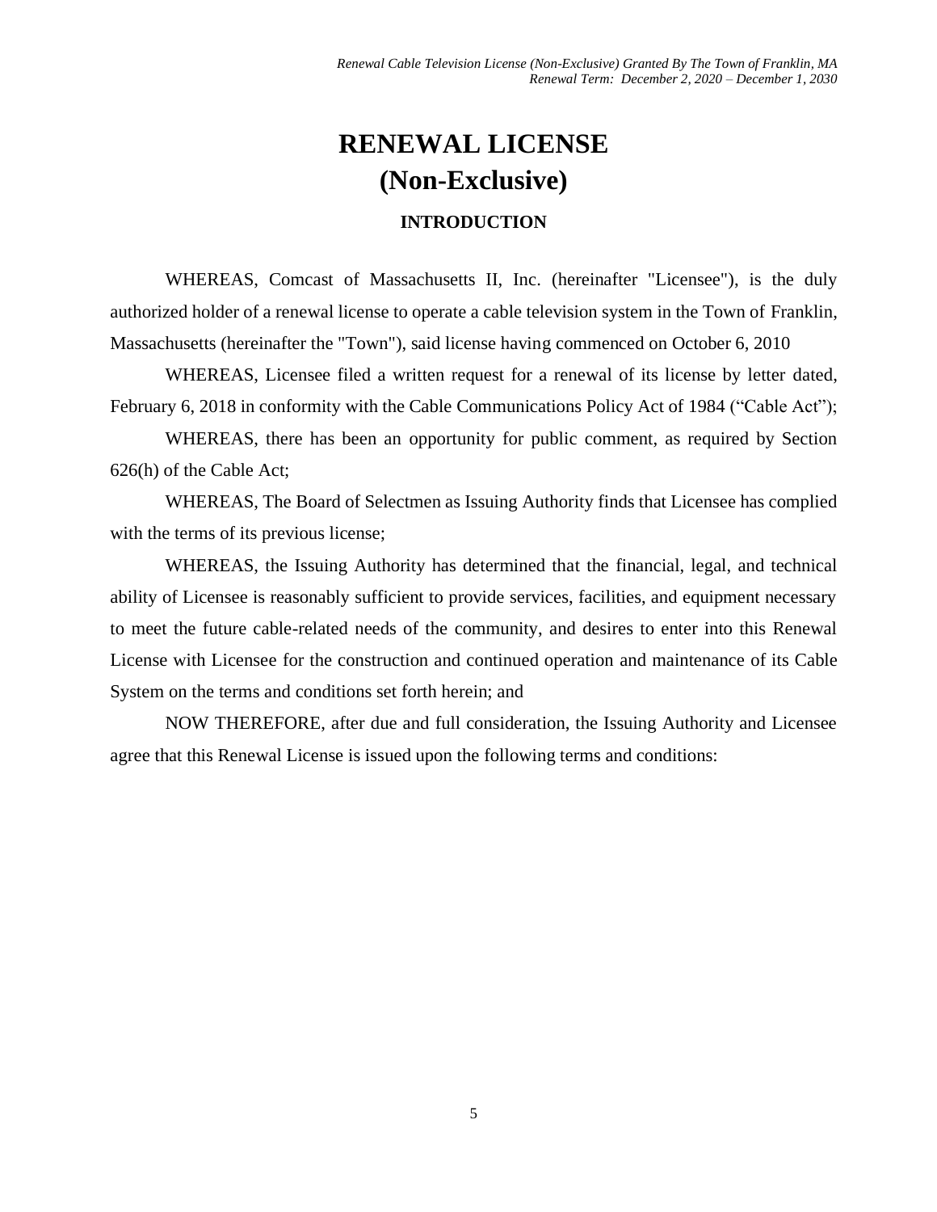# RENEWAL LICENSE
# (Non-Exclusive)

## INTRODUCTION

WHEREAS, Comcast of Massachusetts II, Inc. (hereinafter "Licensee"), is the duly authorized holder of a renewal license to operate a cable television system in the Town of Franklin, Massachusetts (hereinafter the "Town"), said license having commenced on October 6, 2010

WHEREAS, Licensee filed a written request for a renewal of its license by letter dated, February 6, 2018 in conformity with the Cable Communications Policy Act of 1984 ("Cable Act");

WHEREAS, there has been an opportunity for public comment, as required by Section 626(h) of the Cable Act;

WHEREAS, The Board of Selectmen as Issuing Authority finds that Licensee has complied with the terms of its previous license;

WHEREAS, the Issuing Authority has determined that the financial, legal, and technical ability of Licensee is reasonably sufficient to provide services, facilities, and equipment necessary to meet the future cable-related needs of the community, and desires to enter into this Renewal License with Licensee for the construction and continued operation and maintenance of its Cable System on the terms and conditions set forth herein; and

NOW THEREFORE, after due and full consideration, the Issuing Authority and Licensee agree that this Renewal License is issued upon the following terms and conditions: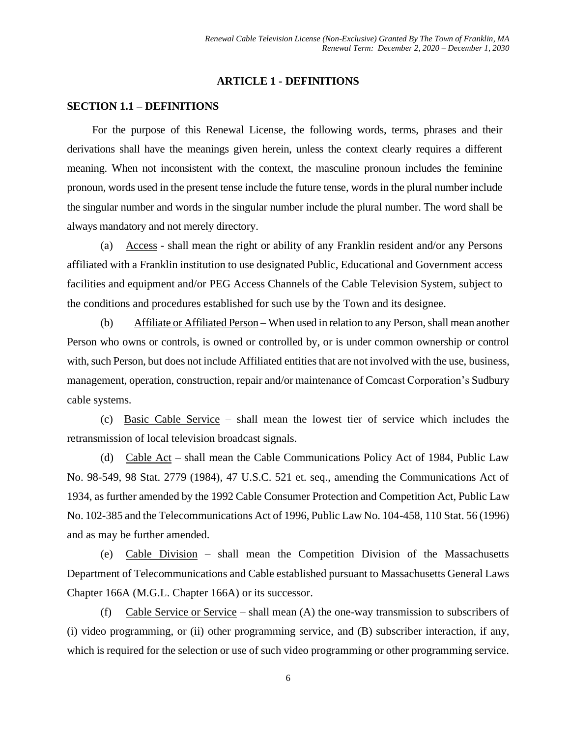## ARTICLE 1 - DEFINITIONS

### SECTION 1.1 – DEFINITIONS

For the purpose of this Renewal License, the following words, terms, phrases and their derivations shall have the meanings given herein, unless the context clearly requires a different meaning. When not inconsistent with the context, the masculine pronoun includes the feminine pronoun, words used in the present tense include the future tense, words in the plural number include the singular number and words in the singular number include the plural number. The word shall be always mandatory and not merely directory.

(a) Access - shall mean the right or ability of any Franklin resident and/or any Persons affiliated with a Franklin institution to use designated Public, Educational and Government access facilities and equipment and/or PEG Access Channels of the Cable Television System, subject to the conditions and procedures established for such use by the Town and its designee.

(b) Affiliate or Affiliated Person – When used in relation to any Person, shall mean another Person who owns or controls, is owned or controlled by, or is under common ownership or control with, such Person, but does not include Affiliated entities that are not involved with the use, business, management, operation, construction, repair and/or maintenance of Comcast Corporation's Sudbury cable systems.

(c) Basic Cable Service – shall mean the lowest tier of service which includes the retransmission of local television broadcast signals.

(d) Cable Act – shall mean the Cable Communications Policy Act of 1984, Public Law No. 98-549, 98 Stat. 2779 (1984), 47 U.S.C. 521 et. seq., amending the Communications Act of 1934, as further amended by the 1992 Cable Consumer Protection and Competition Act, Public Law No. 102-385 and the Telecommunications Act of 1996, Public Law No. 104-458, 110 Stat. 56 (1996) and as may be further amended.

(e) Cable Division – shall mean the Competition Division of the Massachusetts Department of Telecommunications and Cable established pursuant to Massachusetts General Laws Chapter 166A (M.G.L. Chapter 166A) or its successor.

(f) Cable Service or Service – shall mean (A) the one-way transmission to subscribers of (i) video programming, or (ii) other programming service, and (B) subscriber interaction, if any, which is required for the selection or use of such video programming or other programming service.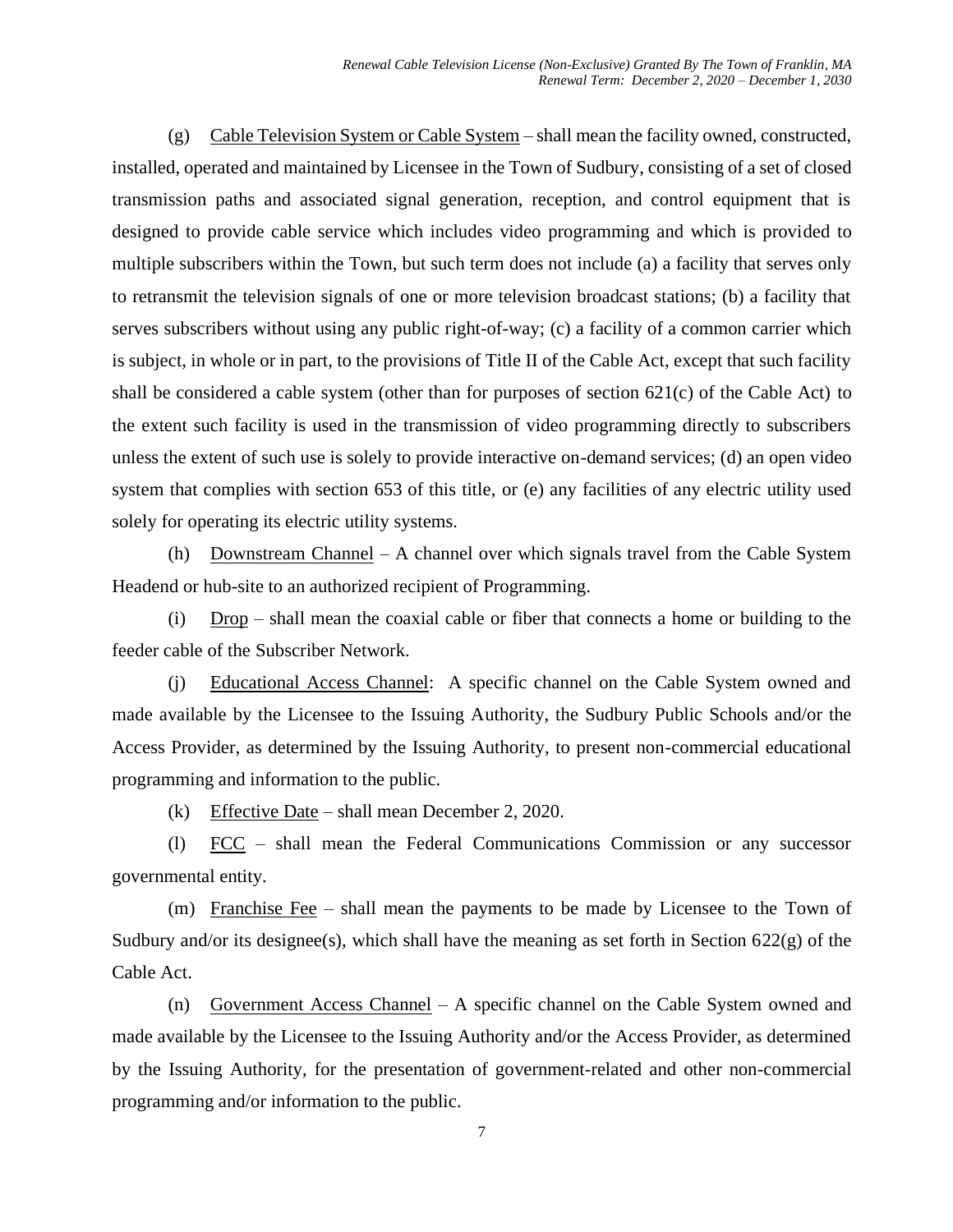(g) Cable Television System or Cable System – shall mean the facility owned, constructed, installed, operated and maintained by Licensee in the Town of Sudbury, consisting of a set of closed transmission paths and associated signal generation, reception, and control equipment that is designed to provide cable service which includes video programming and which is provided to multiple subscribers within the Town, but such term does not include (a) a facility that serves only to retransmit the television signals of one or more television broadcast stations; (b) a facility that serves subscribers without using any public right-of-way; (c) a facility of a common carrier which is subject, in whole or in part, to the provisions of Title II of the Cable Act, except that such facility shall be considered a cable system (other than for purposes of section 621(c) of the Cable Act) to the extent such facility is used in the transmission of video programming directly to subscribers unless the extent of such use is solely to provide interactive on-demand services; (d) an open video system that complies with section 653 of this title, or (e) any facilities of any electric utility used solely for operating its electric utility systems.

(h) Downstream Channel – A channel over which signals travel from the Cable System Headend or hub-site to an authorized recipient of Programming.

(i) Drop – shall mean the coaxial cable or fiber that connects a home or building to the feeder cable of the Subscriber Network.

(j) Educational Access Channel: A specific channel on the Cable System owned and made available by the Licensee to the Issuing Authority, the Sudbury Public Schools and/or the Access Provider, as determined by the Issuing Authority, to present non-commercial educational programming and information to the public.

(k) Effective Date – shall mean December 2, 2020.

(l) FCC – shall mean the Federal Communications Commission or any successor governmental entity.

(m) Franchise Fee – shall mean the payments to be made by Licensee to the Town of Sudbury and/or its designee(s), which shall have the meaning as set forth in Section 622(g) of the Cable Act.

(n) Government Access Channel – A specific channel on the Cable System owned and made available by the Licensee to the Issuing Authority and/or the Access Provider, as determined by the Issuing Authority, for the presentation of government-related and other non-commercial programming and/or information to the public.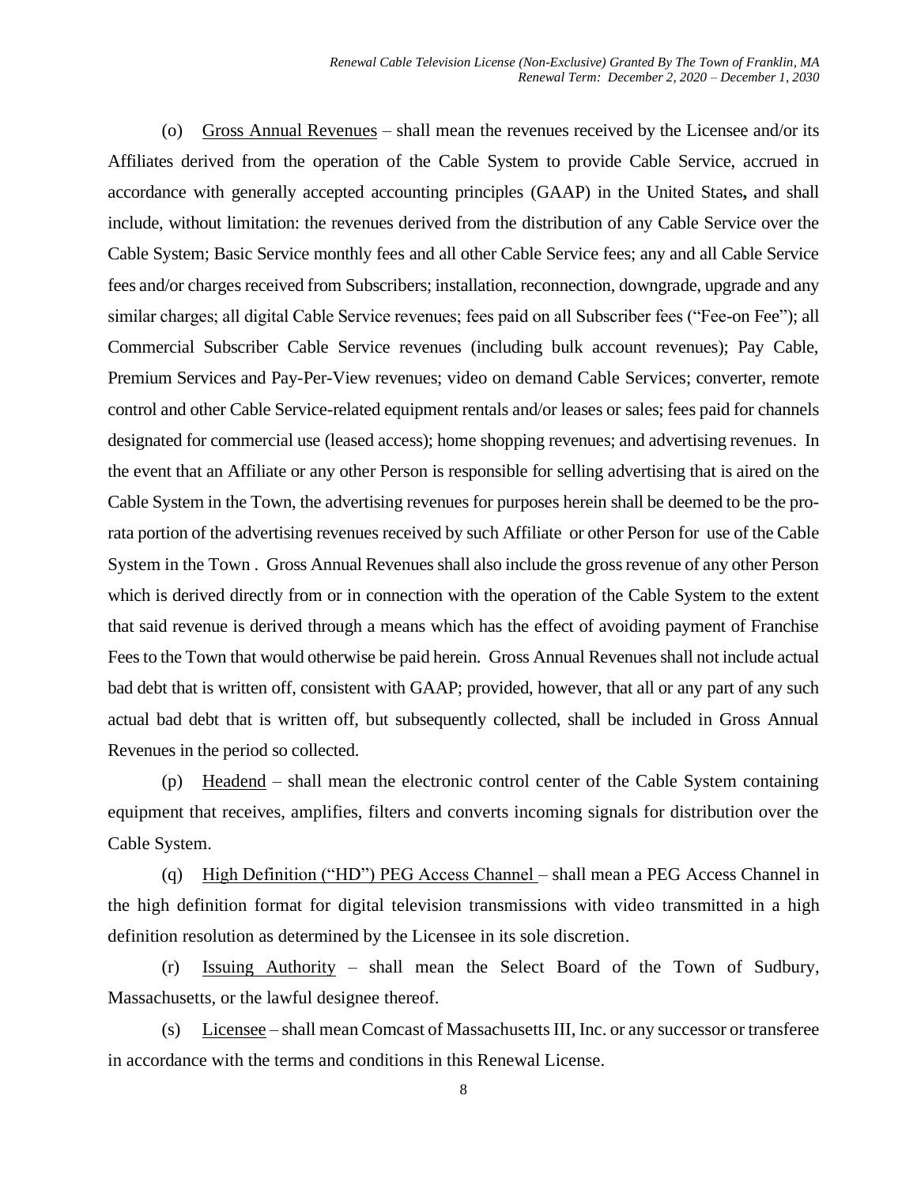(o) Gross Annual Revenues – shall mean the revenues received by the Licensee and/or its Affiliates derived from the operation of the Cable System to provide Cable Service, accrued in accordance with generally accepted accounting principles (GAAP) in the United States**,** and shall include, without limitation: the revenues derived from the distribution of any Cable Service over the Cable System; Basic Service monthly fees and all other Cable Service fees; any and all Cable Service fees and/or charges received from Subscribers; installation, reconnection, downgrade, upgrade and any similar charges; all digital Cable Service revenues; fees paid on all Subscriber fees ("Fee-on Fee"); all Commercial Subscriber Cable Service revenues (including bulk account revenues); Pay Cable, Premium Services and Pay-Per-View revenues; video on demand Cable Services; converter, remote control and other Cable Service-related equipment rentals and/or leases or sales; fees paid for channels designated for commercial use (leased access); home shopping revenues; and advertising revenues. In the event that an Affiliate or any other Person is responsible for selling advertising that is aired on the Cable System in the Town, the advertising revenues for purposes herein shall be deemed to be the pro-rata portion of the advertising revenues received by such Affiliate or other Person for use of the Cable System in the Town . Gross Annual Revenues shall also include the gross revenue of any other Person which is derived directly from or in connection with the operation of the Cable System to the extent that said revenue is derived through a means which has the effect of avoiding payment of Franchise Fees to the Town that would otherwise be paid herein. Gross Annual Revenues shall not include actual bad debt that is written off, consistent with GAAP; provided, however, that all or any part of any such actual bad debt that is written off, but subsequently collected, shall be included in Gross Annual Revenues in the period so collected.

(p) Headend – shall mean the electronic control center of the Cable System containing equipment that receives, amplifies, filters and converts incoming signals for distribution over the Cable System.

(q) High Definition ("HD") PEG Access Channel – shall mean a PEG Access Channel in the high definition format for digital television transmissions with video transmitted in a high definition resolution as determined by the Licensee in its sole discretion.

(r) Issuing Authority – shall mean the Select Board of the Town of Sudbury, Massachusetts, or the lawful designee thereof.

(s) Licensee – shall mean Comcast of Massachusetts III, Inc. or any successor or transferee in accordance with the terms and conditions in this Renewal License.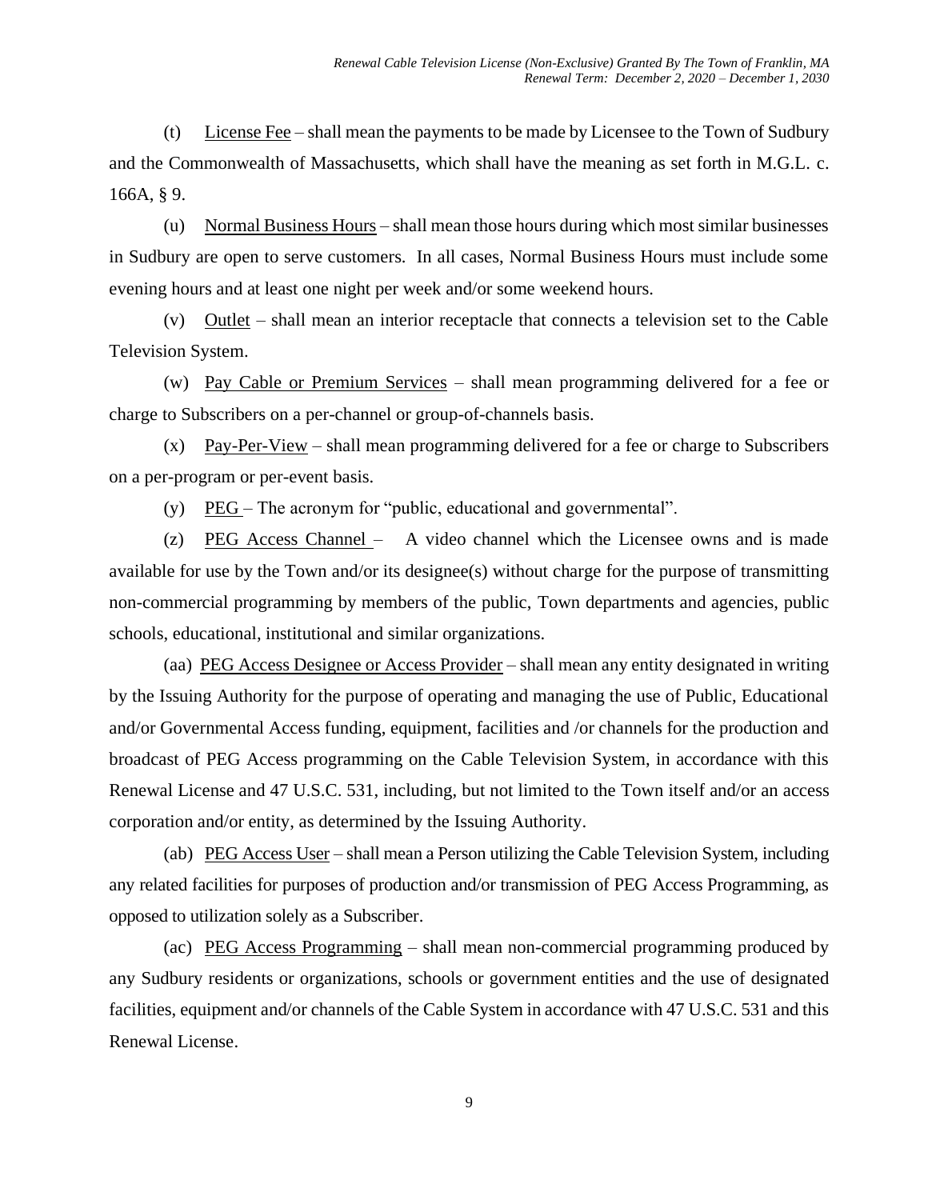(t) License Fee – shall mean the payments to be made by Licensee to the Town of Sudbury and the Commonwealth of Massachusetts, which shall have the meaning as set forth in M.G.L. c. 166A, § 9.

(u) Normal Business Hours – shall mean those hours during which most similar businesses in Sudbury are open to serve customers. In all cases, Normal Business Hours must include some evening hours and at least one night per week and/or some weekend hours.

(v) Outlet – shall mean an interior receptacle that connects a television set to the Cable Television System.

(w) Pay Cable or Premium Services – shall mean programming delivered for a fee or charge to Subscribers on a per-channel or group-of-channels basis.

(x) Pay-Per-View – shall mean programming delivered for a fee or charge to Subscribers on a per-program or per-event basis.

(y) PEG – The acronym for "public, educational and governmental".

(z) PEG Access Channel – A video channel which the Licensee owns and is made available for use by the Town and/or its designee(s) without charge for the purpose of transmitting non-commercial programming by members of the public, Town departments and agencies, public schools, educational, institutional and similar organizations.

(aa) PEG Access Designee or Access Provider – shall mean any entity designated in writing by the Issuing Authority for the purpose of operating and managing the use of Public, Educational and/or Governmental Access funding, equipment, facilities and /or channels for the production and broadcast of PEG Access programming on the Cable Television System, in accordance with this Renewal License and 47 U.S.C. 531, including, but not limited to the Town itself and/or an access corporation and/or entity, as determined by the Issuing Authority.

(ab) PEG Access User – shall mean a Person utilizing the Cable Television System, including any related facilities for purposes of production and/or transmission of PEG Access Programming, as opposed to utilization solely as a Subscriber.

(ac) PEG Access Programming – shall mean non-commercial programming produced by any Sudbury residents or organizations, schools or government entities and the use of designated facilities, equipment and/or channels of the Cable System in accordance with 47 U.S.C. 531 and this Renewal License.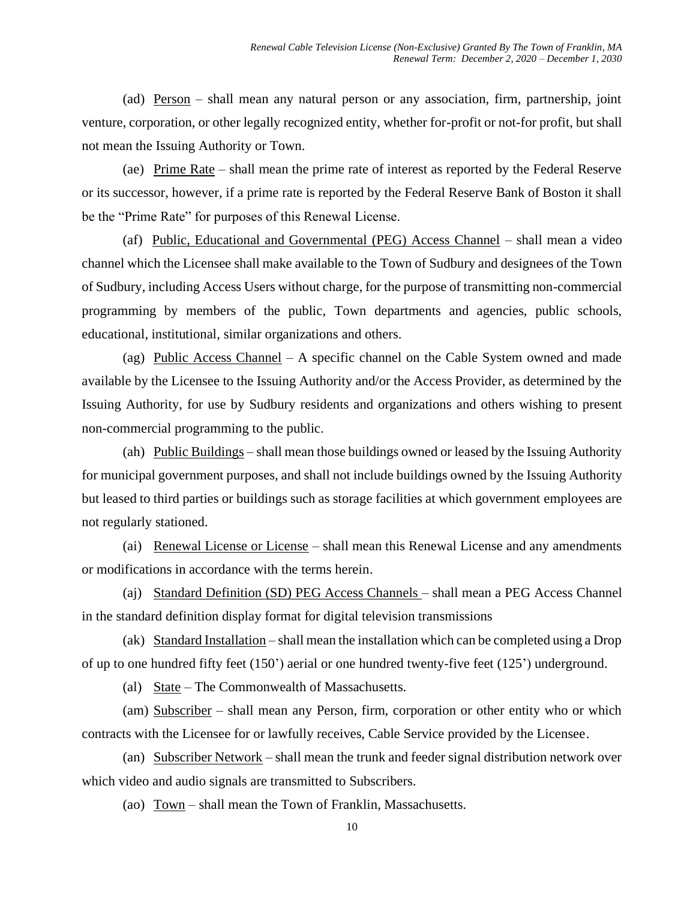(ad) Person – shall mean any natural person or any association, firm, partnership, joint venture, corporation, or other legally recognized entity, whether for-profit or not-for profit, but shall not mean the Issuing Authority or Town.

(ae) Prime Rate – shall mean the prime rate of interest as reported by the Federal Reserve or its successor, however, if a prime rate is reported by the Federal Reserve Bank of Boston it shall be the "Prime Rate" for purposes of this Renewal License.

(af) Public, Educational and Governmental (PEG) Access Channel – shall mean a video channel which the Licensee shall make available to the Town of Sudbury and designees of the Town of Sudbury, including Access Users without charge, for the purpose of transmitting non-commercial programming by members of the public, Town departments and agencies, public schools, educational, institutional, similar organizations and others.

(ag) Public Access Channel – A specific channel on the Cable System owned and made available by the Licensee to the Issuing Authority and/or the Access Provider, as determined by the Issuing Authority, for use by Sudbury residents and organizations and others wishing to present non-commercial programming to the public.

(ah) Public Buildings – shall mean those buildings owned or leased by the Issuing Authority for municipal government purposes, and shall not include buildings owned by the Issuing Authority but leased to third parties or buildings such as storage facilities at which government employees are not regularly stationed.

(ai) Renewal License or License – shall mean this Renewal License and any amendments or modifications in accordance with the terms herein.

(aj) Standard Definition (SD) PEG Access Channels – shall mean a PEG Access Channel in the standard definition display format for digital television transmissions

(ak) Standard Installation – shall mean the installation which can be completed using a Drop of up to one hundred fifty feet (150') aerial or one hundred twenty-five feet (125') underground.

(al) State – The Commonwealth of Massachusetts.

(am) Subscriber – shall mean any Person, firm, corporation or other entity who or which contracts with the Licensee for or lawfully receives, Cable Service provided by the Licensee.

(an) Subscriber Network – shall mean the trunk and feeder signal distribution network over which video and audio signals are transmitted to Subscribers.

(ao) Town – shall mean the Town of Franklin, Massachusetts.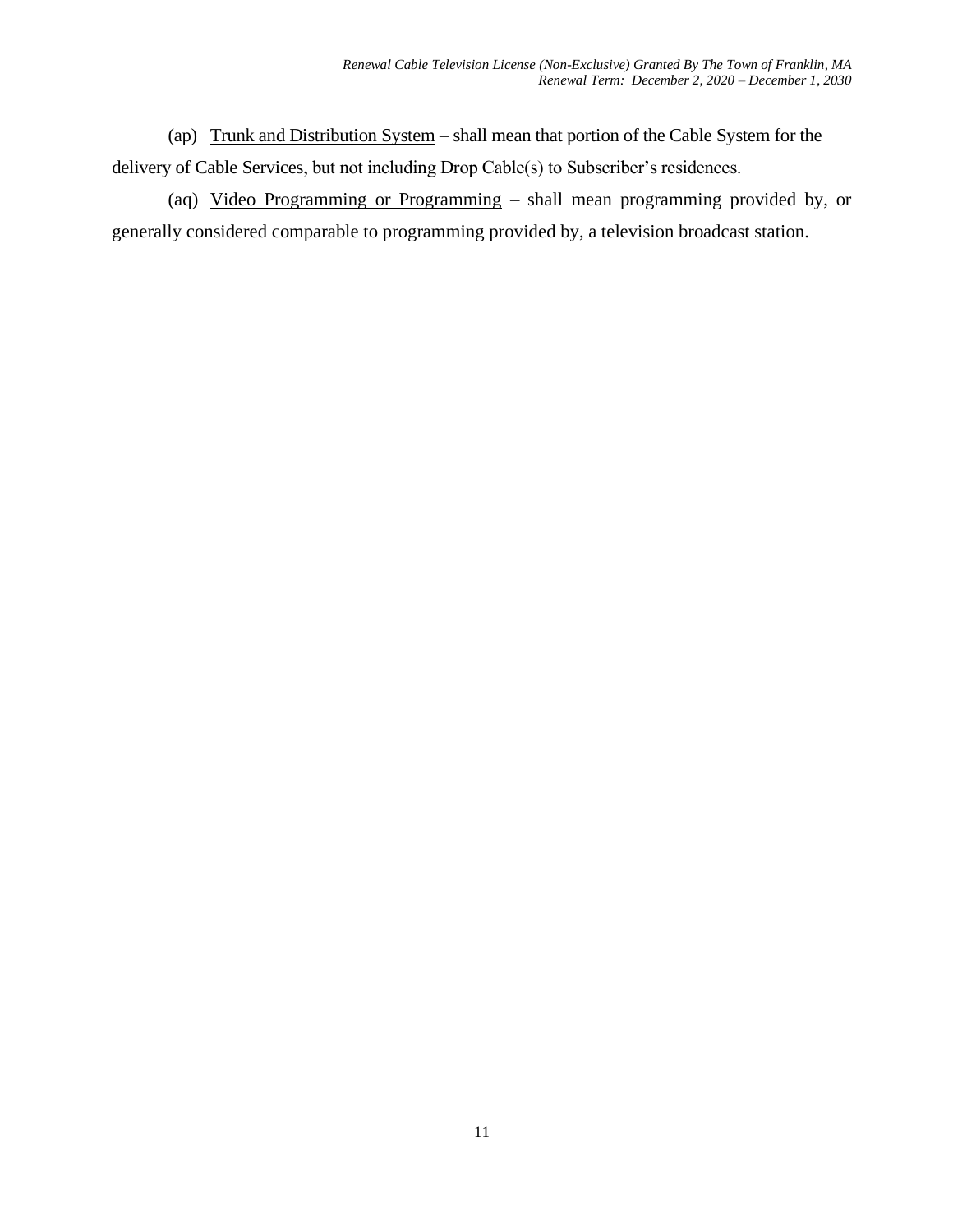(ap) <u>Trunk and Distribution System</u> – shall mean that portion of the Cable System for the delivery of Cable Services, but not including Drop Cable(s) to Subscriber's residences.

(aq) <u>Video Programming or Programming</u> – shall mean programming provided by, or generally considered comparable to programming provided by, a television broadcast station.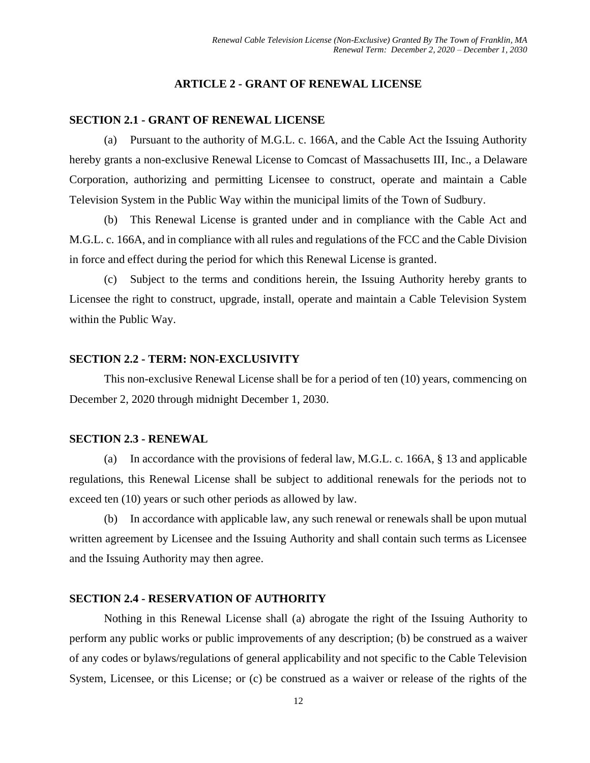## ARTICLE 2 - GRANT OF RENEWAL LICENSE

### SECTION 2.1 - GRANT OF RENEWAL LICENSE

(a) Pursuant to the authority of M.G.L. c. 166A, and the Cable Act the Issuing Authority hereby grants a non-exclusive Renewal License to Comcast of Massachusetts III, Inc., a Delaware Corporation, authorizing and permitting Licensee to construct, operate and maintain a Cable Television System in the Public Way within the municipal limits of the Town of Sudbury.

(b) This Renewal License is granted under and in compliance with the Cable Act and M.G.L. c. 166A, and in compliance with all rules and regulations of the FCC and the Cable Division in force and effect during the period for which this Renewal License is granted.

(c) Subject to the terms and conditions herein, the Issuing Authority hereby grants to Licensee the right to construct, upgrade, install, operate and maintain a Cable Television System within the Public Way.

### SECTION 2.2 - TERM: NON-EXCLUSIVITY

This non-exclusive Renewal License shall be for a period of ten (10) years, commencing on December 2, 2020 through midnight December 1, 2030.

### SECTION 2.3 - RENEWAL

(a) In accordance with the provisions of federal law, M.G.L. c. 166A, § 13 and applicable regulations, this Renewal License shall be subject to additional renewals for the periods not to exceed ten (10) years or such other periods as allowed by law.

(b) In accordance with applicable law, any such renewal or renewals shall be upon mutual written agreement by Licensee and the Issuing Authority and shall contain such terms as Licensee and the Issuing Authority may then agree.

### SECTION 2.4 - RESERVATION OF AUTHORITY

Nothing in this Renewal License shall (a) abrogate the right of the Issuing Authority to perform any public works or public improvements of any description; (b) be construed as a waiver of any codes or bylaws/regulations of general applicability and not specific to the Cable Television System, Licensee, or this License; or (c) be construed as a waiver or release of the rights of the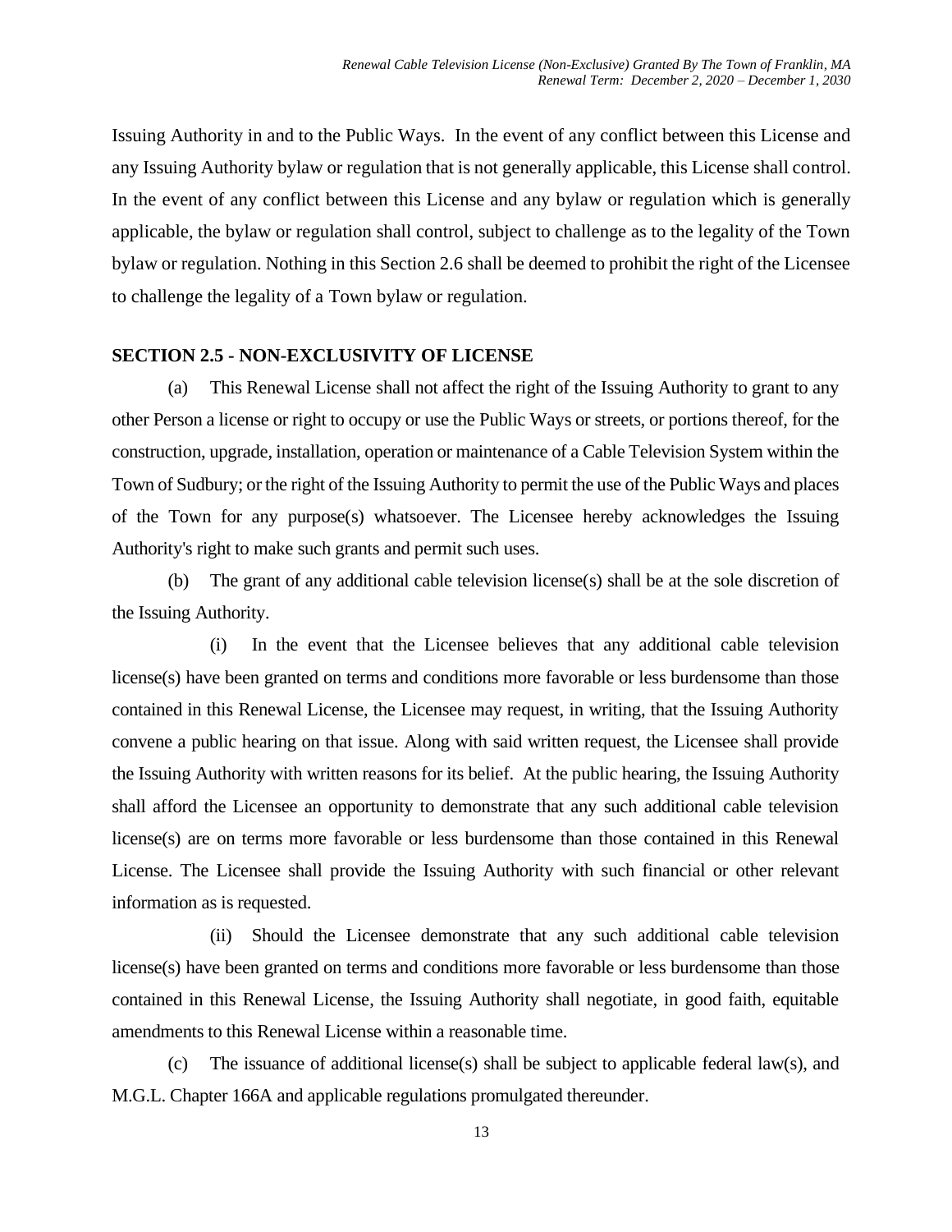Issuing Authority in and to the Public Ways. In the event of any conflict between this License and any Issuing Authority bylaw or regulation that is not generally applicable, this License shall control. In the event of any conflict between this License and any bylaw or regulation which is generally applicable, the bylaw or regulation shall control, subject to challenge as to the legality of the Town bylaw or regulation. Nothing in this Section 2.6 shall be deemed to prohibit the right of the Licensee to challenge the legality of a Town bylaw or regulation.

**SECTION 2.5 - NON-EXCLUSIVITY OF LICENSE**

(a) This Renewal License shall not affect the right of the Issuing Authority to grant to any other Person a license or right to occupy or use the Public Ways or streets, or portions thereof, for the construction, upgrade, installation, operation or maintenance of a Cable Television System within the Town of Sudbury; or the right of the Issuing Authority to permit the use of the Public Ways and places of the Town for any purpose(s) whatsoever. The Licensee hereby acknowledges the Issuing Authority's right to make such grants and permit such uses.

(b) The grant of any additional cable television license(s) shall be at the sole discretion of the Issuing Authority.

(i) In the event that the Licensee believes that any additional cable television license(s) have been granted on terms and conditions more favorable or less burdensome than those contained in this Renewal License, the Licensee may request, in writing, that the Issuing Authority convene a public hearing on that issue. Along with said written request, the Licensee shall provide the Issuing Authority with written reasons for its belief. At the public hearing, the Issuing Authority shall afford the Licensee an opportunity to demonstrate that any such additional cable television license(s) are on terms more favorable or less burdensome than those contained in this Renewal License. The Licensee shall provide the Issuing Authority with such financial or other relevant information as is requested.

(ii) Should the Licensee demonstrate that any such additional cable television license(s) have been granted on terms and conditions more favorable or less burdensome than those contained in this Renewal License, the Issuing Authority shall negotiate, in good faith, equitable amendments to this Renewal License within a reasonable time.

(c) The issuance of additional license(s) shall be subject to applicable federal law(s), and M.G.L. Chapter 166A and applicable regulations promulgated thereunder.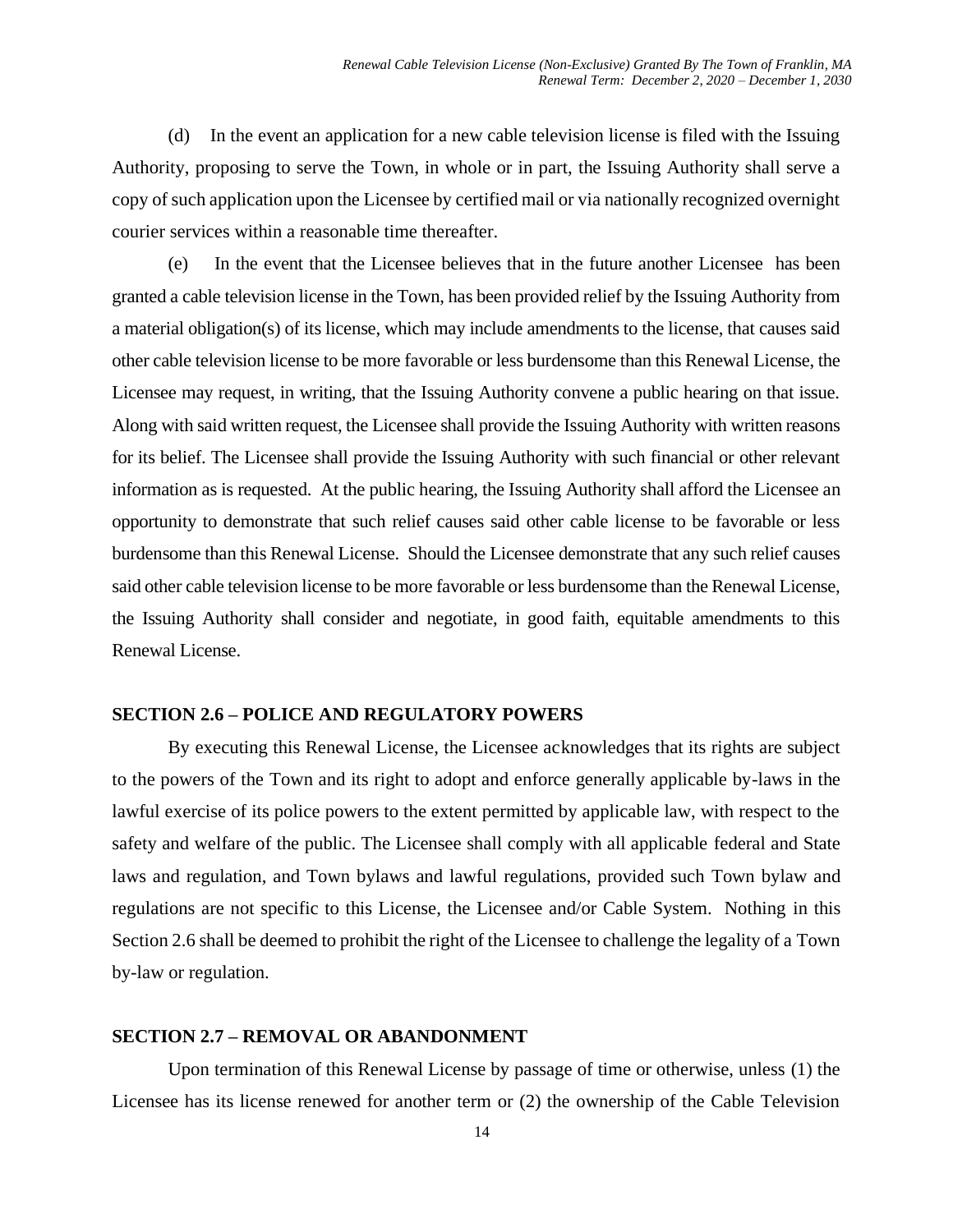(d) In the event an application for a new cable television license is filed with the Issuing Authority, proposing to serve the Town, in whole or in part, the Issuing Authority shall serve a copy of such application upon the Licensee by certified mail or via nationally recognized overnight courier services within a reasonable time thereafter.

(e) In the event that the Licensee believes that in the future another Licensee has been granted a cable television license in the Town, has been provided relief by the Issuing Authority from a material obligation(s) of its license, which may include amendments to the license, that causes said other cable television license to be more favorable or less burdensome than this Renewal License, the Licensee may request, in writing, that the Issuing Authority convene a public hearing on that issue. Along with said written request, the Licensee shall provide the Issuing Authority with written reasons for its belief. The Licensee shall provide the Issuing Authority with such financial or other relevant information as is requested. At the public hearing, the Issuing Authority shall afford the Licensee an opportunity to demonstrate that such relief causes said other cable license to be favorable or less burdensome than this Renewal License. Should the Licensee demonstrate that any such relief causes said other cable television license to be more favorable or less burdensome than the Renewal License, the Issuing Authority shall consider and negotiate, in good faith, equitable amendments to this Renewal License.

## SECTION 2.6 – POLICE AND REGULATORY POWERS

By executing this Renewal License, the Licensee acknowledges that its rights are subject to the powers of the Town and its right to adopt and enforce generally applicable by-laws in the lawful exercise of its police powers to the extent permitted by applicable law, with respect to the safety and welfare of the public. The Licensee shall comply with all applicable federal and State laws and regulation, and Town bylaws and lawful regulations, provided such Town bylaw and regulations are not specific to this License, the Licensee and/or Cable System. Nothing in this Section 2.6 shall be deemed to prohibit the right of the Licensee to challenge the legality of a Town by-law or regulation.

## SECTION 2.7 – REMOVAL OR ABANDONMENT

Upon termination of this Renewal License by passage of time or otherwise, unless (1) the Licensee has its license renewed for another term or (2) the ownership of the Cable Television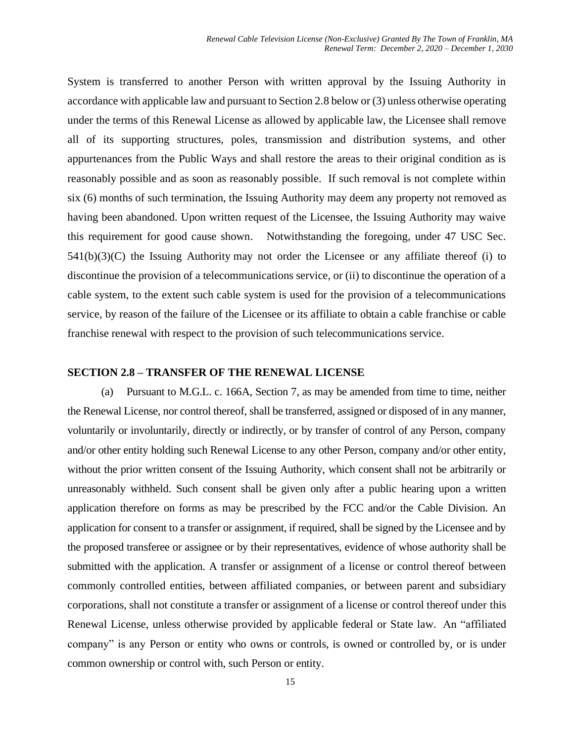System is transferred to another Person with written approval by the Issuing Authority in accordance with applicable law and pursuant to Section 2.8 below or (3) unless otherwise operating under the terms of this Renewal License as allowed by applicable law, the Licensee shall remove all of its supporting structures, poles, transmission and distribution systems, and other appurtenances from the Public Ways and shall restore the areas to their original condition as is reasonably possible and as soon as reasonably possible. If such removal is not complete within six (6) months of such termination, the Issuing Authority may deem any property not removed as having been abandoned. Upon written request of the Licensee, the Issuing Authority may waive this requirement for good cause shown. Notwithstanding the foregoing, under 47 USC Sec. 541(b)(3)(C) the Issuing Authority may not order the Licensee or any affiliate thereof (i) to discontinue the provision of a telecommunications service, or (ii) to discontinue the operation of a cable system, to the extent such cable system is used for the provision of a telecommunications service, by reason of the failure of the Licensee or its affiliate to obtain a cable franchise or cable franchise renewal with respect to the provision of such telecommunications service.

## SECTION 2.8 – TRANSFER OF THE RENEWAL LICENSE

(a) Pursuant to M.G.L. c. 166A, Section 7, as may be amended from time to time, neither the Renewal License, nor control thereof, shall be transferred, assigned or disposed of in any manner, voluntarily or involuntarily, directly or indirectly, or by transfer of control of any Person, company and/or other entity holding such Renewal License to any other Person, company and/or other entity, without the prior written consent of the Issuing Authority, which consent shall not be arbitrarily or unreasonably withheld. Such consent shall be given only after a public hearing upon a written application therefore on forms as may be prescribed by the FCC and/or the Cable Division. An application for consent to a transfer or assignment, if required, shall be signed by the Licensee and by the proposed transferee or assignee or by their representatives, evidence of whose authority shall be submitted with the application. A transfer or assignment of a license or control thereof between commonly controlled entities, between affiliated companies, or between parent and subsidiary corporations, shall not constitute a transfer or assignment of a license or control thereof under this Renewal License, unless otherwise provided by applicable federal or State law. An "affiliated company" is any Person or entity who owns or controls, is owned or controlled by, or is under common ownership or control with, such Person or entity.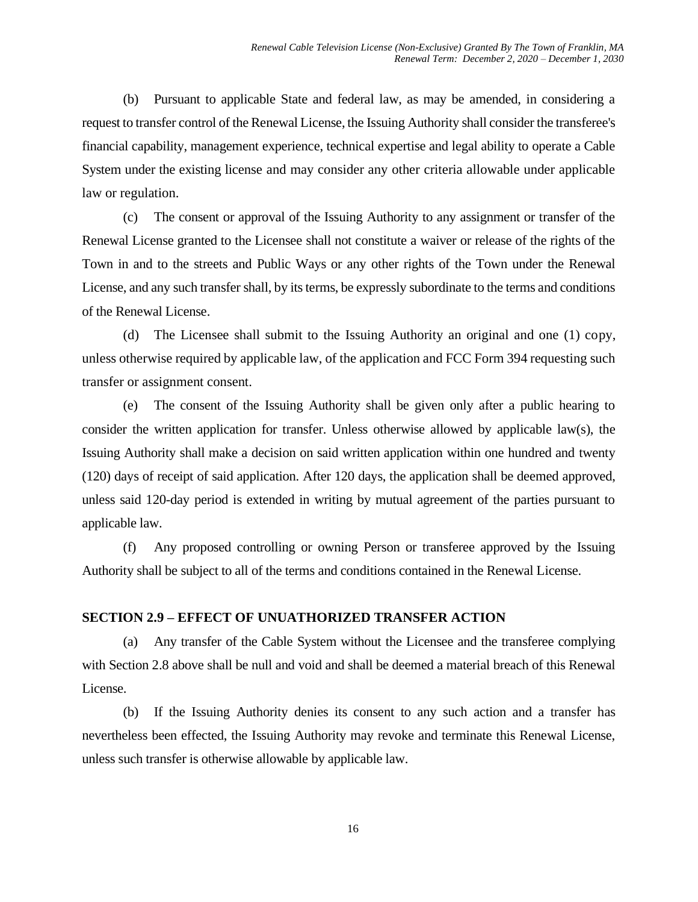(b) Pursuant to applicable State and federal law, as may be amended, in considering a request to transfer control of the Renewal License, the Issuing Authority shall consider the transferee's financial capability, management experience, technical expertise and legal ability to operate a Cable System under the existing license and may consider any other criteria allowable under applicable law or regulation.

(c) The consent or approval of the Issuing Authority to any assignment or transfer of the Renewal License granted to the Licensee shall not constitute a waiver or release of the rights of the Town in and to the streets and Public Ways or any other rights of the Town under the Renewal License, and any such transfer shall, by its terms, be expressly subordinate to the terms and conditions of the Renewal License.

(d) The Licensee shall submit to the Issuing Authority an original and one (1) copy, unless otherwise required by applicable law, of the application and FCC Form 394 requesting such transfer or assignment consent.

(e) The consent of the Issuing Authority shall be given only after a public hearing to consider the written application for transfer. Unless otherwise allowed by applicable law(s), the Issuing Authority shall make a decision on said written application within one hundred and twenty (120) days of receipt of said application. After 120 days, the application shall be deemed approved, unless said 120-day period is extended in writing by mutual agreement of the parties pursuant to applicable law.

(f) Any proposed controlling or owning Person or transferee approved by the Issuing Authority shall be subject to all of the terms and conditions contained in the Renewal License.

## SECTION 2.9 – EFFECT OF UNUATHORIZED TRANSFER ACTION

(a) Any transfer of the Cable System without the Licensee and the transferee complying with Section 2.8 above shall be null and void and shall be deemed a material breach of this Renewal License.

(b) If the Issuing Authority denies its consent to any such action and a transfer has nevertheless been effected, the Issuing Authority may revoke and terminate this Renewal License, unless such transfer is otherwise allowable by applicable law.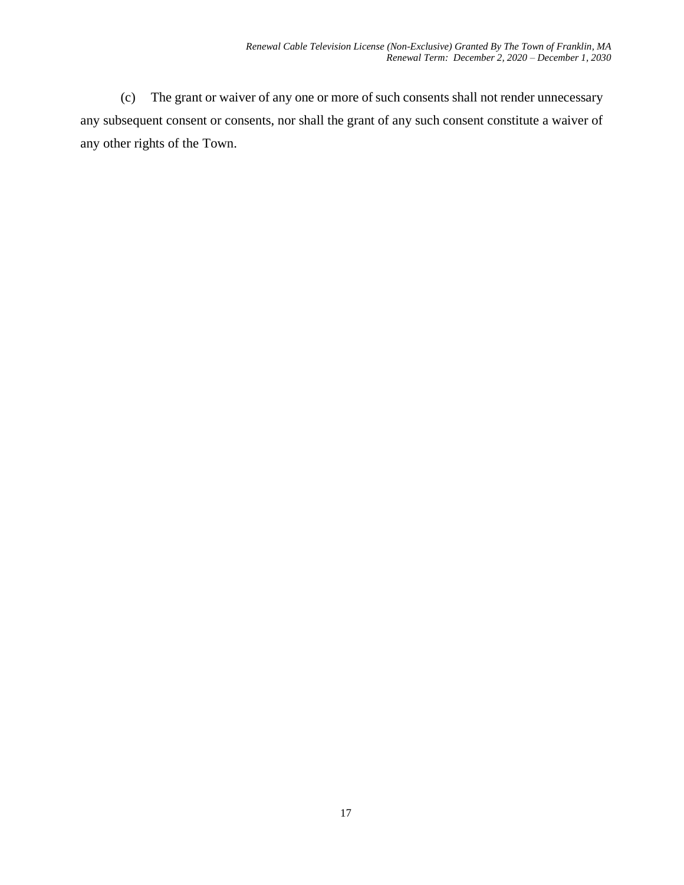(c) The grant or waiver of any one or more of such consents shall not render unnecessary any subsequent consent or consents, nor shall the grant of any such consent constitute a waiver of any other rights of the Town.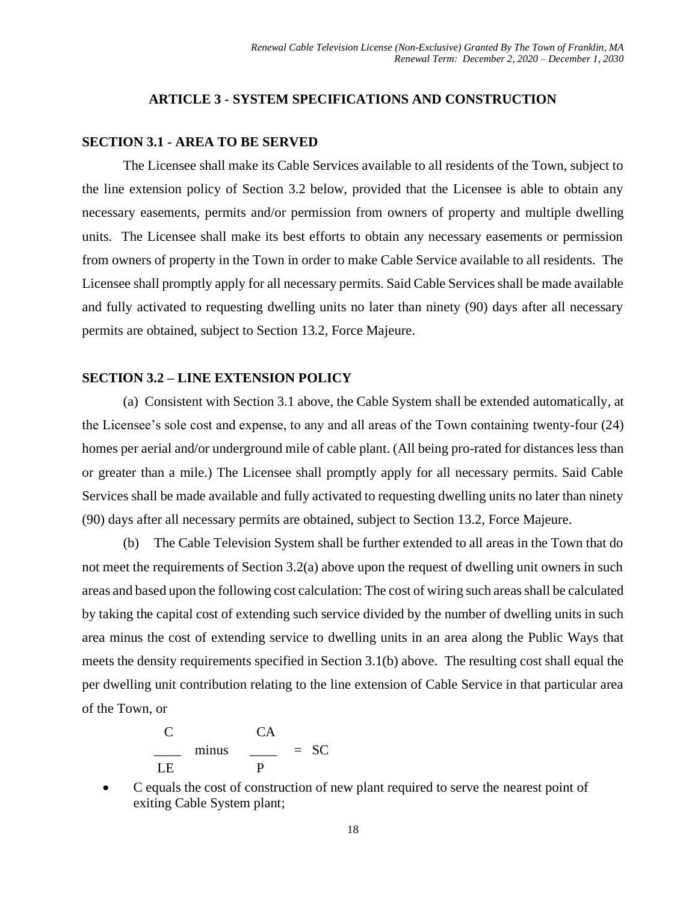## ARTICLE 3 - SYSTEM SPECIFICATIONS AND CONSTRUCTION

### SECTION 3.1 - AREA TO BE SERVED

The Licensee shall make its Cable Services available to all residents of the Town, subject to the line extension policy of Section 3.2 below, provided that the Licensee is able to obtain any necessary easements, permits and/or permission from owners of property and multiple dwelling units. The Licensee shall make its best efforts to obtain any necessary easements or permission from owners of property in the Town in order to make Cable Service available to all residents. The Licensee shall promptly apply for all necessary permits. Said Cable Services shall be made available and fully activated to requesting dwelling units no later than ninety (90) days after all necessary permits are obtained, subject to Section 13.2, Force Majeure.

### SECTION 3.2 – LINE EXTENSION POLICY

(a) Consistent with Section 3.1 above, the Cable System shall be extended automatically, at the Licensee's sole cost and expense, to any and all areas of the Town containing twenty-four (24) homes per aerial and/or underground mile of cable plant. (All being pro-rated for distances less than or greater than a mile.) The Licensee shall promptly apply for all necessary permits. Said Cable Services shall be made available and fully activated to requesting dwelling units no later than ninety (90) days after all necessary permits are obtained, subject to Section 13.2, Force Majeure.

(b) The Cable Television System shall be further extended to all areas in the Town that do not meet the requirements of Section 3.2(a) above upon the request of dwelling unit owners in such areas and based upon the following cost calculation: The cost of wiring such areas shall be calculated by taking the capital cost of extending such service divided by the number of dwelling units in such area minus the cost of extending service to dwelling units in an area along the Public Ways that meets the density requirements specified in Section 3.1(b) above. The resulting cost shall equal the per dwelling unit contribution relating to the line extension of Cable Service in that particular area of the Town, or

$$\frac{C}{LE} \text{ minus } \frac{CA}{P} = SC$$

- C equals the cost of construction of new plant required to serve the nearest point of exiting Cable System plant;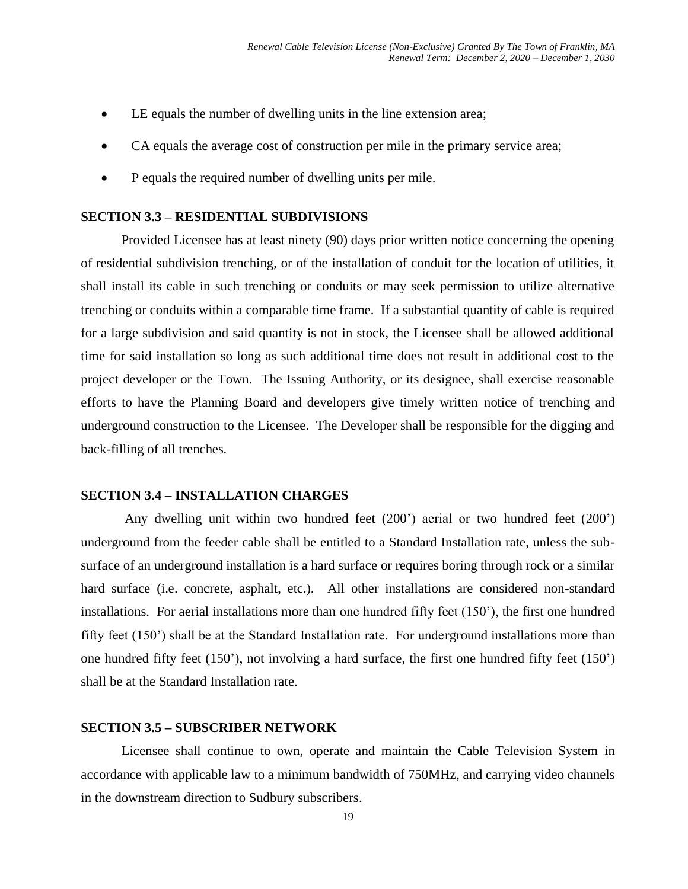- LE equals the number of dwelling units in the line extension area;
- CA equals the average cost of construction per mile in the primary service area;
- P equals the required number of dwelling units per mile.

## SECTION 3.3 – RESIDENTIAL SUBDIVISIONS

Provided Licensee has at least ninety (90) days prior written notice concerning the opening of residential subdivision trenching, or of the installation of conduit for the location of utilities, it shall install its cable in such trenching or conduits or may seek permission to utilize alternative trenching or conduits within a comparable time frame. If a substantial quantity of cable is required for a large subdivision and said quantity is not in stock, the Licensee shall be allowed additional time for said installation so long as such additional time does not result in additional cost to the project developer or the Town. The Issuing Authority, or its designee, shall exercise reasonable efforts to have the Planning Board and developers give timely written notice of trenching and underground construction to the Licensee. The Developer shall be responsible for the digging and back-filling of all trenches.

## SECTION 3.4 – INSTALLATION CHARGES

Any dwelling unit within two hundred feet (200') aerial or two hundred feet (200') underground from the feeder cable shall be entitled to a Standard Installation rate, unless the sub-surface of an underground installation is a hard surface or requires boring through rock or a similar hard surface (i.e. concrete, asphalt, etc.). All other installations are considered non-standard installations. For aerial installations more than one hundred fifty feet (150'), the first one hundred fifty feet (150') shall be at the Standard Installation rate. For underground installations more than one hundred fifty feet (150'), not involving a hard surface, the first one hundred fifty feet (150') shall be at the Standard Installation rate.

## SECTION 3.5 – SUBSCRIBER NETWORK

Licensee shall continue to own, operate and maintain the Cable Television System in accordance with applicable law to a minimum bandwidth of 750MHz, and carrying video channels in the downstream direction to Sudbury subscribers.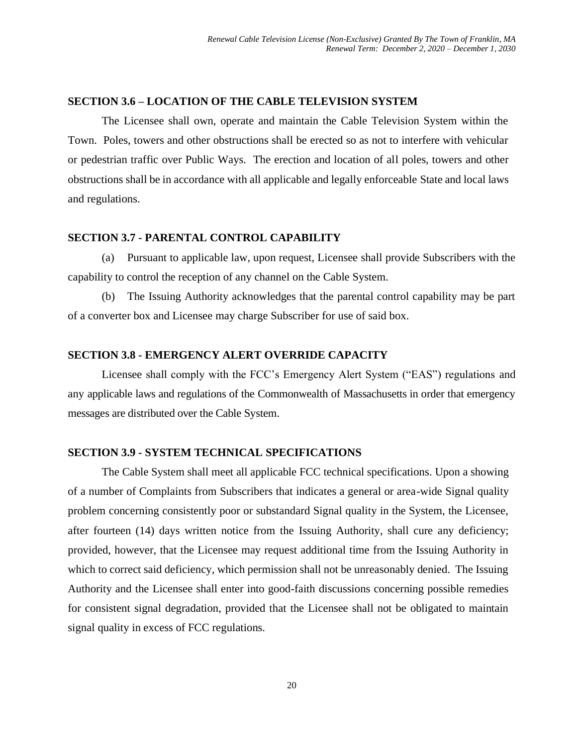### SECTION 3.6 – LOCATION OF THE CABLE TELEVISION SYSTEM

The Licensee shall own, operate and maintain the Cable Television System within the Town. Poles, towers and other obstructions shall be erected so as not to interfere with vehicular or pedestrian traffic over Public Ways. The erection and location of all poles, towers and other obstructions shall be in accordance with all applicable and legally enforceable State and local laws and regulations.

### SECTION 3.7 - PARENTAL CONTROL CAPABILITY

(a) Pursuant to applicable law, upon request, Licensee shall provide Subscribers with the capability to control the reception of any channel on the Cable System.

(b) The Issuing Authority acknowledges that the parental control capability may be part of a converter box and Licensee may charge Subscriber for use of said box.

### SECTION 3.8 - EMERGENCY ALERT OVERRIDE CAPACITY

Licensee shall comply with the FCC's Emergency Alert System ("EAS") regulations and any applicable laws and regulations of the Commonwealth of Massachusetts in order that emergency messages are distributed over the Cable System.

### SECTION 3.9 - SYSTEM TECHNICAL SPECIFICATIONS

The Cable System shall meet all applicable FCC technical specifications. Upon a showing of a number of Complaints from Subscribers that indicates a general or area-wide Signal quality problem concerning consistently poor or substandard Signal quality in the System, the Licensee, after fourteen (14) days written notice from the Issuing Authority, shall cure any deficiency; provided, however, that the Licensee may request additional time from the Issuing Authority in which to correct said deficiency, which permission shall not be unreasonably denied. The Issuing Authority and the Licensee shall enter into good-faith discussions concerning possible remedies for consistent signal degradation, provided that the Licensee shall not be obligated to maintain signal quality in excess of FCC regulations.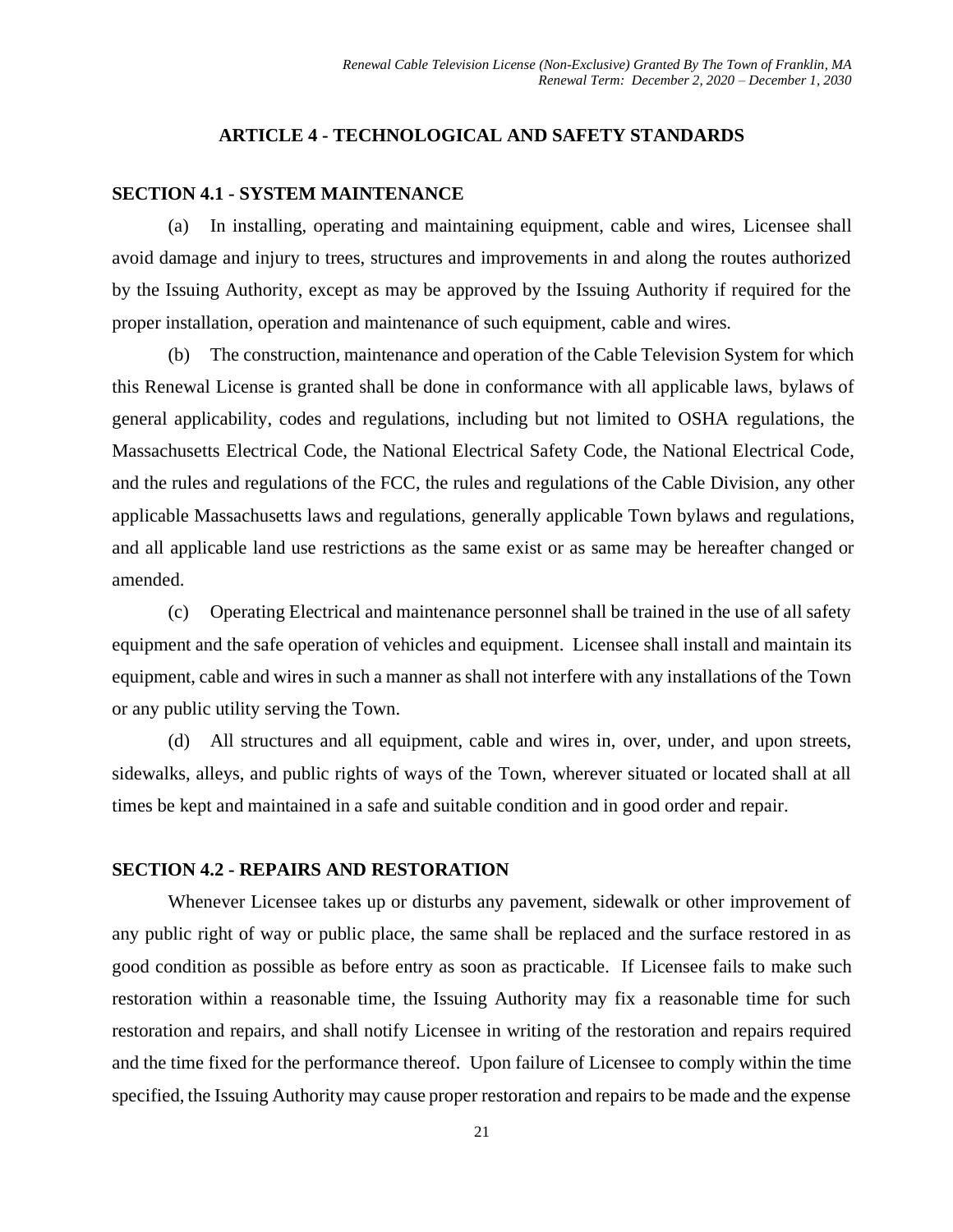## ARTICLE 4 - TECHNOLOGICAL AND SAFETY STANDARDS

### SECTION 4.1 - SYSTEM MAINTENANCE

(a) In installing, operating and maintaining equipment, cable and wires, Licensee shall avoid damage and injury to trees, structures and improvements in and along the routes authorized by the Issuing Authority, except as may be approved by the Issuing Authority if required for the proper installation, operation and maintenance of such equipment, cable and wires.

(b) The construction, maintenance and operation of the Cable Television System for which this Renewal License is granted shall be done in conformance with all applicable laws, bylaws of general applicability, codes and regulations, including but not limited to OSHA regulations, the Massachusetts Electrical Code, the National Electrical Safety Code, the National Electrical Code, and the rules and regulations of the FCC, the rules and regulations of the Cable Division, any other applicable Massachusetts laws and regulations, generally applicable Town bylaws and regulations, and all applicable land use restrictions as the same exist or as same may be hereafter changed or amended.

(c) Operating Electrical and maintenance personnel shall be trained in the use of all safety equipment and the safe operation of vehicles and equipment. Licensee shall install and maintain its equipment, cable and wires in such a manner as shall not interfere with any installations of the Town or any public utility serving the Town.

(d) All structures and all equipment, cable and wires in, over, under, and upon streets, sidewalks, alleys, and public rights of ways of the Town, wherever situated or located shall at all times be kept and maintained in a safe and suitable condition and in good order and repair.

### SECTION 4.2 - REPAIRS AND RESTORATION

Whenever Licensee takes up or disturbs any pavement, sidewalk or other improvement of any public right of way or public place, the same shall be replaced and the surface restored in as good condition as possible as before entry as soon as practicable. If Licensee fails to make such restoration within a reasonable time, the Issuing Authority may fix a reasonable time for such restoration and repairs, and shall notify Licensee in writing of the restoration and repairs required and the time fixed for the performance thereof. Upon failure of Licensee to comply within the time specified, the Issuing Authority may cause proper restoration and repairs to be made and the expense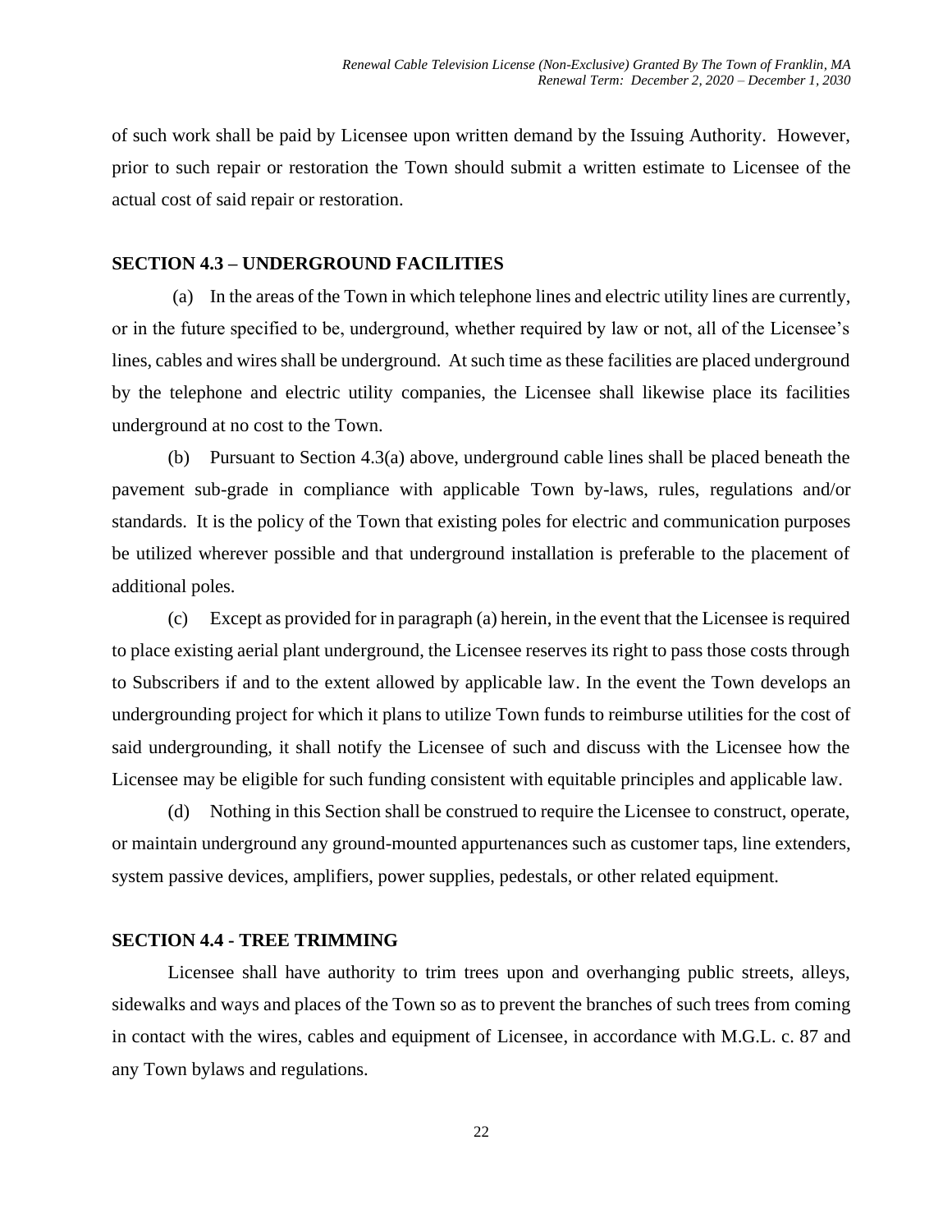of such work shall be paid by Licensee upon written demand by the Issuing Authority. However, prior to such repair or restoration the Town should submit a written estimate to Licensee of the actual cost of said repair or restoration.

### SECTION 4.3 – UNDERGROUND FACILITIES

(a) In the areas of the Town in which telephone lines and electric utility lines are currently, or in the future specified to be, underground, whether required by law or not, all of the Licensee's lines, cables and wires shall be underground. At such time as these facilities are placed underground by the telephone and electric utility companies, the Licensee shall likewise place its facilities underground at no cost to the Town.

(b) Pursuant to Section 4.3(a) above, underground cable lines shall be placed beneath the pavement sub-grade in compliance with applicable Town by-laws, rules, regulations and/or standards. It is the policy of the Town that existing poles for electric and communication purposes be utilized wherever possible and that underground installation is preferable to the placement of additional poles.

(c) Except as provided for in paragraph (a) herein, in the event that the Licensee is required to place existing aerial plant underground, the Licensee reserves its right to pass those costs through to Subscribers if and to the extent allowed by applicable law. In the event the Town develops an undergrounding project for which it plans to utilize Town funds to reimburse utilities for the cost of said undergrounding, it shall notify the Licensee of such and discuss with the Licensee how the Licensee may be eligible for such funding consistent with equitable principles and applicable law.

(d) Nothing in this Section shall be construed to require the Licensee to construct, operate, or maintain underground any ground-mounted appurtenances such as customer taps, line extenders, system passive devices, amplifiers, power supplies, pedestals, or other related equipment.

### SECTION 4.4 - TREE TRIMMING

Licensee shall have authority to trim trees upon and overhanging public streets, alleys, sidewalks and ways and places of the Town so as to prevent the branches of such trees from coming in contact with the wires, cables and equipment of Licensee, in accordance with M.G.L. c. 87 and any Town bylaws and regulations.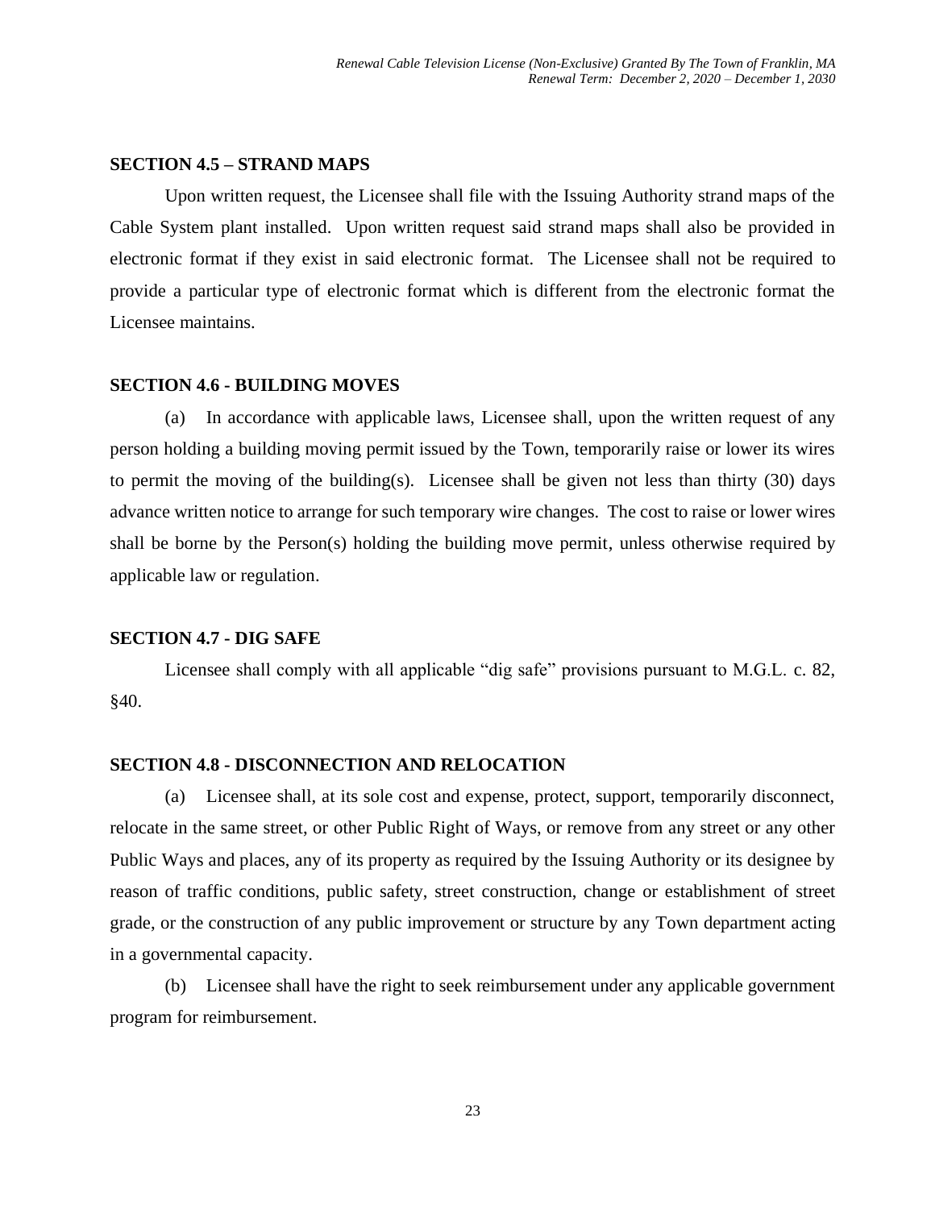### SECTION 4.5 – STRAND MAPS

Upon written request, the Licensee shall file with the Issuing Authority strand maps of the Cable System plant installed. Upon written request said strand maps shall also be provided in electronic format if they exist in said electronic format. The Licensee shall not be required to provide a particular type of electronic format which is different from the electronic format the Licensee maintains.

### SECTION 4.6 - BUILDING MOVES

(a) In accordance with applicable laws, Licensee shall, upon the written request of any person holding a building moving permit issued by the Town, temporarily raise or lower its wires to permit the moving of the building(s). Licensee shall be given not less than thirty (30) days advance written notice to arrange for such temporary wire changes. The cost to raise or lower wires shall be borne by the Person(s) holding the building move permit, unless otherwise required by applicable law or regulation.

### SECTION 4.7 - DIG SAFE

Licensee shall comply with all applicable "dig safe" provisions pursuant to M.G.L. c. 82, §40.

### SECTION 4.8 - DISCONNECTION AND RELOCATION

(a) Licensee shall, at its sole cost and expense, protect, support, temporarily disconnect, relocate in the same street, or other Public Right of Ways, or remove from any street or any other Public Ways and places, any of its property as required by the Issuing Authority or its designee by reason of traffic conditions, public safety, street construction, change or establishment of street grade, or the construction of any public improvement or structure by any Town department acting in a governmental capacity.

(b) Licensee shall have the right to seek reimbursement under any applicable government program for reimbursement.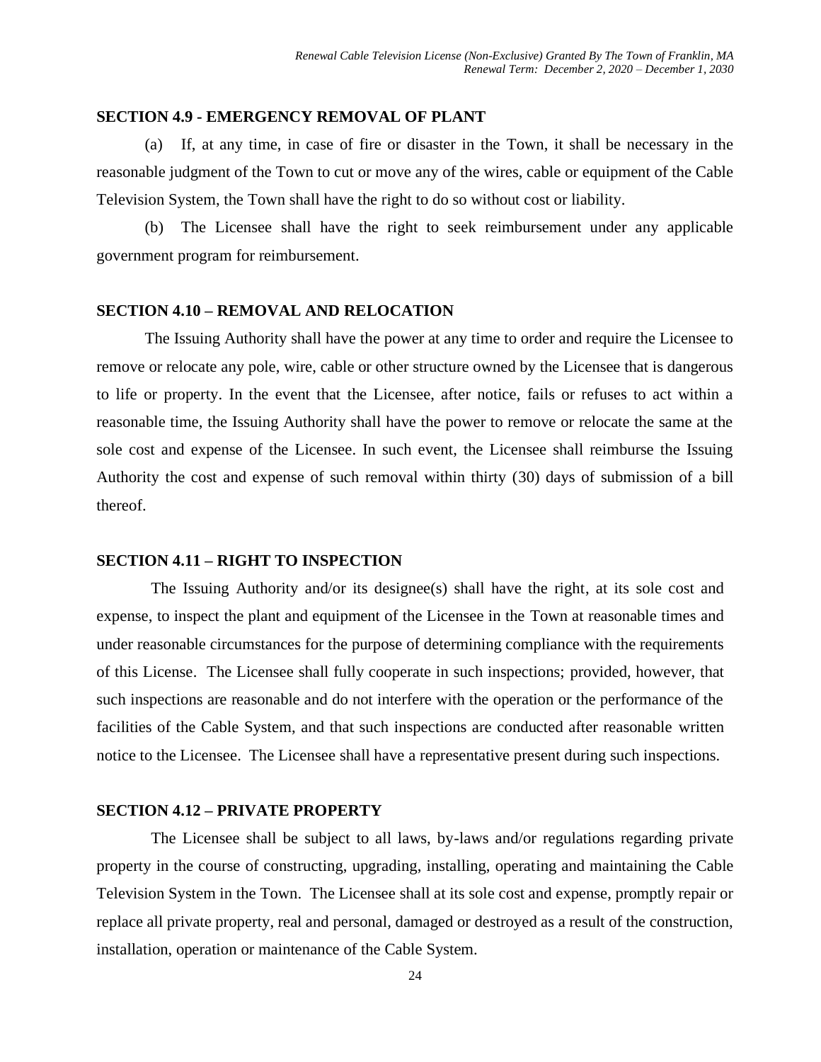### SECTION 4.9 - EMERGENCY REMOVAL OF PLANT

(a) If, at any time, in case of fire or disaster in the Town, it shall be necessary in the reasonable judgment of the Town to cut or move any of the wires, cable or equipment of the Cable Television System, the Town shall have the right to do so without cost or liability.

(b) The Licensee shall have the right to seek reimbursement under any applicable government program for reimbursement.

### SECTION 4.10 – REMOVAL AND RELOCATION

The Issuing Authority shall have the power at any time to order and require the Licensee to remove or relocate any pole, wire, cable or other structure owned by the Licensee that is dangerous to life or property. In the event that the Licensee, after notice, fails or refuses to act within a reasonable time, the Issuing Authority shall have the power to remove or relocate the same at the sole cost and expense of the Licensee. In such event, the Licensee shall reimburse the Issuing Authority the cost and expense of such removal within thirty (30) days of submission of a bill thereof.

### SECTION 4.11 – RIGHT TO INSPECTION

The Issuing Authority and/or its designee(s) shall have the right, at its sole cost and expense, to inspect the plant and equipment of the Licensee in the Town at reasonable times and under reasonable circumstances for the purpose of determining compliance with the requirements of this License. The Licensee shall fully cooperate in such inspections; provided, however, that such inspections are reasonable and do not interfere with the operation or the performance of the facilities of the Cable System, and that such inspections are conducted after reasonable written notice to the Licensee. The Licensee shall have a representative present during such inspections.

### SECTION 4.12 – PRIVATE PROPERTY

The Licensee shall be subject to all laws, by-laws and/or regulations regarding private property in the course of constructing, upgrading, installing, operating and maintaining the Cable Television System in the Town. The Licensee shall at its sole cost and expense, promptly repair or replace all private property, real and personal, damaged or destroyed as a result of the construction, installation, operation or maintenance of the Cable System.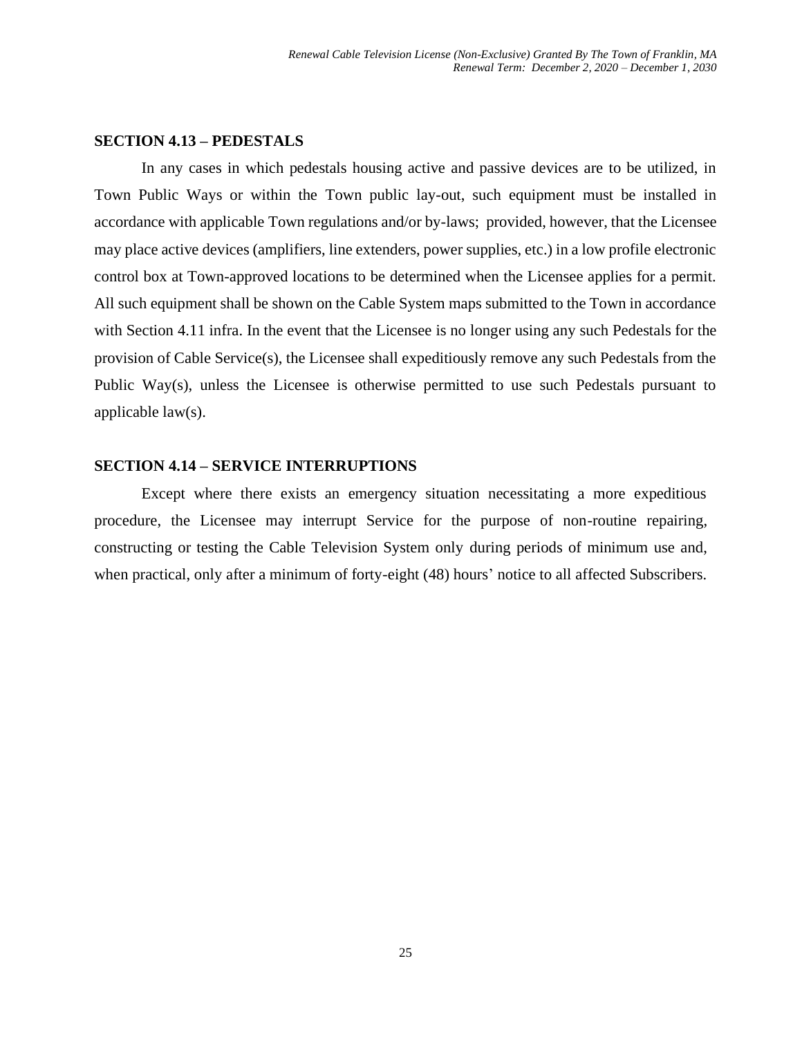## SECTION 4.13 – PEDESTALS

In any cases in which pedestals housing active and passive devices are to be utilized, in Town Public Ways or within the Town public lay-out, such equipment must be installed in accordance with applicable Town regulations and/or by-laws; provided, however, that the Licensee may place active devices (amplifiers, line extenders, power supplies, etc.) in a low profile electronic control box at Town-approved locations to be determined when the Licensee applies for a permit. All such equipment shall be shown on the Cable System maps submitted to the Town in accordance with Section 4.11 infra. In the event that the Licensee is no longer using any such Pedestals for the provision of Cable Service(s), the Licensee shall expeditiously remove any such Pedestals from the Public Way(s), unless the Licensee is otherwise permitted to use such Pedestals pursuant to applicable law(s).

## SECTION 4.14 – SERVICE INTERRUPTIONS

Except where there exists an emergency situation necessitating a more expeditious procedure, the Licensee may interrupt Service for the purpose of non-routine repairing, constructing or testing the Cable Television System only during periods of minimum use and, when practical, only after a minimum of forty-eight (48) hours' notice to all affected Subscribers.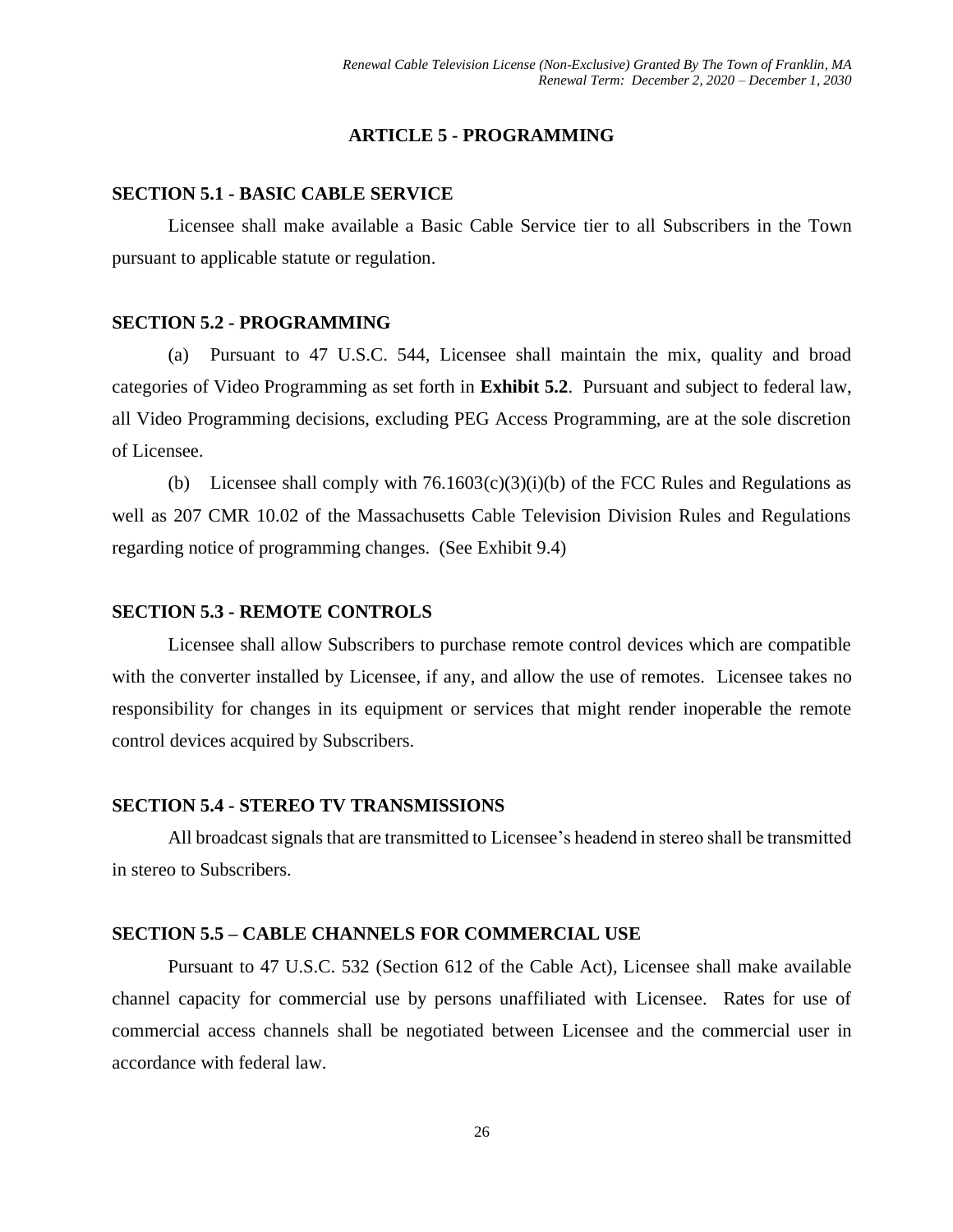## ARTICLE 5 - PROGRAMMING

### SECTION 5.1 - BASIC CABLE SERVICE

Licensee shall make available a Basic Cable Service tier to all Subscribers in the Town pursuant to applicable statute or regulation.

### SECTION 5.2 - PROGRAMMING

(a) Pursuant to 47 U.S.C. 544, Licensee shall maintain the mix, quality and broad categories of Video Programming as set forth in **Exhibit 5.2**. Pursuant and subject to federal law, all Video Programming decisions, excluding PEG Access Programming, are at the sole discretion of Licensee.

(b) Licensee shall comply with 76.1603(c)(3)(i)(b) of the FCC Rules and Regulations as well as 207 CMR 10.02 of the Massachusetts Cable Television Division Rules and Regulations regarding notice of programming changes. (See Exhibit 9.4)

### SECTION 5.3 - REMOTE CONTROLS

Licensee shall allow Subscribers to purchase remote control devices which are compatible with the converter installed by Licensee, if any, and allow the use of remotes. Licensee takes no responsibility for changes in its equipment or services that might render inoperable the remote control devices acquired by Subscribers.

### SECTION 5.4 - STEREO TV TRANSMISSIONS

All broadcast signals that are transmitted to Licensee's headend in stereo shall be transmitted in stereo to Subscribers.

### SECTION 5.5 – CABLE CHANNELS FOR COMMERCIAL USE

Pursuant to 47 U.S.C. 532 (Section 612 of the Cable Act), Licensee shall make available channel capacity for commercial use by persons unaffiliated with Licensee. Rates for use of commercial access channels shall be negotiated between Licensee and the commercial user in accordance with federal law.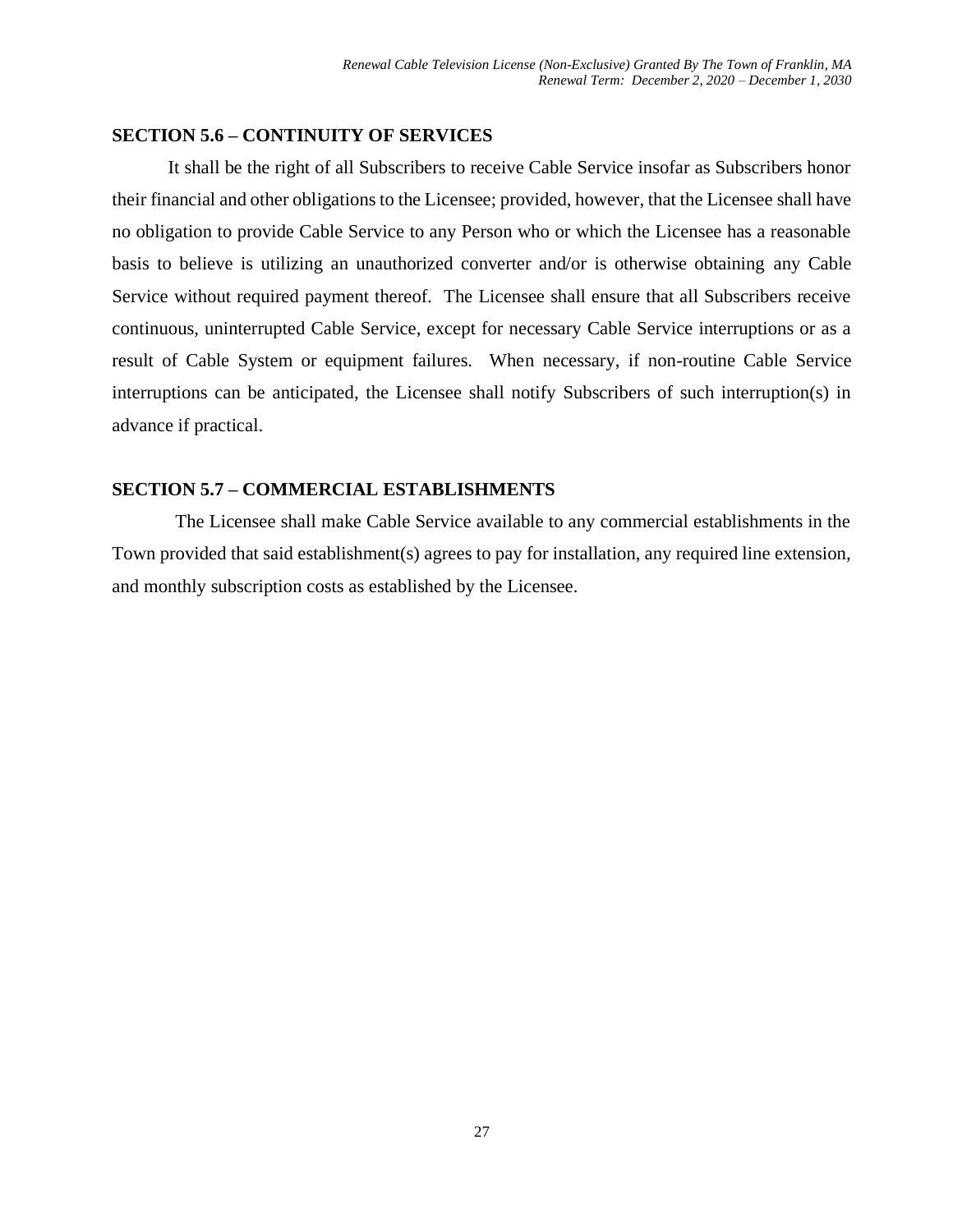## SECTION 5.6 – CONTINUITY OF SERVICES

It shall be the right of all Subscribers to receive Cable Service insofar as Subscribers honor their financial and other obligations to the Licensee; provided, however, that the Licensee shall have no obligation to provide Cable Service to any Person who or which the Licensee has a reasonable basis to believe is utilizing an unauthorized converter and/or is otherwise obtaining any Cable Service without required payment thereof. The Licensee shall ensure that all Subscribers receive continuous, uninterrupted Cable Service, except for necessary Cable Service interruptions or as a result of Cable System or equipment failures. When necessary, if non-routine Cable Service interruptions can be anticipated, the Licensee shall notify Subscribers of such interruption(s) in advance if practical.

## SECTION 5.7 – COMMERCIAL ESTABLISHMENTS

The Licensee shall make Cable Service available to any commercial establishments in the Town provided that said establishment(s) agrees to pay for installation, any required line extension, and monthly subscription costs as established by the Licensee.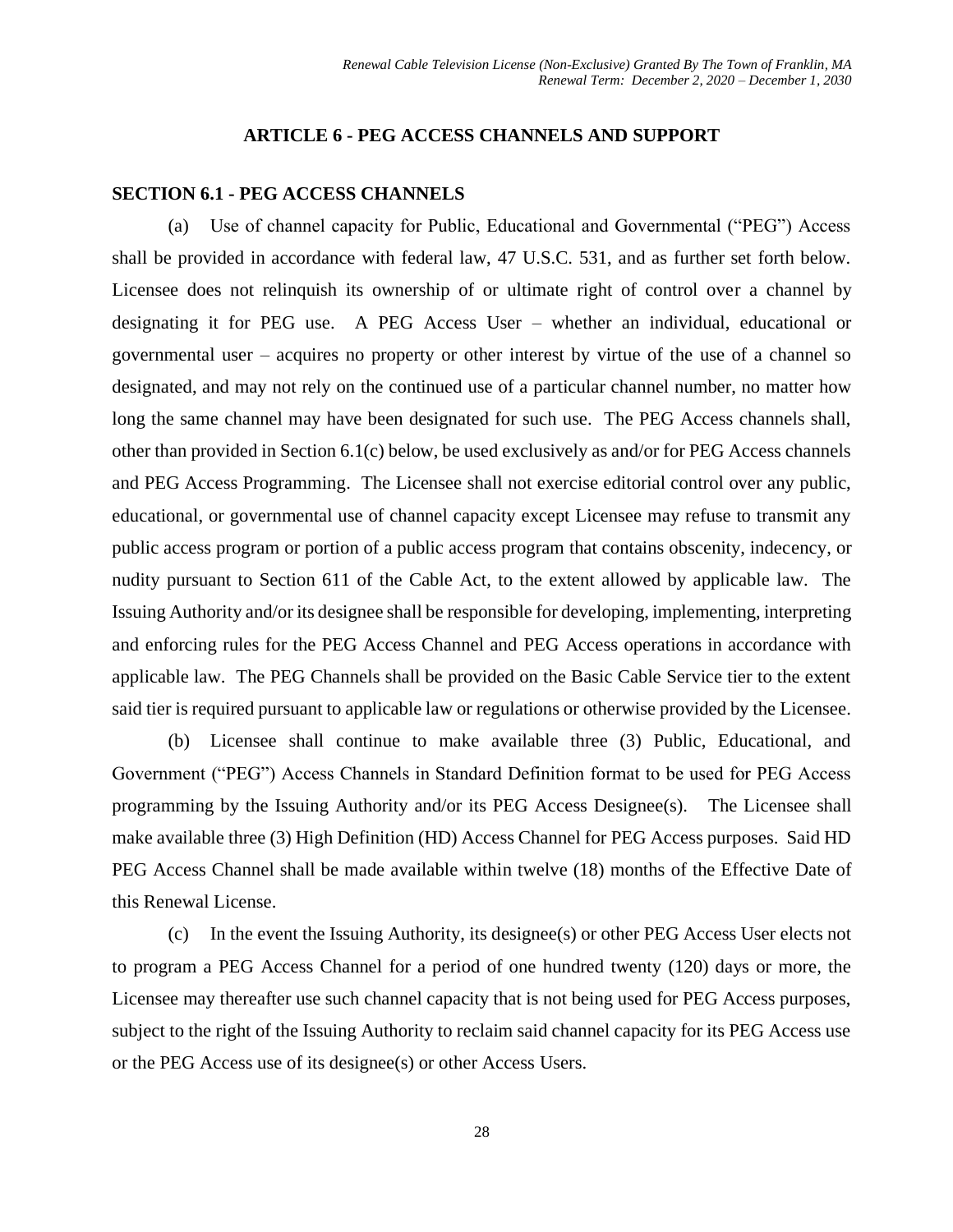## ARTICLE 6 - PEG ACCESS CHANNELS AND SUPPORT

### SECTION 6.1 - PEG ACCESS CHANNELS

(a) Use of channel capacity for Public, Educational and Governmental ("PEG") Access shall be provided in accordance with federal law, 47 U.S.C. 531, and as further set forth below. Licensee does not relinquish its ownership of or ultimate right of control over a channel by designating it for PEG use. A PEG Access User – whether an individual, educational or governmental user – acquires no property or other interest by virtue of the use of a channel so designated, and may not rely on the continued use of a particular channel number, no matter how long the same channel may have been designated for such use. The PEG Access channels shall, other than provided in Section 6.1(c) below, be used exclusively as and/or for PEG Access channels and PEG Access Programming. The Licensee shall not exercise editorial control over any public, educational, or governmental use of channel capacity except Licensee may refuse to transmit any public access program or portion of a public access program that contains obscenity, indecency, or nudity pursuant to Section 611 of the Cable Act, to the extent allowed by applicable law. The Issuing Authority and/or its designee shall be responsible for developing, implementing, interpreting and enforcing rules for the PEG Access Channel and PEG Access operations in accordance with applicable law. The PEG Channels shall be provided on the Basic Cable Service tier to the extent said tier is required pursuant to applicable law or regulations or otherwise provided by the Licensee.

(b) Licensee shall continue to make available three (3) Public, Educational, and Government ("PEG") Access Channels in Standard Definition format to be used for PEG Access programming by the Issuing Authority and/or its PEG Access Designee(s). The Licensee shall make available three (3) High Definition (HD) Access Channel for PEG Access purposes. Said HD PEG Access Channel shall be made available within twelve (18) months of the Effective Date of this Renewal License.

(c) In the event the Issuing Authority, its designee(s) or other PEG Access User elects not to program a PEG Access Channel for a period of one hundred twenty (120) days or more, the Licensee may thereafter use such channel capacity that is not being used for PEG Access purposes, subject to the right of the Issuing Authority to reclaim said channel capacity for its PEG Access use or the PEG Access use of its designee(s) or other Access Users.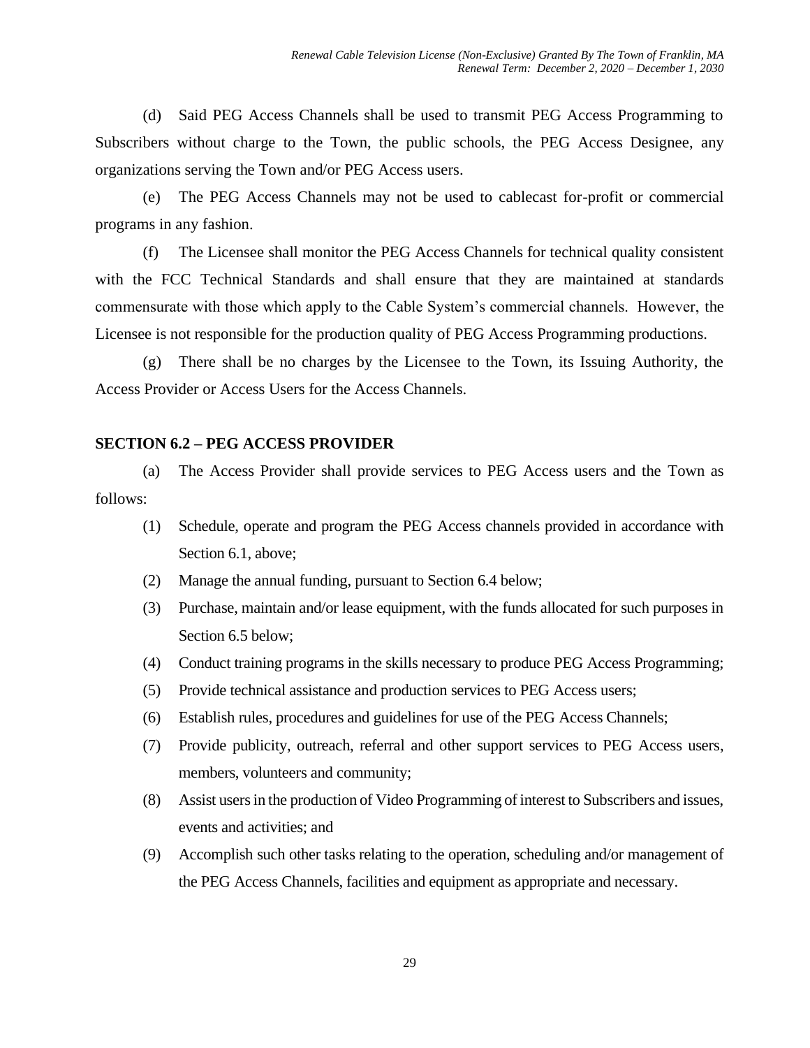(d) Said PEG Access Channels shall be used to transmit PEG Access Programming to Subscribers without charge to the Town, the public schools, the PEG Access Designee, any organizations serving the Town and/or PEG Access users.

(e) The PEG Access Channels may not be used to cablecast for-profit or commercial programs in any fashion.

(f) The Licensee shall monitor the PEG Access Channels for technical quality consistent with the FCC Technical Standards and shall ensure that they are maintained at standards commensurate with those which apply to the Cable System's commercial channels. However, the Licensee is not responsible for the production quality of PEG Access Programming productions.

(g) There shall be no charges by the Licensee to the Town, its Issuing Authority, the Access Provider or Access Users for the Access Channels.

**SECTION 6.2 – PEG ACCESS PROVIDER**

(a) The Access Provider shall provide services to PEG Access users and the Town as follows:

(1) Schedule, operate and program the PEG Access channels provided in accordance with Section 6.1, above;

(2) Manage the annual funding, pursuant to Section 6.4 below;

(3) Purchase, maintain and/or lease equipment, with the funds allocated for such purposes in Section 6.5 below;

(4) Conduct training programs in the skills necessary to produce PEG Access Programming;

(5) Provide technical assistance and production services to PEG Access users;

(6) Establish rules, procedures and guidelines for use of the PEG Access Channels;

(7) Provide publicity, outreach, referral and other support services to PEG Access users, members, volunteers and community;

(8) Assist users in the production of Video Programming of interest to Subscribers and issues, events and activities; and

(9) Accomplish such other tasks relating to the operation, scheduling and/or management of the PEG Access Channels, facilities and equipment as appropriate and necessary.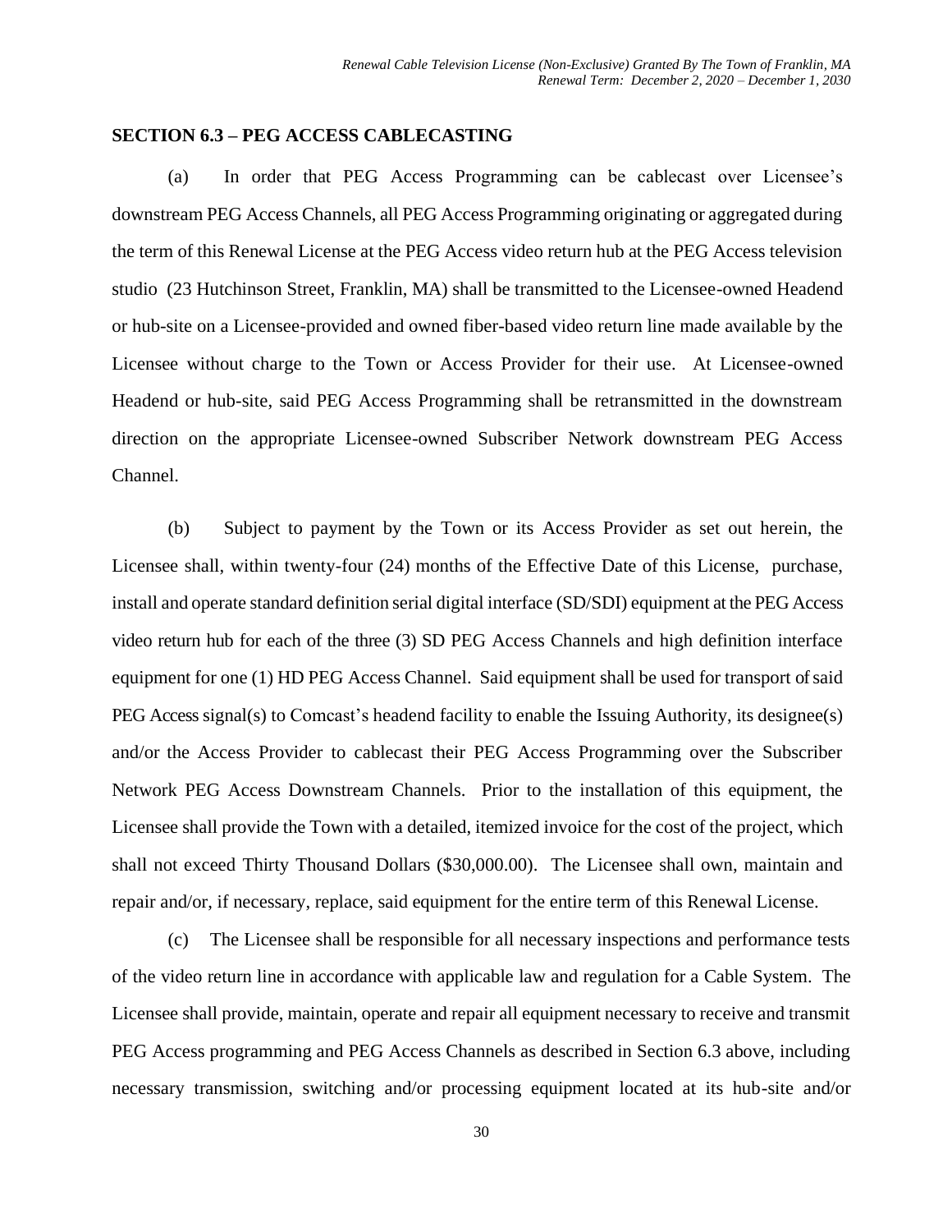## SECTION 6.3 – PEG ACCESS CABLECASTING

(a) In order that PEG Access Programming can be cablecast over Licensee's downstream PEG Access Channels, all PEG Access Programming originating or aggregated during the term of this Renewal License at the PEG Access video return hub at the PEG Access television studio (23 Hutchinson Street, Franklin, MA) shall be transmitted to the Licensee-owned Headend or hub-site on a Licensee-provided and owned fiber-based video return line made available by the Licensee without charge to the Town or Access Provider for their use. At Licensee-owned Headend or hub-site, said PEG Access Programming shall be retransmitted in the downstream direction on the appropriate Licensee-owned Subscriber Network downstream PEG Access Channel.

(b) Subject to payment by the Town or its Access Provider as set out herein, the Licensee shall, within twenty-four (24) months of the Effective Date of this License, purchase, install and operate standard definition serial digital interface (SD/SDI) equipment at the PEG Access video return hub for each of the three (3) SD PEG Access Channels and high definition interface equipment for one (1) HD PEG Access Channel. Said equipment shall be used for transport of said PEG Access signal(s) to Comcast's headend facility to enable the Issuing Authority, its designee(s) and/or the Access Provider to cablecast their PEG Access Programming over the Subscriber Network PEG Access Downstream Channels. Prior to the installation of this equipment, the Licensee shall provide the Town with a detailed, itemized invoice for the cost of the project, which shall not exceed Thirty Thousand Dollars ($30,000.00). The Licensee shall own, maintain and repair and/or, if necessary, replace, said equipment for the entire term of this Renewal License.

(c) The Licensee shall be responsible for all necessary inspections and performance tests of the video return line in accordance with applicable law and regulation for a Cable System. The Licensee shall provide, maintain, operate and repair all equipment necessary to receive and transmit PEG Access programming and PEG Access Channels as described in Section 6.3 above, including necessary transmission, switching and/or processing equipment located at its hub-site and/or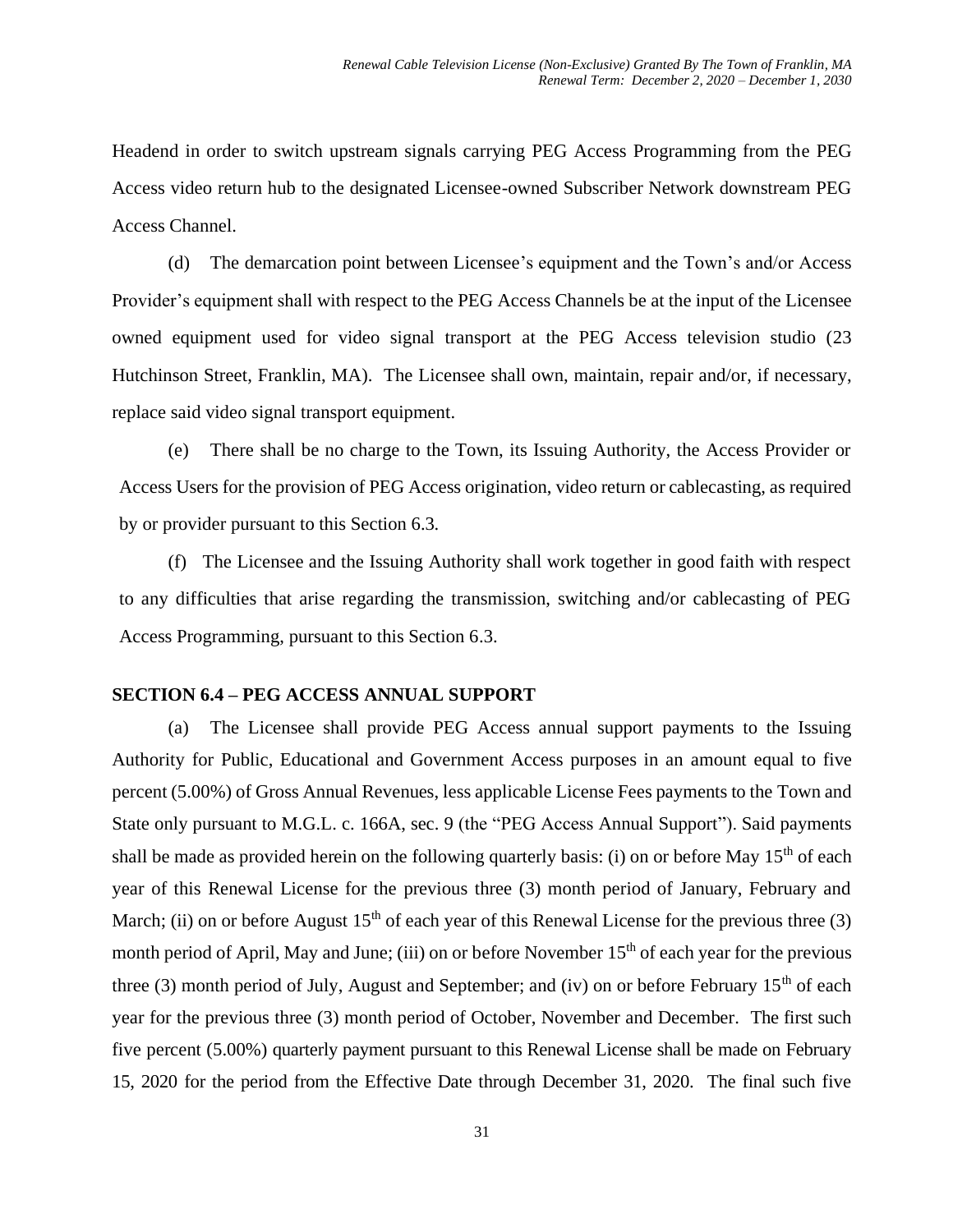Headend in order to switch upstream signals carrying PEG Access Programming from the PEG Access video return hub to the designated Licensee-owned Subscriber Network downstream PEG Access Channel.

(d) The demarcation point between Licensee's equipment and the Town's and/or Access Provider's equipment shall with respect to the PEG Access Channels be at the input of the Licensee owned equipment used for video signal transport at the PEG Access television studio (23 Hutchinson Street, Franklin, MA). The Licensee shall own, maintain, repair and/or, if necessary, replace said video signal transport equipment.

(e) There shall be no charge to the Town, its Issuing Authority, the Access Provider or Access Users for the provision of PEG Access origination, video return or cablecasting, as required by or provider pursuant to this Section 6.3.

(f) The Licensee and the Issuing Authority shall work together in good faith with respect to any difficulties that arise regarding the transmission, switching and/or cablecasting of PEG Access Programming, pursuant to this Section 6.3.

### SECTION 6.4 – PEG ACCESS ANNUAL SUPPORT

(a) The Licensee shall provide PEG Access annual support payments to the Issuing Authority for Public, Educational and Government Access purposes in an amount equal to five percent (5.00%) of Gross Annual Revenues, less applicable License Fees payments to the Town and State only pursuant to M.G.L. c. 166A, sec. 9 (the "PEG Access Annual Support"). Said payments shall be made as provided herein on the following quarterly basis: (i) on or before May 15th of each year of this Renewal License for the previous three (3) month period of January, February and March; (ii) on or before August 15th of each year of this Renewal License for the previous three (3) month period of April, May and June; (iii) on or before November 15th of each year for the previous three (3) month period of July, August and September; and (iv) on or before February 15th of each year for the previous three (3) month period of October, November and December. The first such five percent (5.00%) quarterly payment pursuant to this Renewal License shall be made on February 15, 2020 for the period from the Effective Date through December 31, 2020. The final such five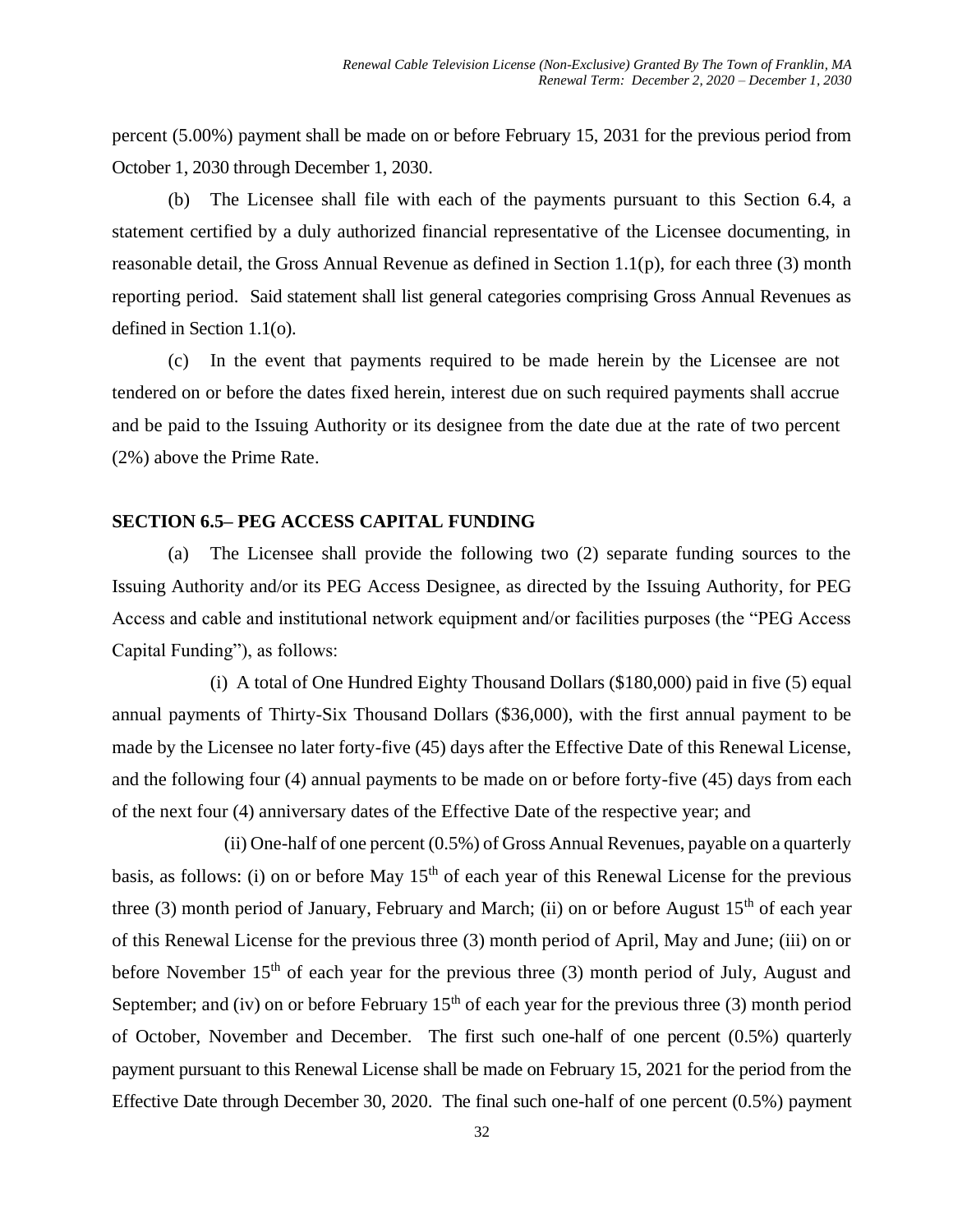percent (5.00%) payment shall be made on or before February 15, 2031 for the previous period from October 1, 2030 through December 1, 2030.

(b) The Licensee shall file with each of the payments pursuant to this Section 6.4, a statement certified by a duly authorized financial representative of the Licensee documenting, in reasonable detail, the Gross Annual Revenue as defined in Section 1.1(p), for each three (3) month reporting period. Said statement shall list general categories comprising Gross Annual Revenues as defined in Section 1.1(o).

(c) In the event that payments required to be made herein by the Licensee are not tendered on or before the dates fixed herein, interest due on such required payments shall accrue and be paid to the Issuing Authority or its designee from the date due at the rate of two percent (2%) above the Prime Rate.

**SECTION 6.5– PEG ACCESS CAPITAL FUNDING**

(a) The Licensee shall provide the following two (2) separate funding sources to the Issuing Authority and/or its PEG Access Designee, as directed by the Issuing Authority, for PEG Access and cable and institutional network equipment and/or facilities purposes (the "PEG Access Capital Funding"), as follows:

(i) A total of One Hundred Eighty Thousand Dollars ($180,000) paid in five (5) equal annual payments of Thirty-Six Thousand Dollars ($36,000), with the first annual payment to be made by the Licensee no later forty-five (45) days after the Effective Date of this Renewal License, and the following four (4) annual payments to be made on or before forty-five (45) days from each of the next four (4) anniversary dates of the Effective Date of the respective year; and

(ii) One-half of one percent (0.5%) of Gross Annual Revenues, payable on a quarterly basis, as follows: (i) on or before May 15th of each year of this Renewal License for the previous three (3) month period of January, February and March; (ii) on or before August 15th of each year of this Renewal License for the previous three (3) month period of April, May and June; (iii) on or before November 15th of each year for the previous three (3) month period of July, August and September; and (iv) on or before February 15th of each year for the previous three (3) month period of October, November and December. The first such one-half of one percent (0.5%) quarterly payment pursuant to this Renewal License shall be made on February 15, 2021 for the period from the Effective Date through December 30, 2020. The final such one-half of one percent (0.5%) payment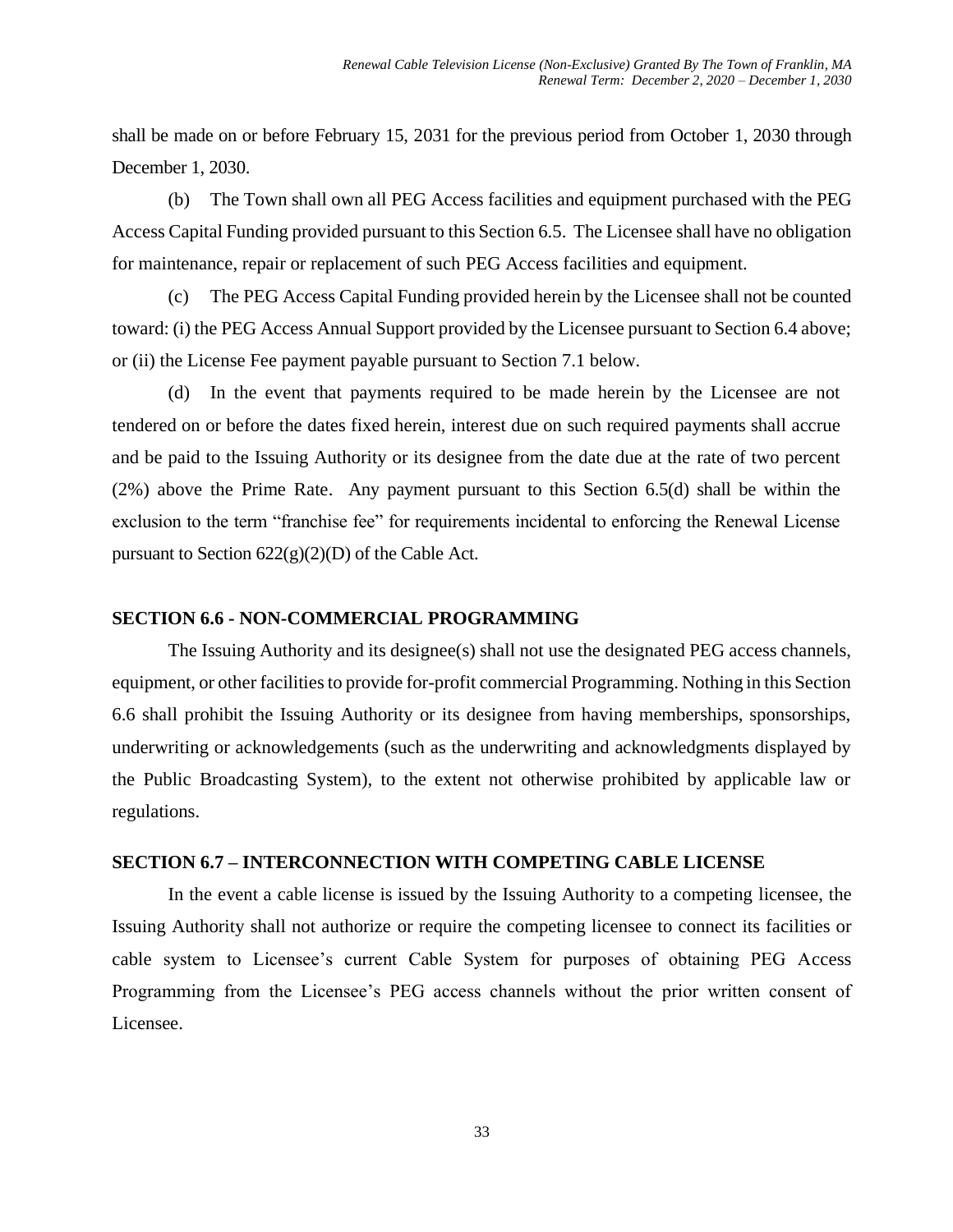shall be made on or before February 15, 2031 for the previous period from October 1, 2030 through December 1, 2030.

(b) The Town shall own all PEG Access facilities and equipment purchased with the PEG Access Capital Funding provided pursuant to this Section 6.5. The Licensee shall have no obligation for maintenance, repair or replacement of such PEG Access facilities and equipment.

(c) The PEG Access Capital Funding provided herein by the Licensee shall not be counted toward: (i) the PEG Access Annual Support provided by the Licensee pursuant to Section 6.4 above; or (ii) the License Fee payment payable pursuant to Section 7.1 below.

(d) In the event that payments required to be made herein by the Licensee are not tendered on or before the dates fixed herein, interest due on such required payments shall accrue and be paid to the Issuing Authority or its designee from the date due at the rate of two percent (2%) above the Prime Rate. Any payment pursuant to this Section 6.5(d) shall be within the exclusion to the term "franchise fee" for requirements incidental to enforcing the Renewal License pursuant to Section 622(g)(2)(D) of the Cable Act.

## SECTION 6.6 - NON-COMMERCIAL PROGRAMMING

The Issuing Authority and its designee(s) shall not use the designated PEG access channels, equipment, or other facilities to provide for-profit commercial Programming. Nothing in this Section 6.6 shall prohibit the Issuing Authority or its designee from having memberships, sponsorships, underwriting or acknowledgements (such as the underwriting and acknowledgments displayed by the Public Broadcasting System), to the extent not otherwise prohibited by applicable law or regulations.

## SECTION 6.7 – INTERCONNECTION WITH COMPETING CABLE LICENSE

In the event a cable license is issued by the Issuing Authority to a competing licensee, the Issuing Authority shall not authorize or require the competing licensee to connect its facilities or cable system to Licensee's current Cable System for purposes of obtaining PEG Access Programming from the Licensee's PEG access channels without the prior written consent of Licensee.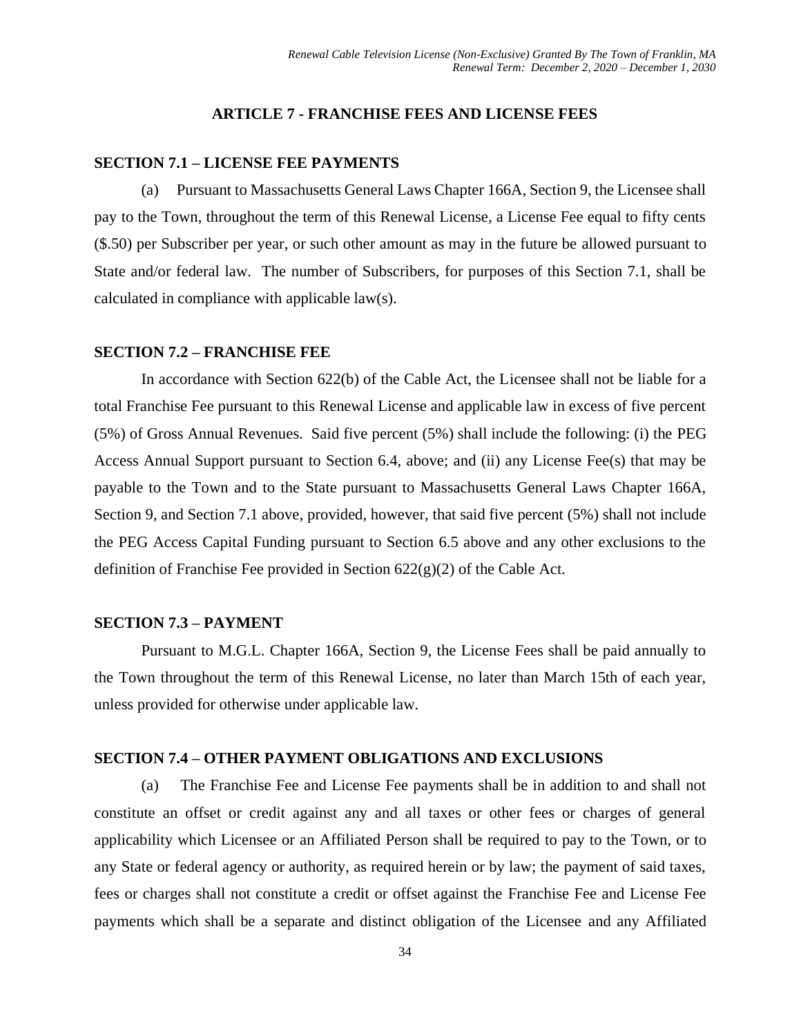## ARTICLE 7 - FRANCHISE FEES AND LICENSE FEES

### SECTION 7.1 – LICENSE FEE PAYMENTS

(a) Pursuant to Massachusetts General Laws Chapter 166A, Section 9, the Licensee shall pay to the Town, throughout the term of this Renewal License, a License Fee equal to fifty cents ($.50) per Subscriber per year, or such other amount as may in the future be allowed pursuant to State and/or federal law. The number of Subscribers, for purposes of this Section 7.1, shall be calculated in compliance with applicable law(s).

### SECTION 7.2 – FRANCHISE FEE

In accordance with Section 622(b) of the Cable Act, the Licensee shall not be liable for a total Franchise Fee pursuant to this Renewal License and applicable law in excess of five percent (5%) of Gross Annual Revenues. Said five percent (5%) shall include the following: (i) the PEG Access Annual Support pursuant to Section 6.4, above; and (ii) any License Fee(s) that may be payable to the Town and to the State pursuant to Massachusetts General Laws Chapter 166A, Section 9, and Section 7.1 above, provided, however, that said five percent (5%) shall not include the PEG Access Capital Funding pursuant to Section 6.5 above and any other exclusions to the definition of Franchise Fee provided in Section 622(g)(2) of the Cable Act.

### SECTION 7.3 – PAYMENT

Pursuant to M.G.L. Chapter 166A, Section 9, the License Fees shall be paid annually to the Town throughout the term of this Renewal License, no later than March 15th of each year, unless provided for otherwise under applicable law.

### SECTION 7.4 – OTHER PAYMENT OBLIGATIONS AND EXCLUSIONS

(a) The Franchise Fee and License Fee payments shall be in addition to and shall not constitute an offset or credit against any and all taxes or other fees or charges of general applicability which Licensee or an Affiliated Person shall be required to pay to the Town, or to any State or federal agency or authority, as required herein or by law; the payment of said taxes, fees or charges shall not constitute a credit or offset against the Franchise Fee and License Fee payments which shall be a separate and distinct obligation of the Licensee and any Affiliated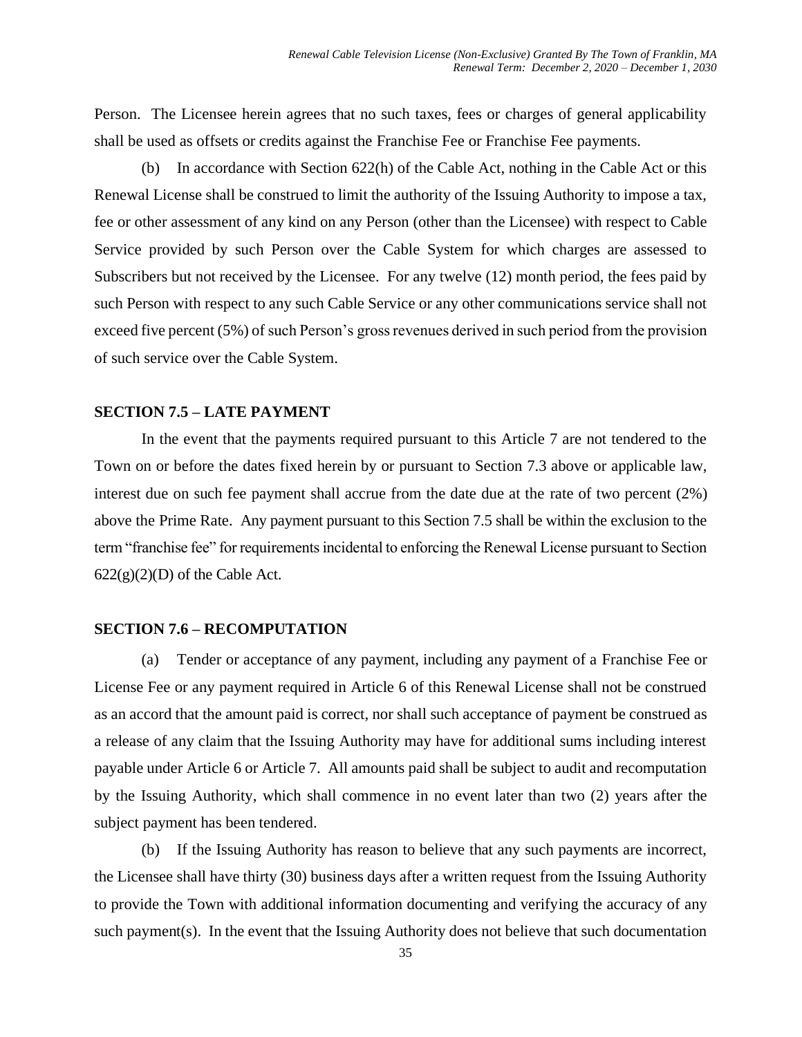Person. The Licensee herein agrees that no such taxes, fees or charges of general applicability shall be used as offsets or credits against the Franchise Fee or Franchise Fee payments.

(b) In accordance with Section 622(h) of the Cable Act, nothing in the Cable Act or this Renewal License shall be construed to limit the authority of the Issuing Authority to impose a tax, fee or other assessment of any kind on any Person (other than the Licensee) with respect to Cable Service provided by such Person over the Cable System for which charges are assessed to Subscribers but not received by the Licensee. For any twelve (12) month period, the fees paid by such Person with respect to any such Cable Service or any other communications service shall not exceed five percent (5%) of such Person's gross revenues derived in such period from the provision of such service over the Cable System.

**SECTION 7.5 – LATE PAYMENT**

In the event that the payments required pursuant to this Article 7 are not tendered to the Town on or before the dates fixed herein by or pursuant to Section 7.3 above or applicable law, interest due on such fee payment shall accrue from the date due at the rate of two percent (2%) above the Prime Rate. Any payment pursuant to this Section 7.5 shall be within the exclusion to the term "franchise fee" for requirements incidental to enforcing the Renewal License pursuant to Section 622(g)(2)(D) of the Cable Act.

**SECTION 7.6 – RECOMPUTATION**

(a) Tender or acceptance of any payment, including any payment of a Franchise Fee or License Fee or any payment required in Article 6 of this Renewal License shall not be construed as an accord that the amount paid is correct, nor shall such acceptance of payment be construed as a release of any claim that the Issuing Authority may have for additional sums including interest payable under Article 6 or Article 7. All amounts paid shall be subject to audit and recomputation by the Issuing Authority, which shall commence in no event later than two (2) years after the subject payment has been tendered.

(b) If the Issuing Authority has reason to believe that any such payments are incorrect, the Licensee shall have thirty (30) business days after a written request from the Issuing Authority to provide the Town with additional information documenting and verifying the accuracy of any such payment(s). In the event that the Issuing Authority does not believe that such documentation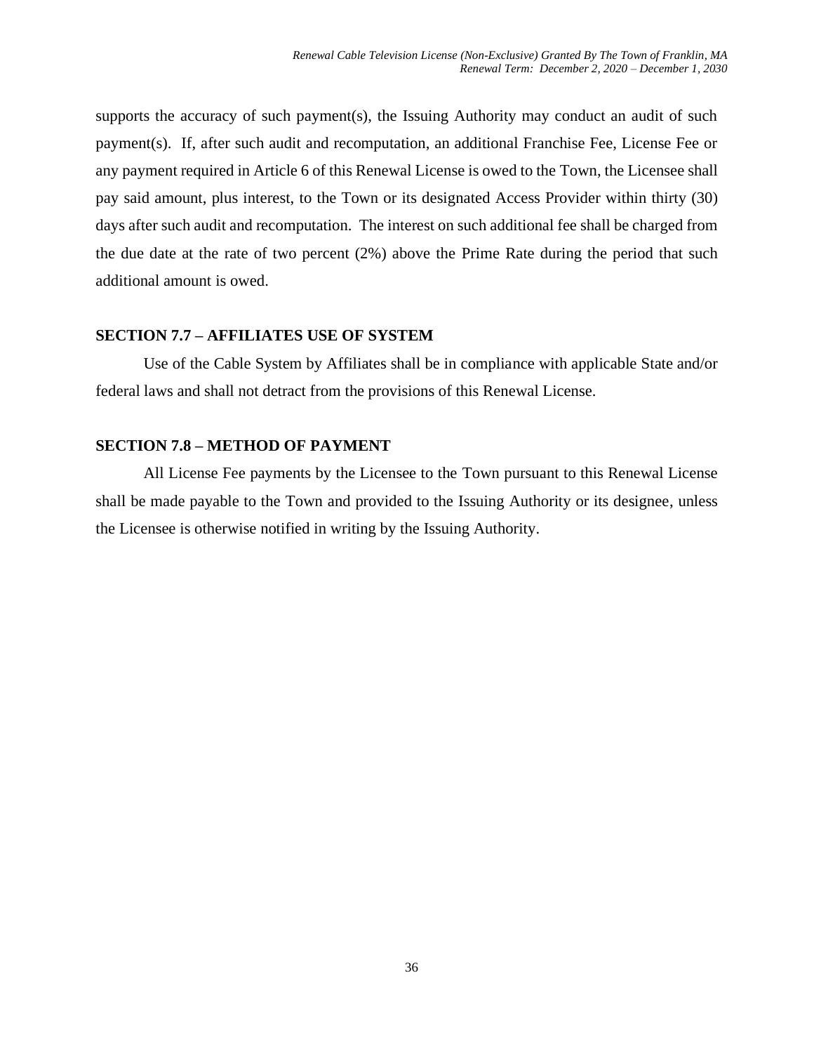supports the accuracy of such payment(s), the Issuing Authority may conduct an audit of such payment(s). If, after such audit and recomputation, an additional Franchise Fee, License Fee or any payment required in Article 6 of this Renewal License is owed to the Town, the Licensee shall pay said amount, plus interest, to the Town or its designated Access Provider within thirty (30) days after such audit and recomputation. The interest on such additional fee shall be charged from the due date at the rate of two percent (2%) above the Prime Rate during the period that such additional amount is owed.

**SECTION 7.7 – AFFILIATES USE OF SYSTEM**

Use of the Cable System by Affiliates shall be in compliance with applicable State and/or federal laws and shall not detract from the provisions of this Renewal License.

**SECTION 7.8 – METHOD OF PAYMENT**

All License Fee payments by the Licensee to the Town pursuant to this Renewal License shall be made payable to the Town and provided to the Issuing Authority or its designee, unless the Licensee is otherwise notified in writing by the Issuing Authority.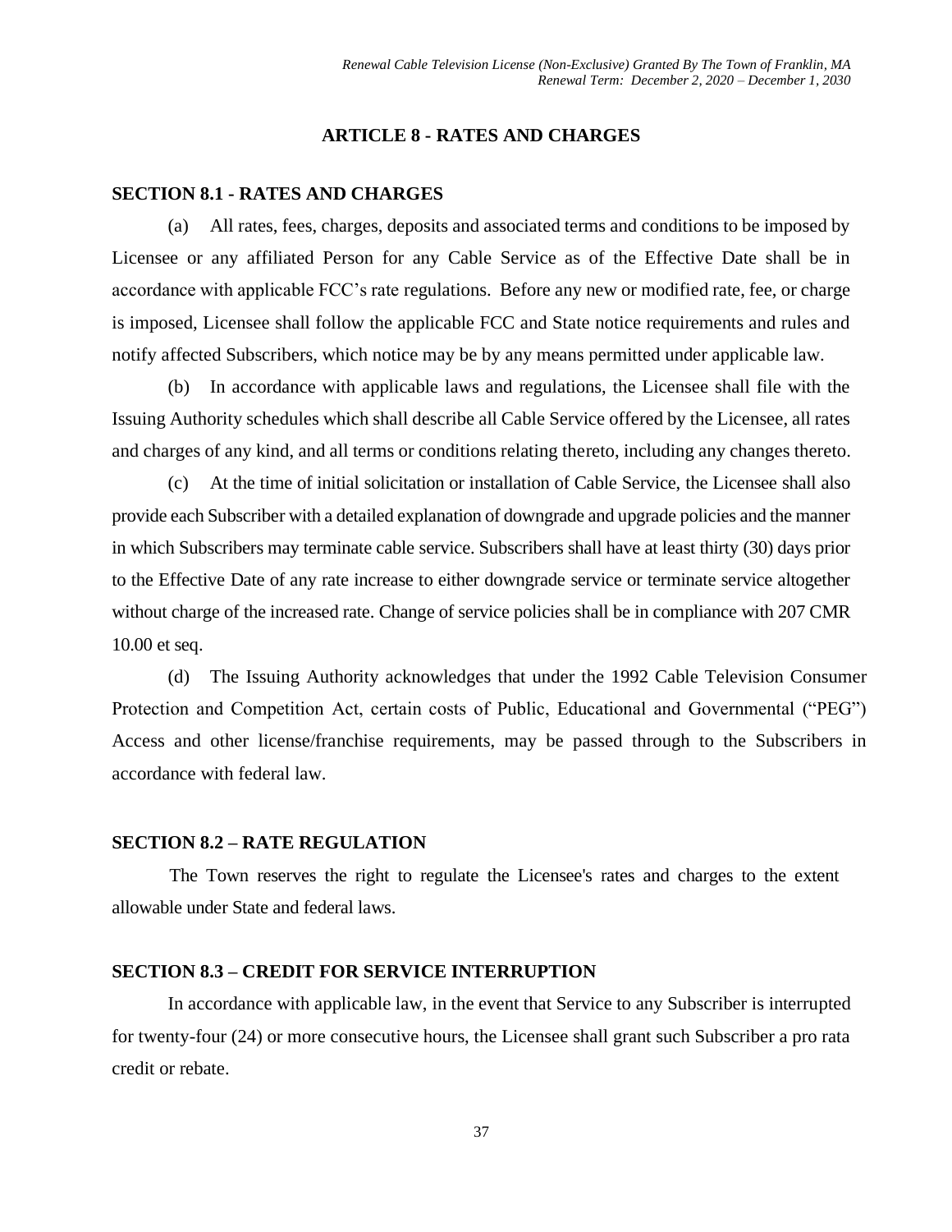## ARTICLE 8 - RATES AND CHARGES

### SECTION 8.1 - RATES AND CHARGES

(a) All rates, fees, charges, deposits and associated terms and conditions to be imposed by Licensee or any affiliated Person for any Cable Service as of the Effective Date shall be in accordance with applicable FCC's rate regulations. Before any new or modified rate, fee, or charge is imposed, Licensee shall follow the applicable FCC and State notice requirements and rules and notify affected Subscribers, which notice may be by any means permitted under applicable law.

(b) In accordance with applicable laws and regulations, the Licensee shall file with the Issuing Authority schedules which shall describe all Cable Service offered by the Licensee, all rates and charges of any kind, and all terms or conditions relating thereto, including any changes thereto.

(c) At the time of initial solicitation or installation of Cable Service, the Licensee shall also provide each Subscriber with a detailed explanation of downgrade and upgrade policies and the manner in which Subscribers may terminate cable service. Subscribers shall have at least thirty (30) days prior to the Effective Date of any rate increase to either downgrade service or terminate service altogether without charge of the increased rate. Change of service policies shall be in compliance with 207 CMR 10.00 et seq.

(d) The Issuing Authority acknowledges that under the 1992 Cable Television Consumer Protection and Competition Act, certain costs of Public, Educational and Governmental ("PEG") Access and other license/franchise requirements, may be passed through to the Subscribers in accordance with federal law.

### SECTION 8.2 – RATE REGULATION

The Town reserves the right to regulate the Licensee's rates and charges to the extent allowable under State and federal laws.

### SECTION 8.3 – CREDIT FOR SERVICE INTERRUPTION

In accordance with applicable law, in the event that Service to any Subscriber is interrupted for twenty-four (24) or more consecutive hours, the Licensee shall grant such Subscriber a pro rata credit or rebate.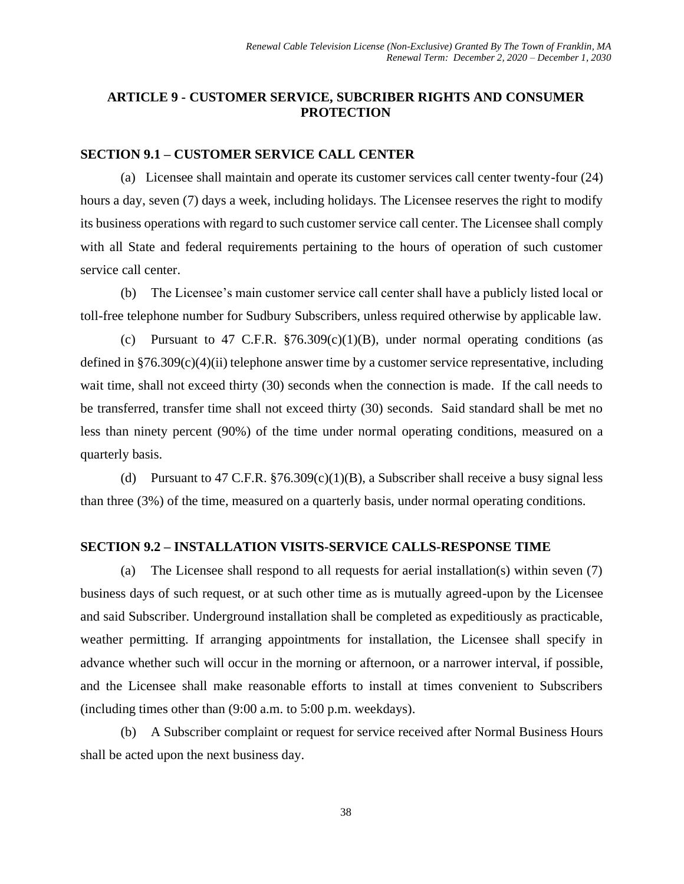## ARTICLE 9 - CUSTOMER SERVICE, SUBCRIBER RIGHTS AND CONSUMER PROTECTION

### SECTION 9.1 – CUSTOMER SERVICE CALL CENTER

(a) Licensee shall maintain and operate its customer services call center twenty-four (24) hours a day, seven (7) days a week, including holidays. The Licensee reserves the right to modify its business operations with regard to such customer service call center. The Licensee shall comply with all State and federal requirements pertaining to the hours of operation of such customer service call center.

(b) The Licensee's main customer service call center shall have a publicly listed local or toll-free telephone number for Sudbury Subscribers, unless required otherwise by applicable law.

(c) Pursuant to 47 C.F.R. §76.309(c)(1)(B), under normal operating conditions (as defined in §76.309(c)(4)(ii) telephone answer time by a customer service representative, including wait time, shall not exceed thirty (30) seconds when the connection is made. If the call needs to be transferred, transfer time shall not exceed thirty (30) seconds. Said standard shall be met no less than ninety percent (90%) of the time under normal operating conditions, measured on a quarterly basis.

(d) Pursuant to 47 C.F.R. §76.309(c)(1)(B), a Subscriber shall receive a busy signal less than three (3%) of the time, measured on a quarterly basis, under normal operating conditions.

### SECTION 9.2 – INSTALLATION VISITS-SERVICE CALLS-RESPONSE TIME

(a) The Licensee shall respond to all requests for aerial installation(s) within seven (7) business days of such request, or at such other time as is mutually agreed-upon by the Licensee and said Subscriber. Underground installation shall be completed as expeditiously as practicable, weather permitting. If arranging appointments for installation, the Licensee shall specify in advance whether such will occur in the morning or afternoon, or a narrower interval, if possible, and the Licensee shall make reasonable efforts to install at times convenient to Subscribers (including times other than (9:00 a.m. to 5:00 p.m. weekdays).

(b) A Subscriber complaint or request for service received after Normal Business Hours shall be acted upon the next business day.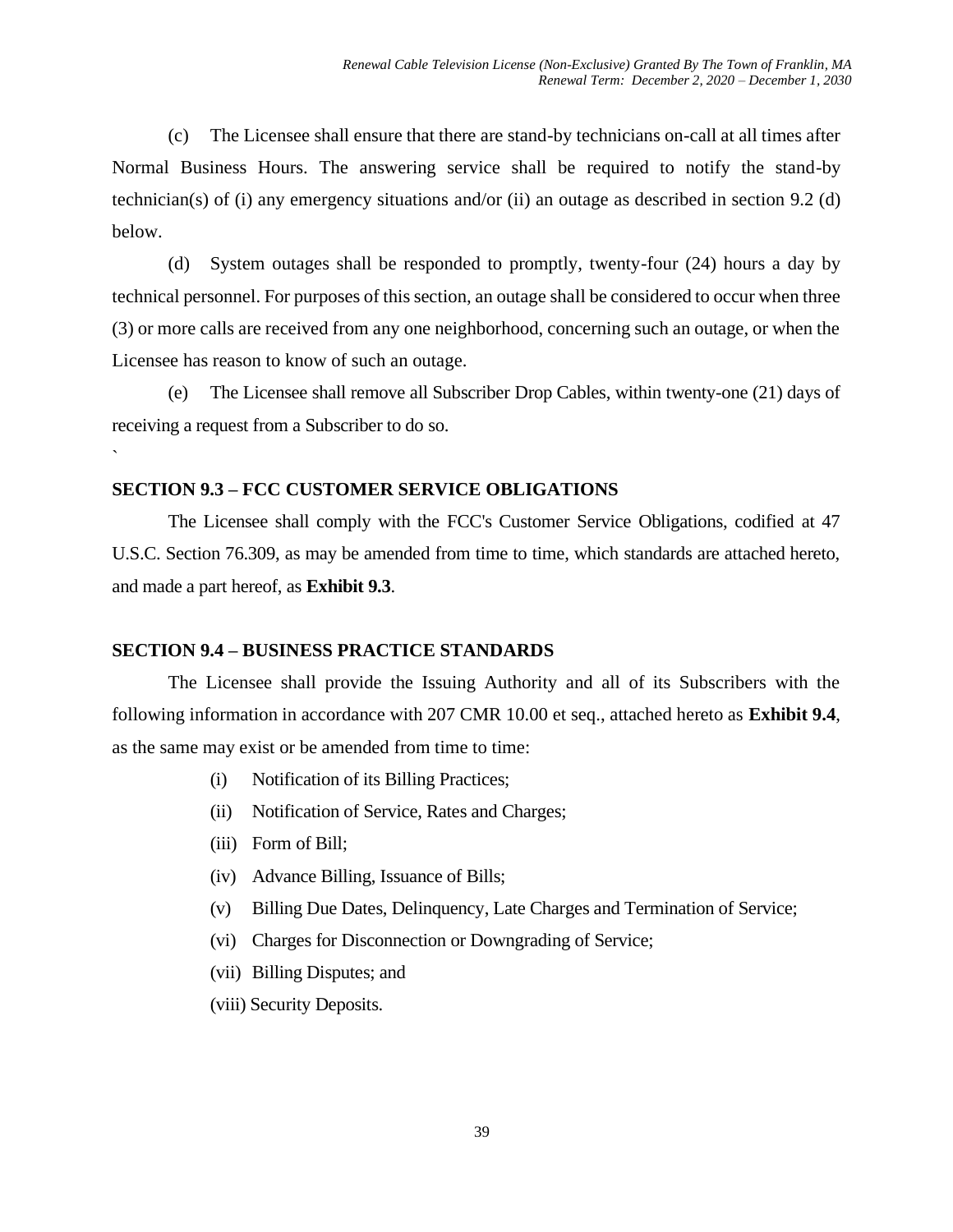(c) The Licensee shall ensure that there are stand-by technicians on-call at all times after Normal Business Hours. The answering service shall be required to notify the stand-by technician(s) of (i) any emergency situations and/or (ii) an outage as described in section 9.2 (d) below.

(d) System outages shall be responded to promptly, twenty-four (24) hours a day by technical personnel. For purposes of this section, an outage shall be considered to occur when three (3) or more calls are received from any one neighborhood, concerning such an outage, or when the Licensee has reason to know of such an outage.

(e) The Licensee shall remove all Subscriber Drop Cables, within twenty-one (21) days of receiving a request from a Subscriber to do so.

`

**SECTION 9.3 – FCC CUSTOMER SERVICE OBLIGATIONS**

The Licensee shall comply with the FCC's Customer Service Obligations, codified at 47 U.S.C. Section 76.309, as may be amended from time to time, which standards are attached hereto, and made a part hereof, as **Exhibit 9.3**.

**SECTION 9.4 – BUSINESS PRACTICE STANDARDS**

The Licensee shall provide the Issuing Authority and all of its Subscribers with the following information in accordance with 207 CMR 10.00 et seq., attached hereto as **Exhibit 9.4**, as the same may exist or be amended from time to time:

- (i) Notification of its Billing Practices;
- (ii) Notification of Service, Rates and Charges;
- (iii) Form of Bill;
- (iv) Advance Billing, Issuance of Bills;
- (v) Billing Due Dates, Delinquency, Late Charges and Termination of Service;
- (vi) Charges for Disconnection or Downgrading of Service;
- (vii) Billing Disputes; and
- (viii) Security Deposits.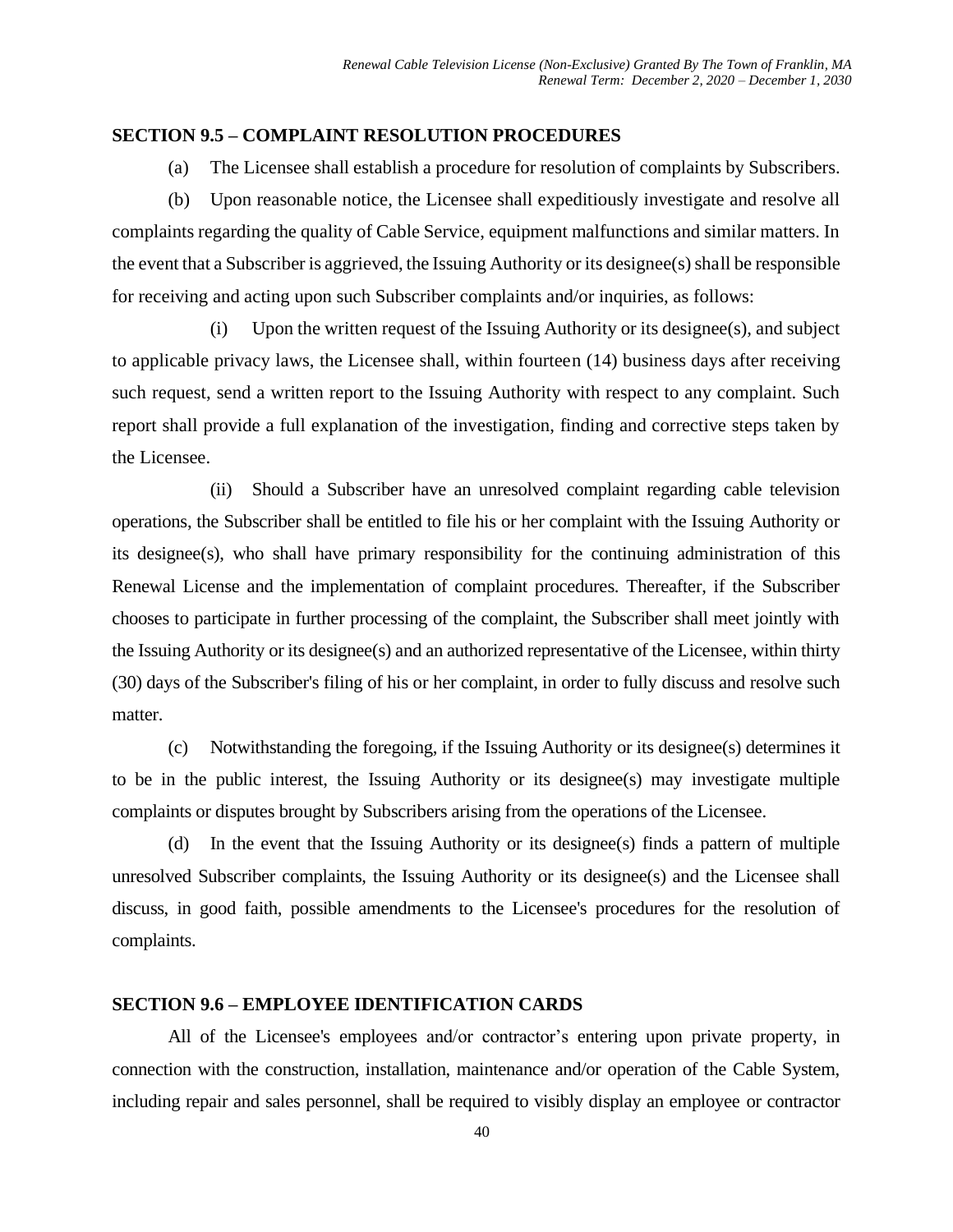## SECTION 9.5 – COMPLAINT RESOLUTION PROCEDURES

(a) The Licensee shall establish a procedure for resolution of complaints by Subscribers.

(b) Upon reasonable notice, the Licensee shall expeditiously investigate and resolve all complaints regarding the quality of Cable Service, equipment malfunctions and similar matters. In the event that a Subscriber is aggrieved, the Issuing Authority or its designee(s) shall be responsible for receiving and acting upon such Subscriber complaints and/or inquiries, as follows:

(i) Upon the written request of the Issuing Authority or its designee(s), and subject to applicable privacy laws, the Licensee shall, within fourteen (14) business days after receiving such request, send a written report to the Issuing Authority with respect to any complaint. Such report shall provide a full explanation of the investigation, finding and corrective steps taken by the Licensee.

(ii) Should a Subscriber have an unresolved complaint regarding cable television operations, the Subscriber shall be entitled to file his or her complaint with the Issuing Authority or its designee(s), who shall have primary responsibility for the continuing administration of this Renewal License and the implementation of complaint procedures. Thereafter, if the Subscriber chooses to participate in further processing of the complaint, the Subscriber shall meet jointly with the Issuing Authority or its designee(s) and an authorized representative of the Licensee, within thirty (30) days of the Subscriber's filing of his or her complaint, in order to fully discuss and resolve such matter.

(c) Notwithstanding the foregoing, if the Issuing Authority or its designee(s) determines it to be in the public interest, the Issuing Authority or its designee(s) may investigate multiple complaints or disputes brought by Subscribers arising from the operations of the Licensee.

(d) In the event that the Issuing Authority or its designee(s) finds a pattern of multiple unresolved Subscriber complaints, the Issuing Authority or its designee(s) and the Licensee shall discuss, in good faith, possible amendments to the Licensee's procedures for the resolution of complaints.

## SECTION 9.6 – EMPLOYEE IDENTIFICATION CARDS

All of the Licensee's employees and/or contractor's entering upon private property, in connection with the construction, installation, maintenance and/or operation of the Cable System, including repair and sales personnel, shall be required to visibly display an employee or contractor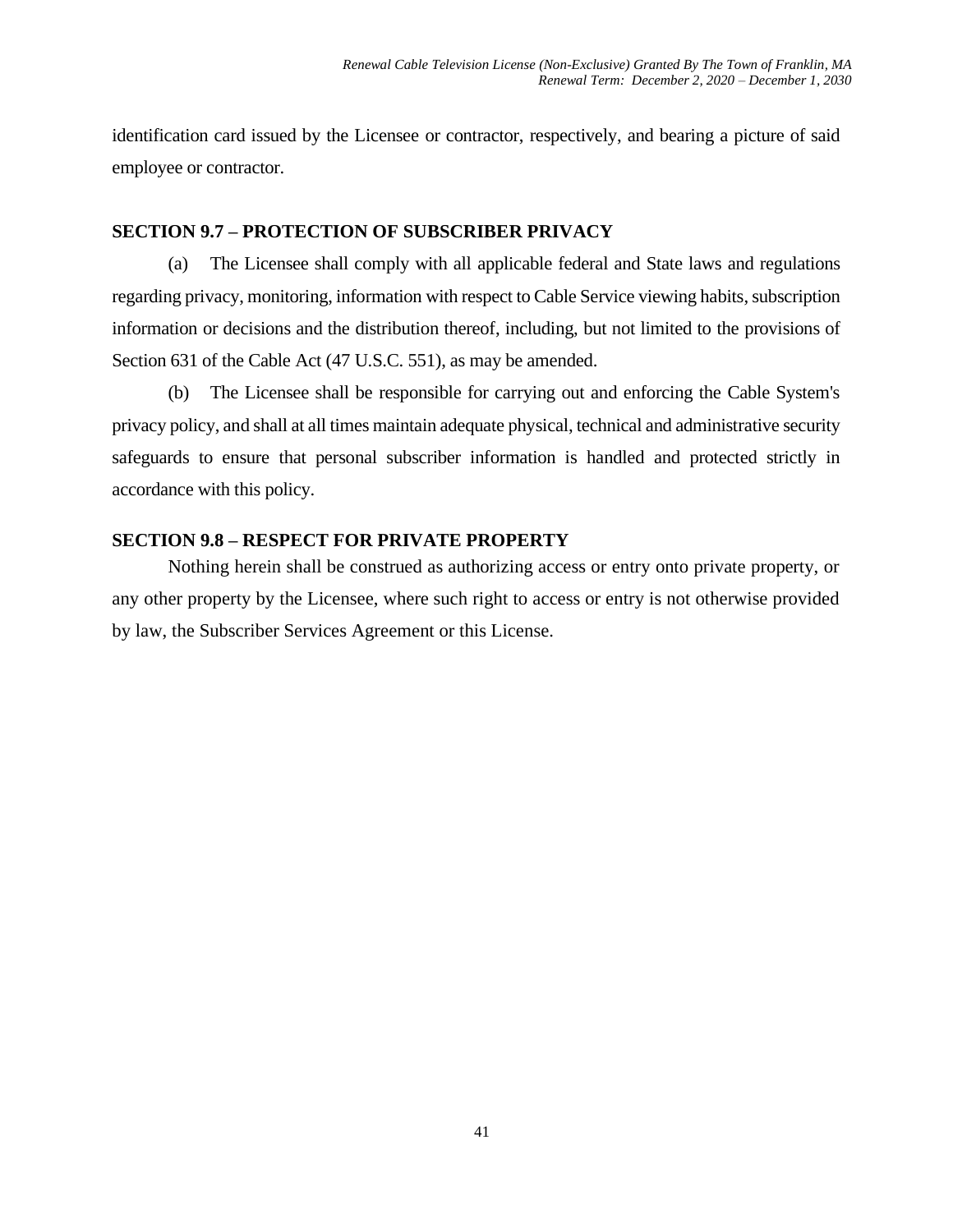identification card issued by the Licensee or contractor, respectively, and bearing a picture of said employee or contractor.

## SECTION 9.7 – PROTECTION OF SUBSCRIBER PRIVACY

(a) The Licensee shall comply with all applicable federal and State laws and regulations regarding privacy, monitoring, information with respect to Cable Service viewing habits, subscription information or decisions and the distribution thereof, including, but not limited to the provisions of Section 631 of the Cable Act (47 U.S.C. 551), as may be amended.

(b) The Licensee shall be responsible for carrying out and enforcing the Cable System's privacy policy, and shall at all times maintain adequate physical, technical and administrative security safeguards to ensure that personal subscriber information is handled and protected strictly in accordance with this policy.

## SECTION 9.8 – RESPECT FOR PRIVATE PROPERTY

Nothing herein shall be construed as authorizing access or entry onto private property, or any other property by the Licensee, where such right to access or entry is not otherwise provided by law, the Subscriber Services Agreement or this License.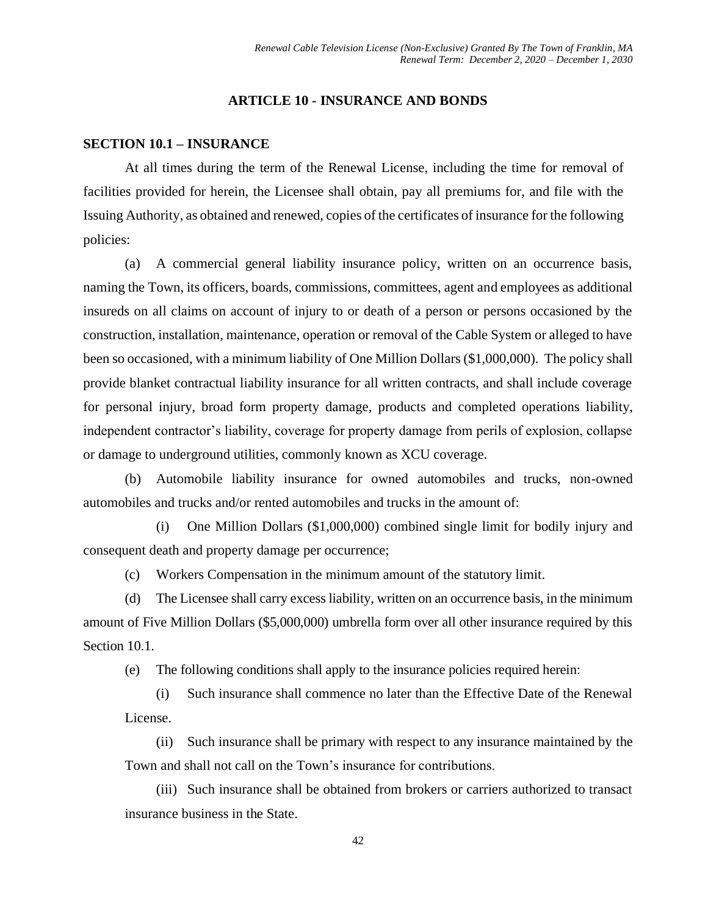## ARTICLE 10 - INSURANCE AND BONDS

### SECTION 10.1 – INSURANCE

At all times during the term of the Renewal License, including the time for removal of facilities provided for herein, the Licensee shall obtain, pay all premiums for, and file with the Issuing Authority, as obtained and renewed, copies of the certificates of insurance for the following policies:

(a) A commercial general liability insurance policy, written on an occurrence basis, naming the Town, its officers, boards, commissions, committees, agent and employees as additional insureds on all claims on account of injury to or death of a person or persons occasioned by the construction, installation, maintenance, operation or removal of the Cable System or alleged to have been so occasioned, with a minimum liability of One Million Dollars ($1,000,000). The policy shall provide blanket contractual liability insurance for all written contracts, and shall include coverage for personal injury, broad form property damage, products and completed operations liability, independent contractor's liability, coverage for property damage from perils of explosion, collapse or damage to underground utilities, commonly known as XCU coverage.

(b) Automobile liability insurance for owned automobiles and trucks, non-owned automobiles and trucks and/or rented automobiles and trucks in the amount of:

(i) One Million Dollars ($1,000,000) combined single limit for bodily injury and consequent death and property damage per occurrence;

(c) Workers Compensation in the minimum amount of the statutory limit.

(d) The Licensee shall carry excess liability, written on an occurrence basis, in the minimum amount of Five Million Dollars ($5,000,000) umbrella form over all other insurance required by this Section 10.1.

(e) The following conditions shall apply to the insurance policies required herein:

(i) Such insurance shall commence no later than the Effective Date of the Renewal License.

(ii) Such insurance shall be primary with respect to any insurance maintained by the Town and shall not call on the Town's insurance for contributions.

(iii) Such insurance shall be obtained from brokers or carriers authorized to transact insurance business in the State.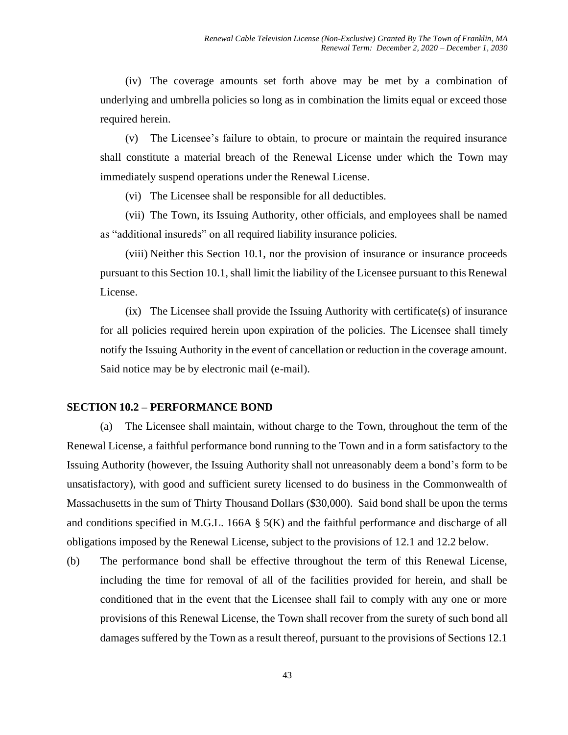(iv) The coverage amounts set forth above may be met by a combination of underlying and umbrella policies so long as in combination the limits equal or exceed those required herein.

(v) The Licensee's failure to obtain, to procure or maintain the required insurance shall constitute a material breach of the Renewal License under which the Town may immediately suspend operations under the Renewal License.

(vi) The Licensee shall be responsible for all deductibles.

(vii) The Town, its Issuing Authority, other officials, and employees shall be named as "additional insureds" on all required liability insurance policies.

(viii) Neither this Section 10.1, nor the provision of insurance or insurance proceeds pursuant to this Section 10.1, shall limit the liability of the Licensee pursuant to this Renewal License.

(ix) The Licensee shall provide the Issuing Authority with certificate(s) of insurance for all policies required herein upon expiration of the policies. The Licensee shall timely notify the Issuing Authority in the event of cancellation or reduction in the coverage amount. Said notice may be by electronic mail (e-mail).

**SECTION 10.2 – PERFORMANCE BOND**

(a) The Licensee shall maintain, without charge to the Town, throughout the term of the Renewal License, a faithful performance bond running to the Town and in a form satisfactory to the Issuing Authority (however, the Issuing Authority shall not unreasonably deem a bond's form to be unsatisfactory), with good and sufficient surety licensed to do business in the Commonwealth of Massachusetts in the sum of Thirty Thousand Dollars ($30,000). Said bond shall be upon the terms and conditions specified in M.G.L. 166A § 5(K) and the faithful performance and discharge of all obligations imposed by the Renewal License, subject to the provisions of 12.1 and 12.2 below.

(b) The performance bond shall be effective throughout the term of this Renewal License, including the time for removal of all of the facilities provided for herein, and shall be conditioned that in the event that the Licensee shall fail to comply with any one or more provisions of this Renewal License, the Town shall recover from the surety of such bond all damages suffered by the Town as a result thereof, pursuant to the provisions of Sections 12.1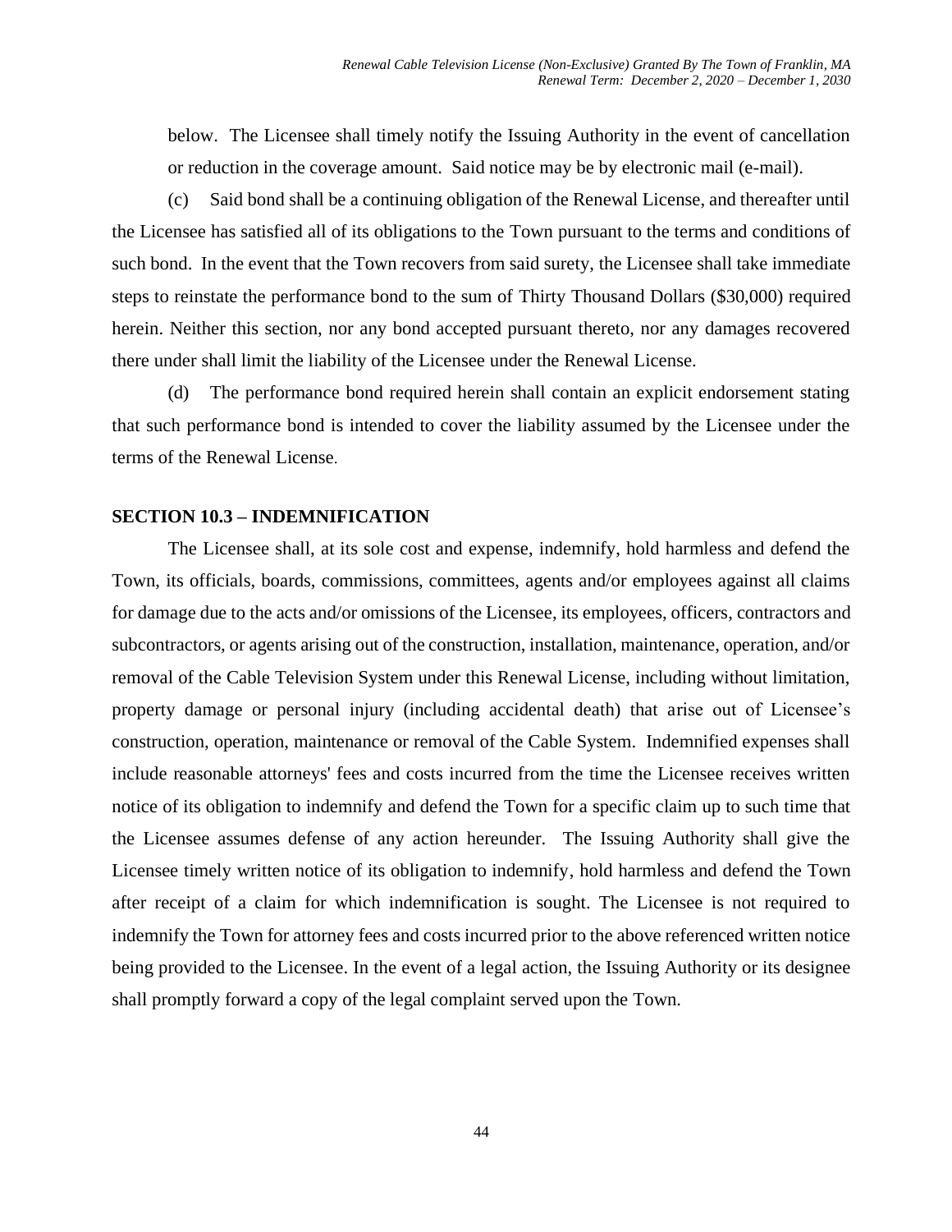below. The Licensee shall timely notify the Issuing Authority in the event of cancellation or reduction in the coverage amount. Said notice may be by electronic mail (e-mail).

(c) Said bond shall be a continuing obligation of the Renewal License, and thereafter until the Licensee has satisfied all of its obligations to the Town pursuant to the terms and conditions of such bond. In the event that the Town recovers from said surety, the Licensee shall take immediate steps to reinstate the performance bond to the sum of Thirty Thousand Dollars ($30,000) required herein. Neither this section, nor any bond accepted pursuant thereto, nor any damages recovered there under shall limit the liability of the Licensee under the Renewal License.

(d) The performance bond required herein shall contain an explicit endorsement stating that such performance bond is intended to cover the liability assumed by the Licensee under the terms of the Renewal License.

## SECTION 10.3 – INDEMNIFICATION

The Licensee shall, at its sole cost and expense, indemnify, hold harmless and defend the Town, its officials, boards, commissions, committees, agents and/or employees against all claims for damage due to the acts and/or omissions of the Licensee, its employees, officers, contractors and subcontractors, or agents arising out of the construction, installation, maintenance, operation, and/or removal of the Cable Television System under this Renewal License, including without limitation, property damage or personal injury (including accidental death) that arise out of Licensee's construction, operation, maintenance or removal of the Cable System. Indemnified expenses shall include reasonable attorneys' fees and costs incurred from the time the Licensee receives written notice of its obligation to indemnify and defend the Town for a specific claim up to such time that the Licensee assumes defense of any action hereunder. The Issuing Authority shall give the Licensee timely written notice of its obligation to indemnify, hold harmless and defend the Town after receipt of a claim for which indemnification is sought. The Licensee is not required to indemnify the Town for attorney fees and costs incurred prior to the above referenced written notice being provided to the Licensee. In the event of a legal action, the Issuing Authority or its designee shall promptly forward a copy of the legal complaint served upon the Town.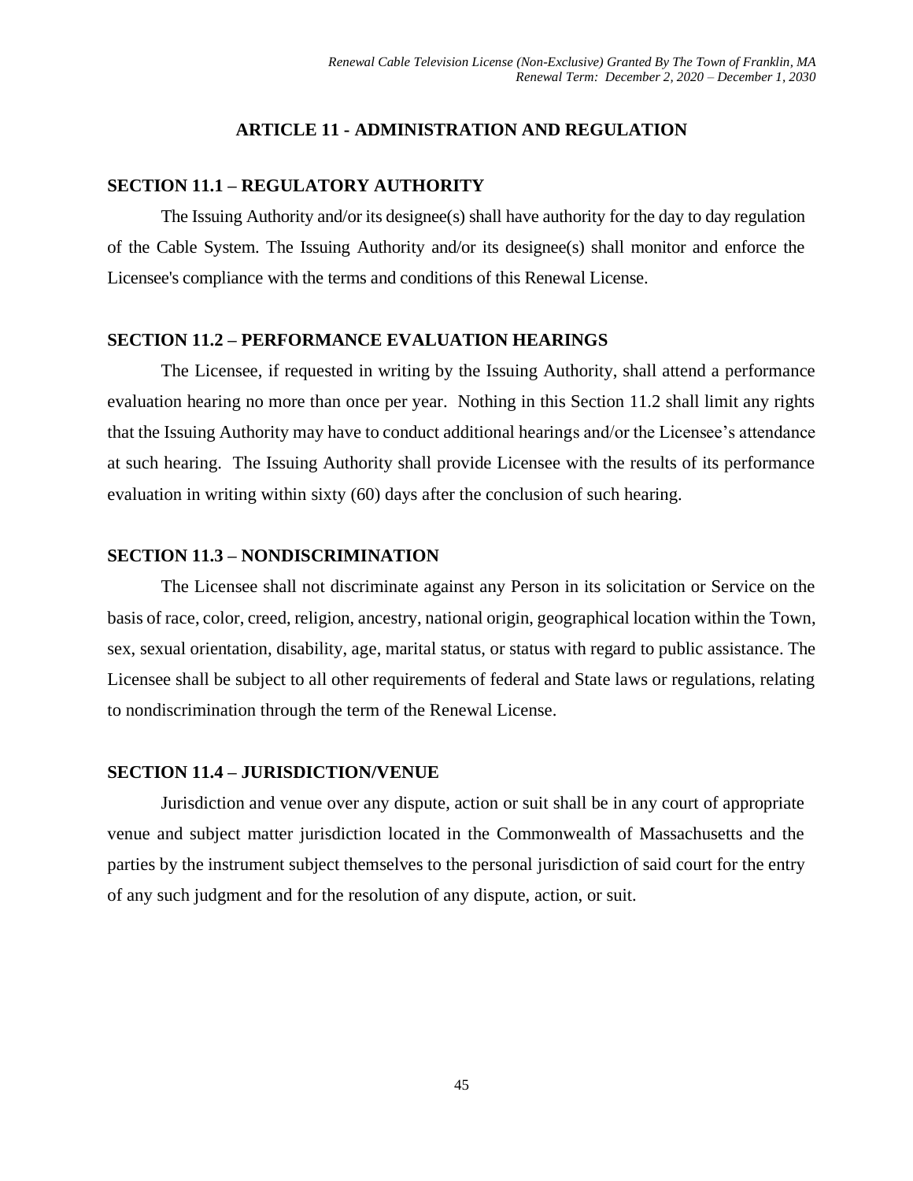## ARTICLE 11 - ADMINISTRATION AND REGULATION

### SECTION 11.1 – REGULATORY AUTHORITY

The Issuing Authority and/or its designee(s) shall have authority for the day to day regulation of the Cable System. The Issuing Authority and/or its designee(s) shall monitor and enforce the Licensee's compliance with the terms and conditions of this Renewal License.

### SECTION 11.2 – PERFORMANCE EVALUATION HEARINGS

The Licensee, if requested in writing by the Issuing Authority, shall attend a performance evaluation hearing no more than once per year. Nothing in this Section 11.2 shall limit any rights that the Issuing Authority may have to conduct additional hearings and/or the Licensee's attendance at such hearing. The Issuing Authority shall provide Licensee with the results of its performance evaluation in writing within sixty (60) days after the conclusion of such hearing.

### SECTION 11.3 – NONDISCRIMINATION

The Licensee shall not discriminate against any Person in its solicitation or Service on the basis of race, color, creed, religion, ancestry, national origin, geographical location within the Town, sex, sexual orientation, disability, age, marital status, or status with regard to public assistance. The Licensee shall be subject to all other requirements of federal and State laws or regulations, relating to nondiscrimination through the term of the Renewal License.

### SECTION 11.4 – JURISDICTION/VENUE

Jurisdiction and venue over any dispute, action or suit shall be in any court of appropriate venue and subject matter jurisdiction located in the Commonwealth of Massachusetts and the parties by the instrument subject themselves to the personal jurisdiction of said court for the entry of any such judgment and for the resolution of any dispute, action, or suit.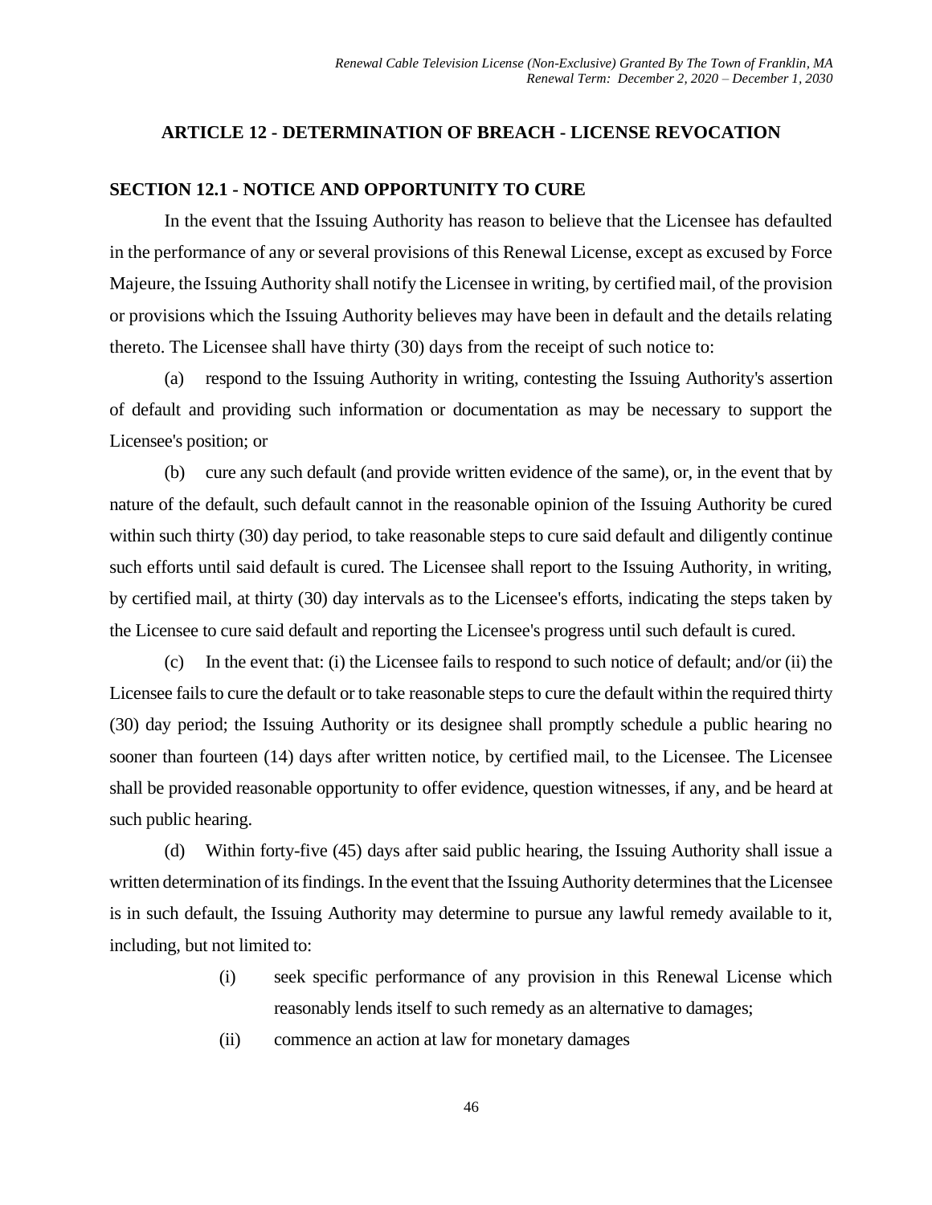## ARTICLE 12 - DETERMINATION OF BREACH - LICENSE REVOCATION

### SECTION 12.1 - NOTICE AND OPPORTUNITY TO CURE

In the event that the Issuing Authority has reason to believe that the Licensee has defaulted in the performance of any or several provisions of this Renewal License, except as excused by Force Majeure, the Issuing Authority shall notify the Licensee in writing, by certified mail, of the provision or provisions which the Issuing Authority believes may have been in default and the details relating thereto. The Licensee shall have thirty (30) days from the receipt of such notice to:

(a) respond to the Issuing Authority in writing, contesting the Issuing Authority's assertion of default and providing such information or documentation as may be necessary to support the Licensee's position; or

(b) cure any such default (and provide written evidence of the same), or, in the event that by nature of the default, such default cannot in the reasonable opinion of the Issuing Authority be cured within such thirty (30) day period, to take reasonable steps to cure said default and diligently continue such efforts until said default is cured. The Licensee shall report to the Issuing Authority, in writing, by certified mail, at thirty (30) day intervals as to the Licensee's efforts, indicating the steps taken by the Licensee to cure said default and reporting the Licensee's progress until such default is cured.

(c) In the event that: (i) the Licensee fails to respond to such notice of default; and/or (ii) the Licensee fails to cure the default or to take reasonable steps to cure the default within the required thirty (30) day period; the Issuing Authority or its designee shall promptly schedule a public hearing no sooner than fourteen (14) days after written notice, by certified mail, to the Licensee. The Licensee shall be provided reasonable opportunity to offer evidence, question witnesses, if any, and be heard at such public hearing.

(d) Within forty-five (45) days after said public hearing, the Issuing Authority shall issue a written determination of its findings. In the event that the Issuing Authority determines that the Licensee is in such default, the Issuing Authority may determine to pursue any lawful remedy available to it, including, but not limited to:

(i) seek specific performance of any provision in this Renewal License which reasonably lends itself to such remedy as an alternative to damages;

(ii) commence an action at law for monetary damages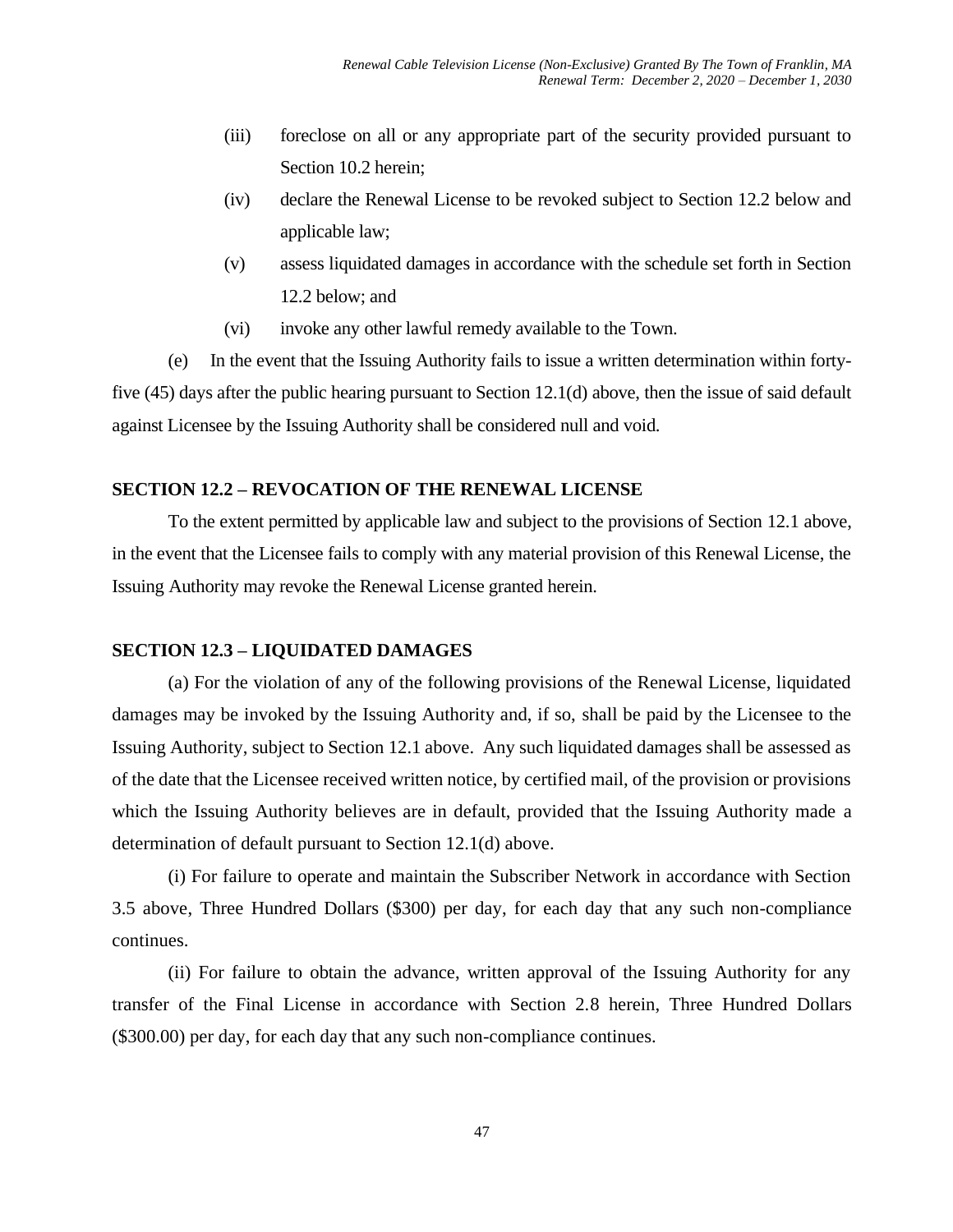(iii) foreclose on all or any appropriate part of the security provided pursuant to Section 10.2 herein;

(iv) declare the Renewal License to be revoked subject to Section 12.2 below and applicable law;

(v) assess liquidated damages in accordance with the schedule set forth in Section 12.2 below; and

(vi) invoke any other lawful remedy available to the Town.

(e) In the event that the Issuing Authority fails to issue a written determination within forty-five (45) days after the public hearing pursuant to Section 12.1(d) above, then the issue of said default against Licensee by the Issuing Authority shall be considered null and void.

## SECTION 12.2 – REVOCATION OF THE RENEWAL LICENSE

To the extent permitted by applicable law and subject to the provisions of Section 12.1 above, in the event that the Licensee fails to comply with any material provision of this Renewal License, the Issuing Authority may revoke the Renewal License granted herein.

## SECTION 12.3 – LIQUIDATED DAMAGES

(a) For the violation of any of the following provisions of the Renewal License, liquidated damages may be invoked by the Issuing Authority and, if so, shall be paid by the Licensee to the Issuing Authority, subject to Section 12.1 above. Any such liquidated damages shall be assessed as of the date that the Licensee received written notice, by certified mail, of the provision or provisions which the Issuing Authority believes are in default, provided that the Issuing Authority made a determination of default pursuant to Section 12.1(d) above.

(i) For failure to operate and maintain the Subscriber Network in accordance with Section 3.5 above, Three Hundred Dollars ($300) per day, for each day that any such non-compliance continues.

(ii) For failure to obtain the advance, written approval of the Issuing Authority for any transfer of the Final License in accordance with Section 2.8 herein, Three Hundred Dollars ($300.00) per day, for each day that any such non-compliance continues.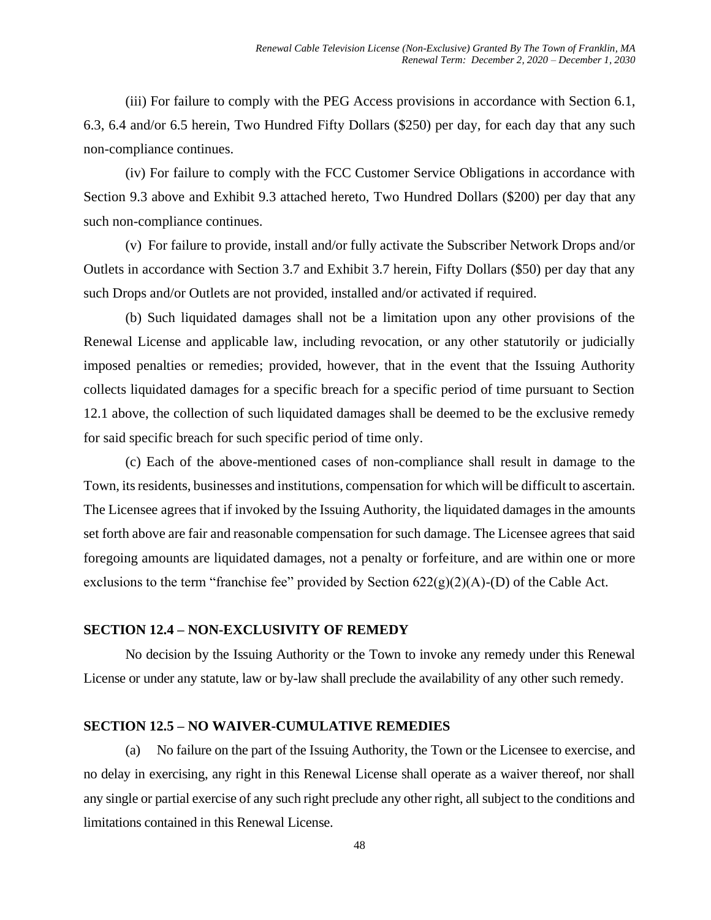(iii) For failure to comply with the PEG Access provisions in accordance with Section 6.1, 6.3, 6.4 and/or 6.5 herein, Two Hundred Fifty Dollars ($250) per day, for each day that any such non-compliance continues.

(iv) For failure to comply with the FCC Customer Service Obligations in accordance with Section 9.3 above and Exhibit 9.3 attached hereto, Two Hundred Dollars ($200) per day that any such non-compliance continues.

(v) For failure to provide, install and/or fully activate the Subscriber Network Drops and/or Outlets in accordance with Section 3.7 and Exhibit 3.7 herein, Fifty Dollars ($50) per day that any such Drops and/or Outlets are not provided, installed and/or activated if required.

(b) Such liquidated damages shall not be a limitation upon any other provisions of the Renewal License and applicable law, including revocation, or any other statutorily or judicially imposed penalties or remedies; provided, however, that in the event that the Issuing Authority collects liquidated damages for a specific breach for a specific period of time pursuant to Section 12.1 above, the collection of such liquidated damages shall be deemed to be the exclusive remedy for said specific breach for such specific period of time only.

(c) Each of the above-mentioned cases of non-compliance shall result in damage to the Town, its residents, businesses and institutions, compensation for which will be difficult to ascertain. The Licensee agrees that if invoked by the Issuing Authority, the liquidated damages in the amounts set forth above are fair and reasonable compensation for such damage. The Licensee agrees that said foregoing amounts are liquidated damages, not a penalty or forfeiture, and are within one or more exclusions to the term "franchise fee" provided by Section 622(g)(2)(A)-(D) of the Cable Act.

## SECTION 12.4 – NON-EXCLUSIVITY OF REMEDY

No decision by the Issuing Authority or the Town to invoke any remedy under this Renewal License or under any statute, law or by-law shall preclude the availability of any other such remedy.

## SECTION 12.5 – NO WAIVER-CUMULATIVE REMEDIES

(a) No failure on the part of the Issuing Authority, the Town or the Licensee to exercise, and no delay in exercising, any right in this Renewal License shall operate as a waiver thereof, nor shall any single or partial exercise of any such right preclude any other right, all subject to the conditions and limitations contained in this Renewal License.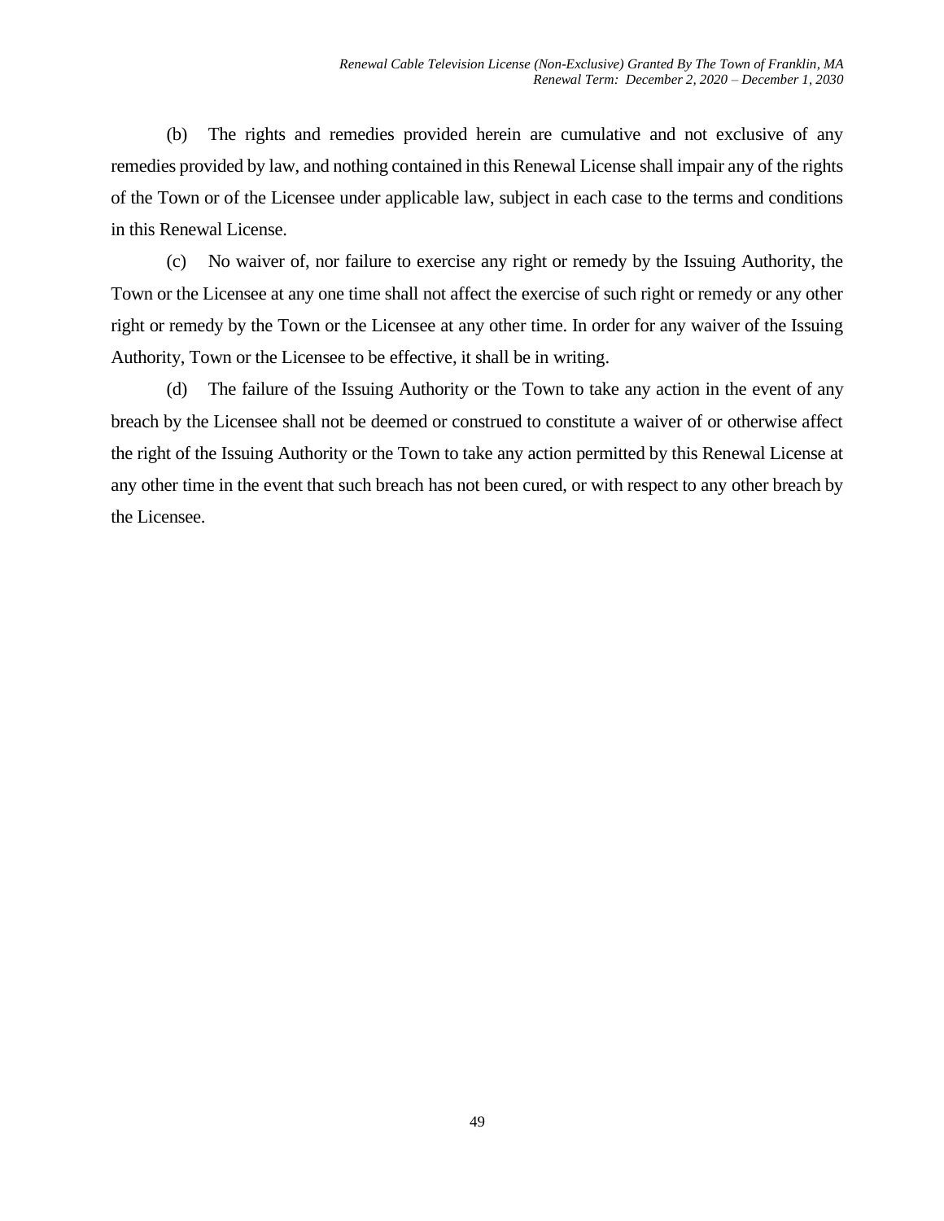(b) The rights and remedies provided herein are cumulative and not exclusive of any remedies provided by law, and nothing contained in this Renewal License shall impair any of the rights of the Town or of the Licensee under applicable law, subject in each case to the terms and conditions in this Renewal License.

(c) No waiver of, nor failure to exercise any right or remedy by the Issuing Authority, the Town or the Licensee at any one time shall not affect the exercise of such right or remedy or any other right or remedy by the Town or the Licensee at any other time. In order for any waiver of the Issuing Authority, Town or the Licensee to be effective, it shall be in writing.

(d) The failure of the Issuing Authority or the Town to take any action in the event of any breach by the Licensee shall not be deemed or construed to constitute a waiver of or otherwise affect the right of the Issuing Authority or the Town to take any action permitted by this Renewal License at any other time in the event that such breach has not been cured, or with respect to any other breach by the Licensee.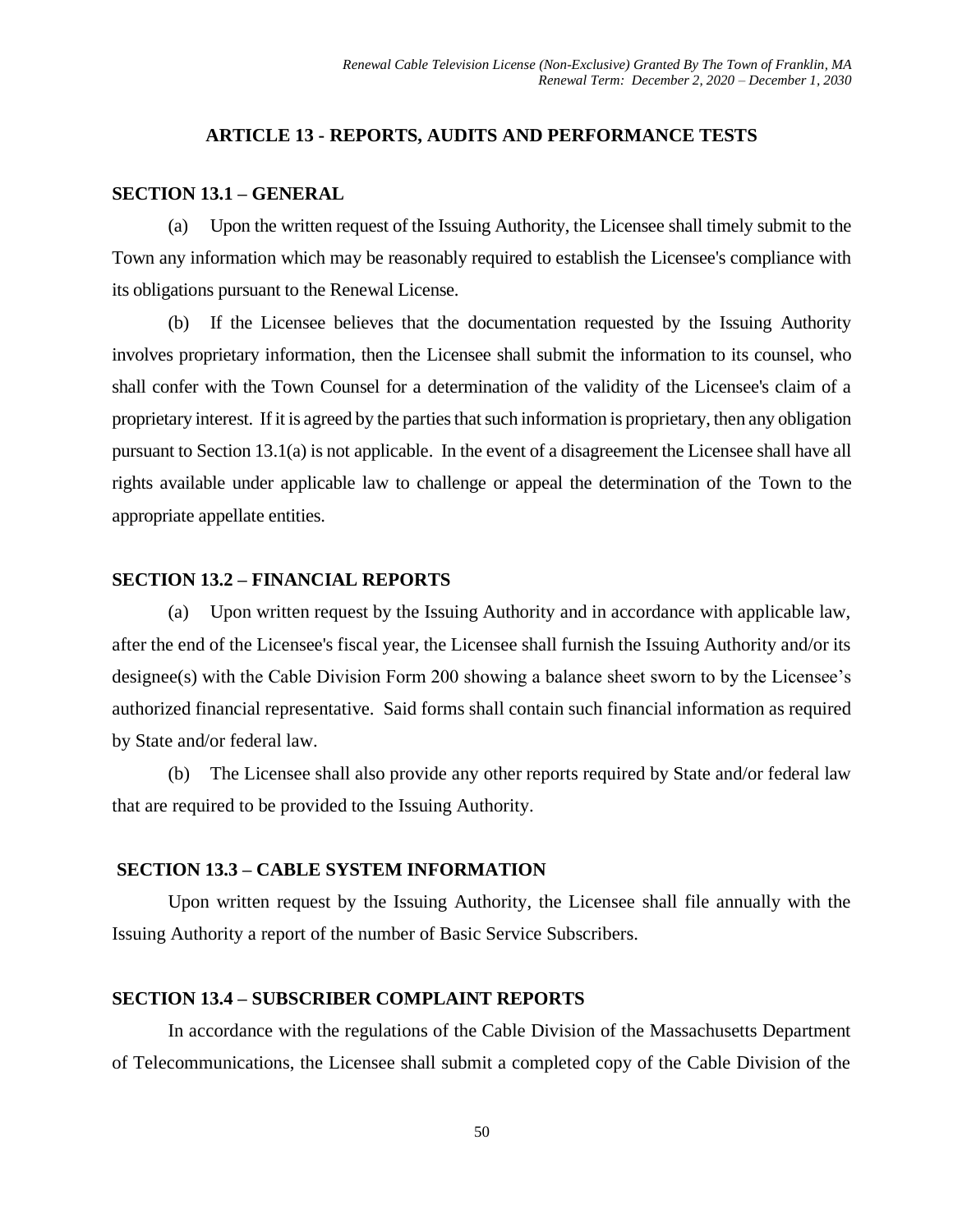## ARTICLE 13 - REPORTS, AUDITS AND PERFORMANCE TESTS

### SECTION 13.1 – GENERAL

(a) Upon the written request of the Issuing Authority, the Licensee shall timely submit to the Town any information which may be reasonably required to establish the Licensee's compliance with its obligations pursuant to the Renewal License.

(b) If the Licensee believes that the documentation requested by the Issuing Authority involves proprietary information, then the Licensee shall submit the information to its counsel, who shall confer with the Town Counsel for a determination of the validity of the Licensee's claim of a proprietary interest. If it is agreed by the parties that such information is proprietary, then any obligation pursuant to Section 13.1(a) is not applicable. In the event of a disagreement the Licensee shall have all rights available under applicable law to challenge or appeal the determination of the Town to the appropriate appellate entities.

### SECTION 13.2 – FINANCIAL REPORTS

(a) Upon written request by the Issuing Authority and in accordance with applicable law, after the end of the Licensee's fiscal year, the Licensee shall furnish the Issuing Authority and/or its designee(s) with the Cable Division Form 200 showing a balance sheet sworn to by the Licensee's authorized financial representative. Said forms shall contain such financial information as required by State and/or federal law.

(b) The Licensee shall also provide any other reports required by State and/or federal law that are required to be provided to the Issuing Authority.

### SECTION 13.3 – CABLE SYSTEM INFORMATION

Upon written request by the Issuing Authority, the Licensee shall file annually with the Issuing Authority a report of the number of Basic Service Subscribers.

### SECTION 13.4 – SUBSCRIBER COMPLAINT REPORTS

In accordance with the regulations of the Cable Division of the Massachusetts Department of Telecommunications, the Licensee shall submit a completed copy of the Cable Division of the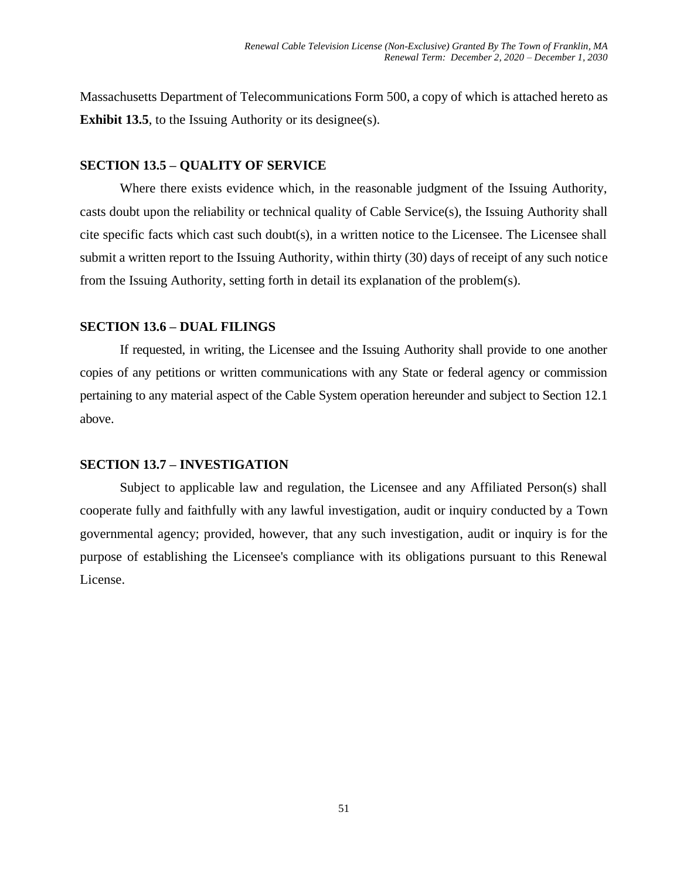Massachusetts Department of Telecommunications Form 500, a copy of which is attached hereto as **Exhibit 13.5**, to the Issuing Authority or its designee(s).

### SECTION 13.5 – QUALITY OF SERVICE

Where there exists evidence which, in the reasonable judgment of the Issuing Authority, casts doubt upon the reliability or technical quality of Cable Service(s), the Issuing Authority shall cite specific facts which cast such doubt(s), in a written notice to the Licensee. The Licensee shall submit a written report to the Issuing Authority, within thirty (30) days of receipt of any such notice from the Issuing Authority, setting forth in detail its explanation of the problem(s).

### SECTION 13.6 – DUAL FILINGS

If requested, in writing, the Licensee and the Issuing Authority shall provide to one another copies of any petitions or written communications with any State or federal agency or commission pertaining to any material aspect of the Cable System operation hereunder and subject to Section 12.1 above.

### SECTION 13.7 – INVESTIGATION

Subject to applicable law and regulation, the Licensee and any Affiliated Person(s) shall cooperate fully and faithfully with any lawful investigation, audit or inquiry conducted by a Town governmental agency; provided, however, that any such investigation, audit or inquiry is for the purpose of establishing the Licensee's compliance with its obligations pursuant to this Renewal License.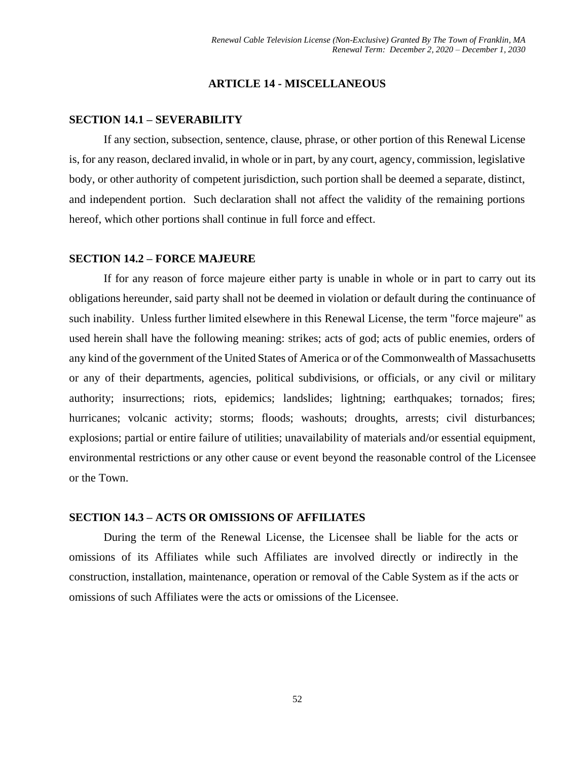## ARTICLE 14 - MISCELLANEOUS

### SECTION 14.1 – SEVERABILITY

If any section, subsection, sentence, clause, phrase, or other portion of this Renewal License is, for any reason, declared invalid, in whole or in part, by any court, agency, commission, legislative body, or other authority of competent jurisdiction, such portion shall be deemed a separate, distinct, and independent portion. Such declaration shall not affect the validity of the remaining portions hereof, which other portions shall continue in full force and effect.

### SECTION 14.2 – FORCE MAJEURE

If for any reason of force majeure either party is unable in whole or in part to carry out its obligations hereunder, said party shall not be deemed in violation or default during the continuance of such inability. Unless further limited elsewhere in this Renewal License, the term "force majeure" as used herein shall have the following meaning: strikes; acts of god; acts of public enemies, orders of any kind of the government of the United States of America or of the Commonwealth of Massachusetts or any of their departments, agencies, political subdivisions, or officials, or any civil or military authority; insurrections; riots, epidemics; landslides; lightning; earthquakes; tornados; fires; hurricanes; volcanic activity; storms; floods; washouts; droughts, arrests; civil disturbances; explosions; partial or entire failure of utilities; unavailability of materials and/or essential equipment, environmental restrictions or any other cause or event beyond the reasonable control of the Licensee or the Town.

### SECTION 14.3 – ACTS OR OMISSIONS OF AFFILIATES

During the term of the Renewal License, the Licensee shall be liable for the acts or omissions of its Affiliates while such Affiliates are involved directly or indirectly in the construction, installation, maintenance, operation or removal of the Cable System as if the acts or omissions of such Affiliates were the acts or omissions of the Licensee.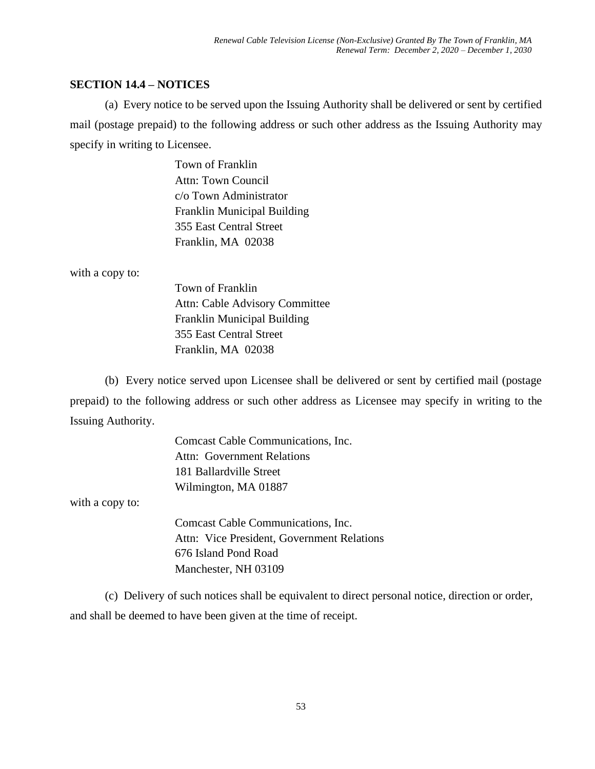### SECTION 14.4 – NOTICES

(a) Every notice to be served upon the Issuing Authority shall be delivered or sent by certified mail (postage prepaid) to the following address or such other address as the Issuing Authority may specify in writing to Licensee.

> Town of Franklin
> Attn: Town Council
> c/o Town Administrator
> Franklin Municipal Building
> 355 East Central Street
> Franklin, MA 02038

with a copy to:

> Town of Franklin
> Attn: Cable Advisory Committee
> Franklin Municipal Building
> 355 East Central Street
> Franklin, MA 02038

(b) Every notice served upon Licensee shall be delivered or sent by certified mail (postage prepaid) to the following address or such other address as Licensee may specify in writing to the Issuing Authority.

> Comcast Cable Communications, Inc.
> Attn: Government Relations
> 181 Ballardville Street
> Wilmington, MA 01887

with a copy to:

> Comcast Cable Communications, Inc.
> Attn: Vice President, Government Relations
> 676 Island Pond Road
> Manchester, NH 03109

(c) Delivery of such notices shall be equivalent to direct personal notice, direction or order, and shall be deemed to have been given at the time of receipt.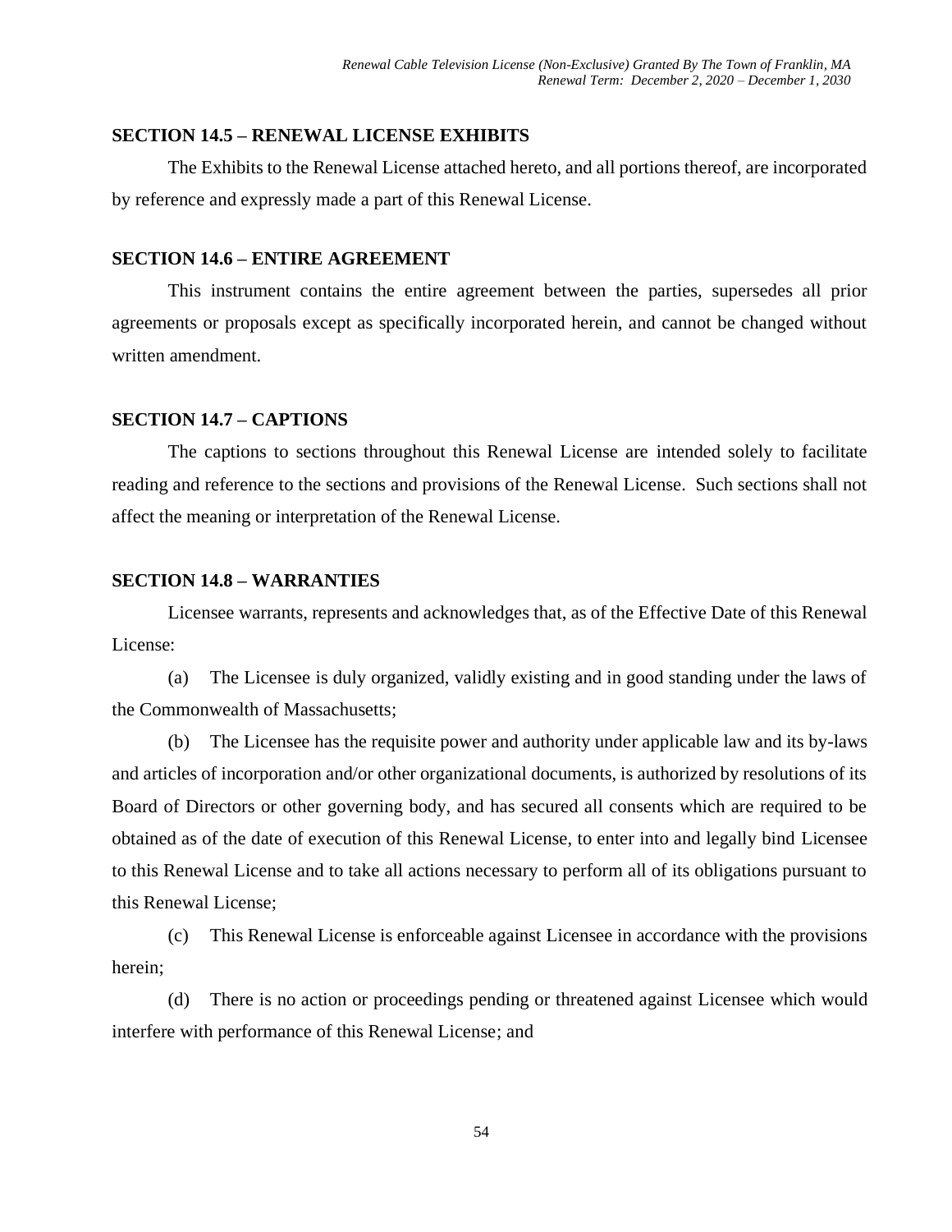## SECTION 14.5 – RENEWAL LICENSE EXHIBITS

The Exhibits to the Renewal License attached hereto, and all portions thereof, are incorporated by reference and expressly made a part of this Renewal License.

## SECTION 14.6 – ENTIRE AGREEMENT

This instrument contains the entire agreement between the parties, supersedes all prior agreements or proposals except as specifically incorporated herein, and cannot be changed without written amendment.

## SECTION 14.7 – CAPTIONS

The captions to sections throughout this Renewal License are intended solely to facilitate reading and reference to the sections and provisions of the Renewal License. Such sections shall not affect the meaning or interpretation of the Renewal License.

## SECTION 14.8 – WARRANTIES

Licensee warrants, represents and acknowledges that, as of the Effective Date of this Renewal License:

(a) The Licensee is duly organized, validly existing and in good standing under the laws of the Commonwealth of Massachusetts;

(b) The Licensee has the requisite power and authority under applicable law and its by-laws and articles of incorporation and/or other organizational documents, is authorized by resolutions of its Board of Directors or other governing body, and has secured all consents which are required to be obtained as of the date of execution of this Renewal License, to enter into and legally bind Licensee to this Renewal License and to take all actions necessary to perform all of its obligations pursuant to this Renewal License;

(c) This Renewal License is enforceable against Licensee in accordance with the provisions herein;

(d) There is no action or proceedings pending or threatened against Licensee which would interfere with performance of this Renewal License; and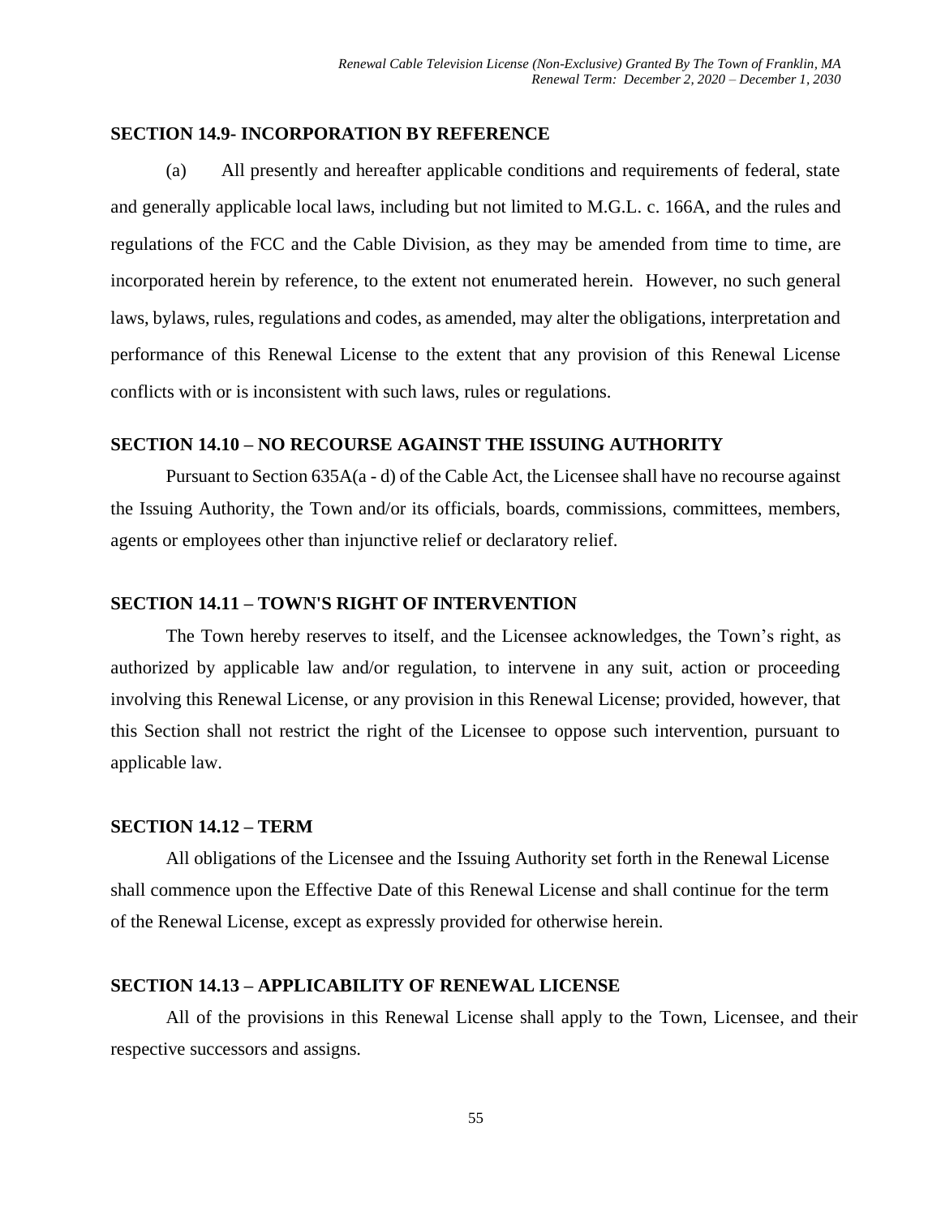## SECTION 14.9- INCORPORATION BY REFERENCE

(a) All presently and hereafter applicable conditions and requirements of federal, state and generally applicable local laws, including but not limited to M.G.L. c. 166A, and the rules and regulations of the FCC and the Cable Division, as they may be amended from time to time, are incorporated herein by reference, to the extent not enumerated herein. However, no such general laws, bylaws, rules, regulations and codes, as amended, may alter the obligations, interpretation and performance of this Renewal License to the extent that any provision of this Renewal License conflicts with or is inconsistent with such laws, rules or regulations.

## SECTION 14.10 – NO RECOURSE AGAINST THE ISSUING AUTHORITY

Pursuant to Section 635A(a - d) of the Cable Act, the Licensee shall have no recourse against the Issuing Authority, the Town and/or its officials, boards, commissions, committees, members, agents or employees other than injunctive relief or declaratory relief.

## SECTION 14.11 – TOWN'S RIGHT OF INTERVENTION

The Town hereby reserves to itself, and the Licensee acknowledges, the Town's right, as authorized by applicable law and/or regulation, to intervene in any suit, action or proceeding involving this Renewal License, or any provision in this Renewal License; provided, however, that this Section shall not restrict the right of the Licensee to oppose such intervention, pursuant to applicable law.

## SECTION 14.12 – TERM

All obligations of the Licensee and the Issuing Authority set forth in the Renewal License shall commence upon the Effective Date of this Renewal License and shall continue for the term of the Renewal License, except as expressly provided for otherwise herein.

## SECTION 14.13 – APPLICABILITY OF RENEWAL LICENSE

All of the provisions in this Renewal License shall apply to the Town, Licensee, and their respective successors and assigns.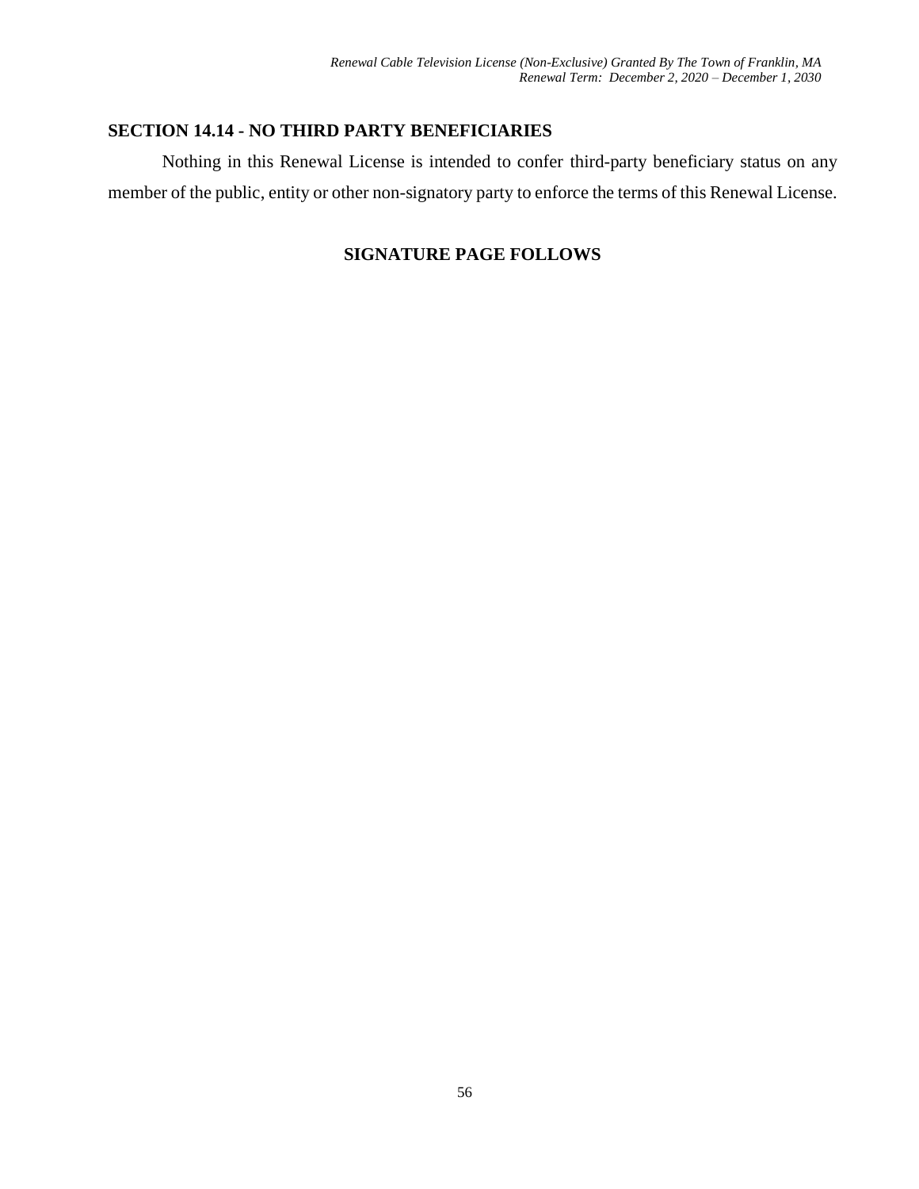## SECTION 14.14 - NO THIRD PARTY BENEFICIARIES

Nothing in this Renewal License is intended to confer third-party beneficiary status on any member of the public, entity or other non-signatory party to enforce the terms of this Renewal License.

**SIGNATURE PAGE FOLLOWS**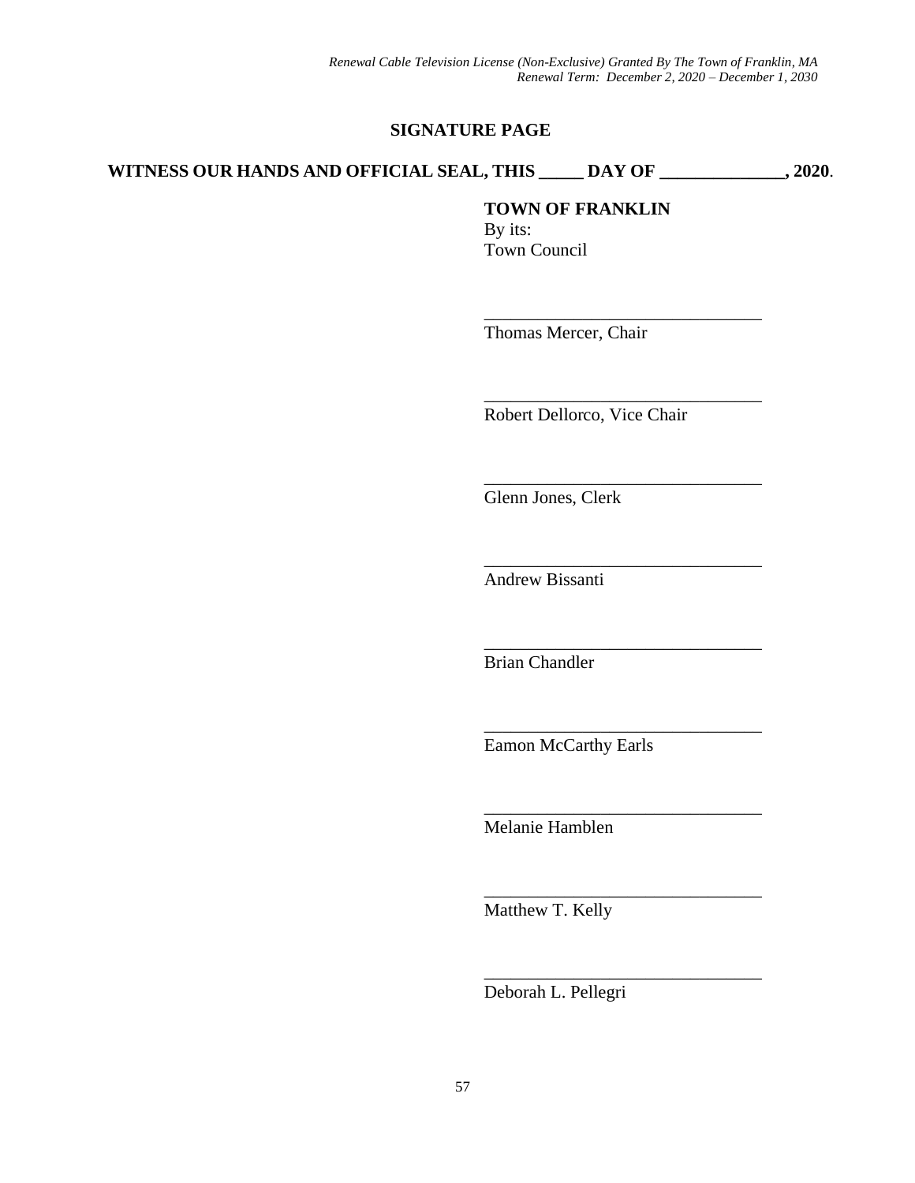## SIGNATURE PAGE

**WITNESS OUR HANDS AND OFFICIAL SEAL, THIS _____ DAY OF ______________, 2020**.

**TOWN OF FRANKLIN**
By its:
Town Council

_______________________________
Thomas Mercer, Chair

_______________________________
Robert Dellorco, Vice Chair

_______________________________
Glenn Jones, Clerk

_______________________________
Andrew Bissanti

_______________________________
Brian Chandler

_______________________________
Eamon McCarthy Earls

_______________________________
Melanie Hamblen

_______________________________
Matthew T. Kelly

_______________________________
Deborah L. Pellegri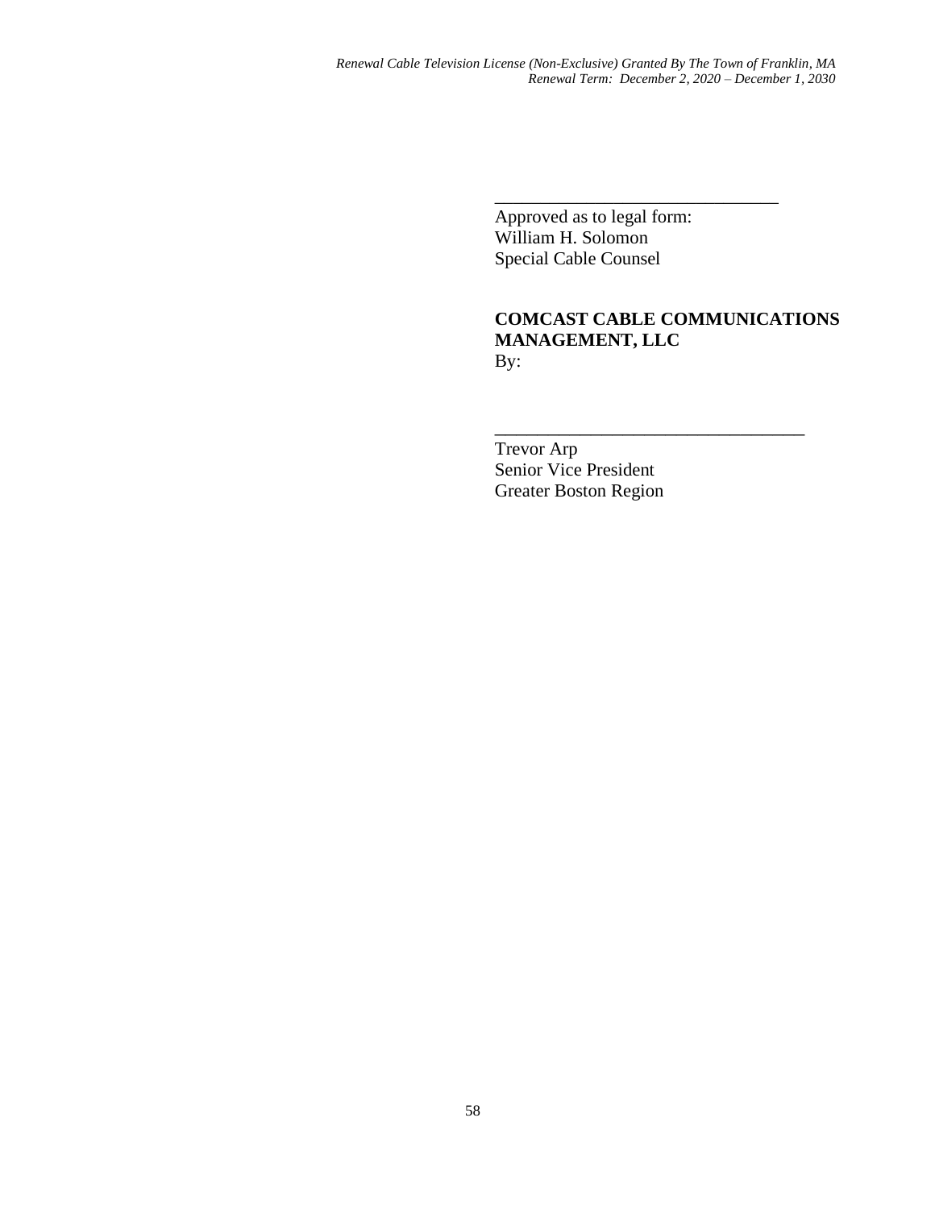_______________________________

Approved as to legal form:
William H. Solomon
Special Cable Counsel

**COMCAST CABLE COMMUNICATIONS MANAGEMENT, LLC**
By:

_________________________________

Trevor Arp
Senior Vice President
Greater Boston Region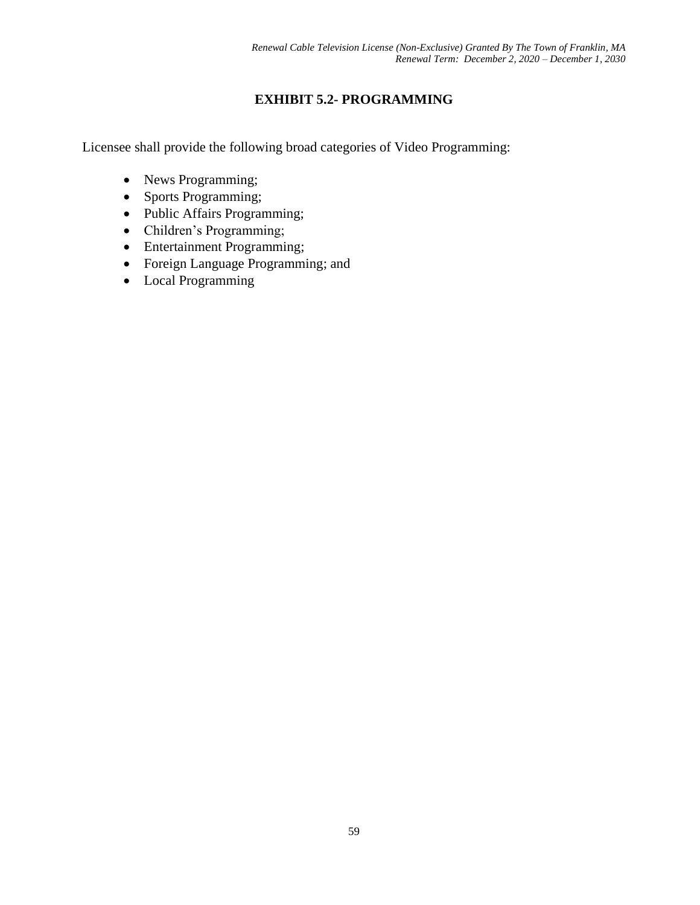## EXHIBIT 5.2- PROGRAMMING

Licensee shall provide the following broad categories of Video Programming:

- News Programming;
- Sports Programming;
- Public Affairs Programming;
- Children's Programming;
- Entertainment Programming;
- Foreign Language Programming; and
- Local Programming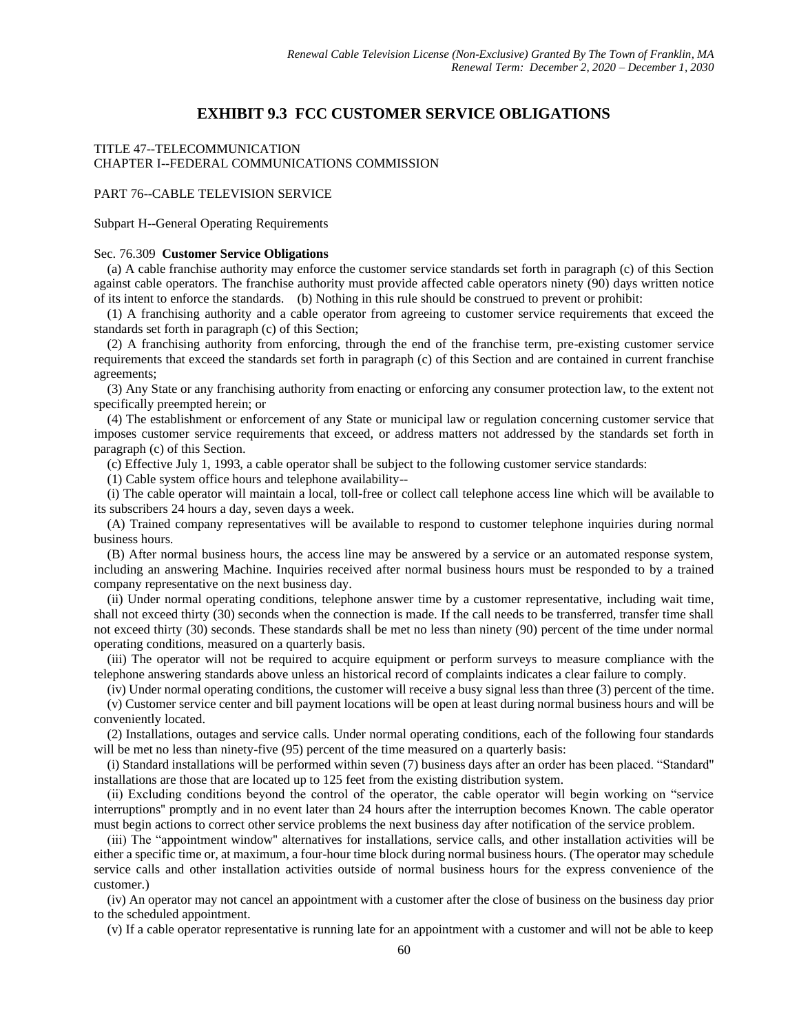# EXHIBIT 9.3 FCC CUSTOMER SERVICE OBLIGATIONS

TITLE 47--TELECOMMUNICATION
CHAPTER I--FEDERAL COMMUNICATIONS COMMISSION

PART 76--CABLE TELEVISION SERVICE

Subpart H--General Operating Requirements

Sec. 76.309 **Customer Service Obligations**

(a) A cable franchise authority may enforce the customer service standards set forth in paragraph (c) of this Section against cable operators. The franchise authority must provide affected cable operators ninety (90) days written notice of its intent to enforce the standards. (b) Nothing in this rule should be construed to prevent or prohibit:

(1) A franchising authority and a cable operator from agreeing to customer service requirements that exceed the standards set forth in paragraph (c) of this Section;

(2) A franchising authority from enforcing, through the end of the franchise term, pre-existing customer service requirements that exceed the standards set forth in paragraph (c) of this Section and are contained in current franchise agreements;

(3) Any State or any franchising authority from enacting or enforcing any consumer protection law, to the extent not specifically preempted herein; or

(4) The establishment or enforcement of any State or municipal law or regulation concerning customer service that imposes customer service requirements that exceed, or address matters not addressed by the standards set forth in paragraph (c) of this Section.

(c) Effective July 1, 1993, a cable operator shall be subject to the following customer service standards:

(1) Cable system office hours and telephone availability--

(i) The cable operator will maintain a local, toll-free or collect call telephone access line which will be available to its subscribers 24 hours a day, seven days a week.

(A) Trained company representatives will be available to respond to customer telephone inquiries during normal business hours.

(B) After normal business hours, the access line may be answered by a service or an automated response system, including an answering Machine. Inquiries received after normal business hours must be responded to by a trained company representative on the next business day.

(ii) Under normal operating conditions, telephone answer time by a customer representative, including wait time, shall not exceed thirty (30) seconds when the connection is made. If the call needs to be transferred, transfer time shall not exceed thirty (30) seconds. These standards shall be met no less than ninety (90) percent of the time under normal operating conditions, measured on a quarterly basis.

(iii) The operator will not be required to acquire equipment or perform surveys to measure compliance with the telephone answering standards above unless an historical record of complaints indicates a clear failure to comply.

(iv) Under normal operating conditions, the customer will receive a busy signal less than three (3) percent of the time.

(v) Customer service center and bill payment locations will be open at least during normal business hours and will be conveniently located.

(2) Installations, outages and service calls. Under normal operating conditions, each of the following four standards will be met no less than ninety-five (95) percent of the time measured on a quarterly basis:

(i) Standard installations will be performed within seven (7) business days after an order has been placed. "Standard" installations are those that are located up to 125 feet from the existing distribution system.

(ii) Excluding conditions beyond the control of the operator, the cable operator will begin working on "service interruptions" promptly and in no event later than 24 hours after the interruption becomes Known. The cable operator must begin actions to correct other service problems the next business day after notification of the service problem.

(iii) The "appointment window" alternatives for installations, service calls, and other installation activities will be either a specific time or, at maximum, a four-hour time block during normal business hours. (The operator may schedule service calls and other installation activities outside of normal business hours for the express convenience of the customer.)

(iv) An operator may not cancel an appointment with a customer after the close of business on the business day prior to the scheduled appointment.

(v) If a cable operator representative is running late for an appointment with a customer and will not be able to keep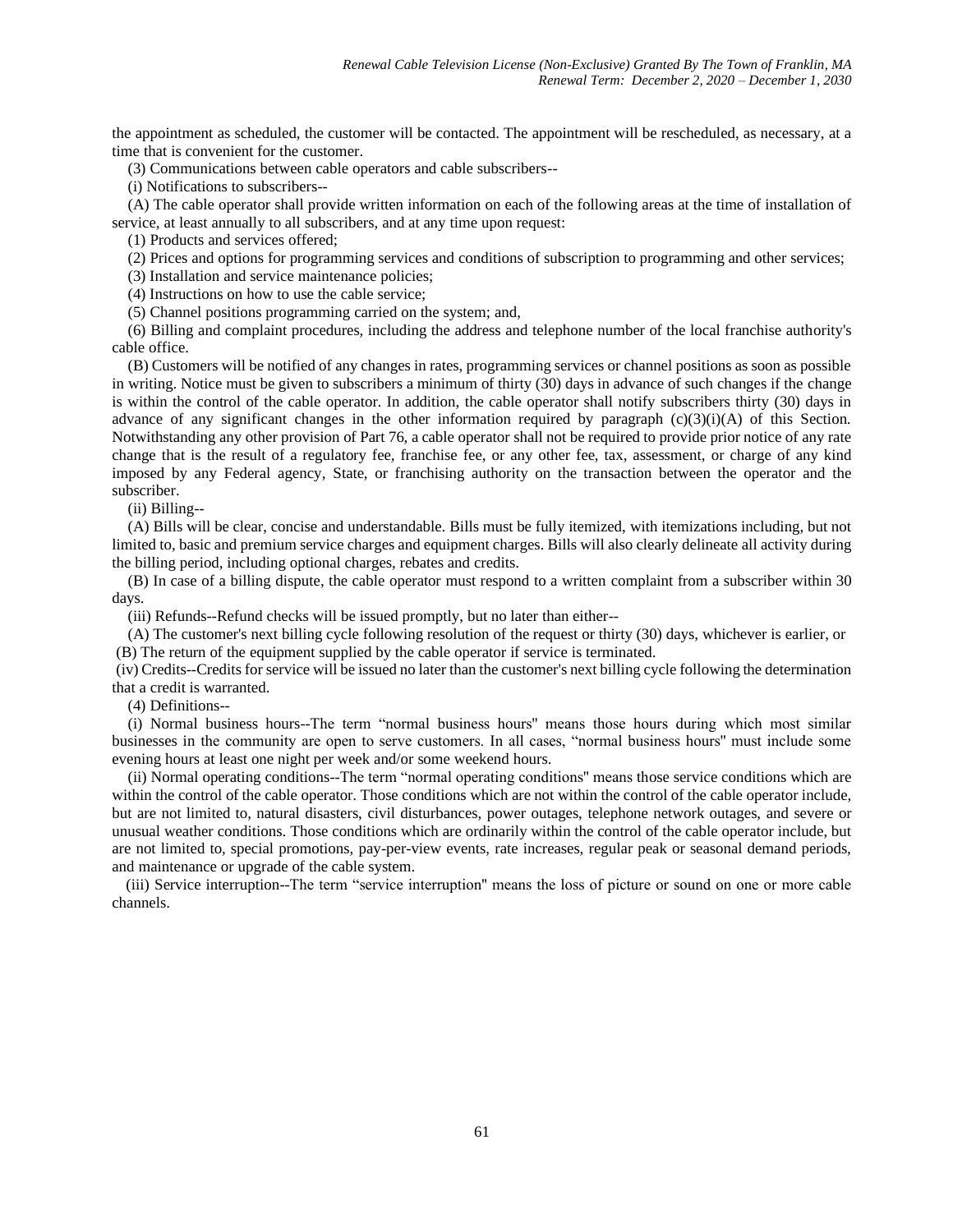the appointment as scheduled, the customer will be contacted. The appointment will be rescheduled, as necessary, at a time that is convenient for the customer.

(3) Communications between cable operators and cable subscribers--

(i) Notifications to subscribers--

(A) The cable operator shall provide written information on each of the following areas at the time of installation of service, at least annually to all subscribers, and at any time upon request:

(1) Products and services offered;

(2) Prices and options for programming services and conditions of subscription to programming and other services;

(3) Installation and service maintenance policies;

(4) Instructions on how to use the cable service;

(5) Channel positions programming carried on the system; and,

(6) Billing and complaint procedures, including the address and telephone number of the local franchise authority's cable office.

(B) Customers will be notified of any changes in rates, programming services or channel positions as soon as possible in writing. Notice must be given to subscribers a minimum of thirty (30) days in advance of such changes if the change is within the control of the cable operator. In addition, the cable operator shall notify subscribers thirty (30) days in advance of any significant changes in the other information required by paragraph (c)(3)(i)(A) of this Section. Notwithstanding any other provision of Part 76, a cable operator shall not be required to provide prior notice of any rate change that is the result of a regulatory fee, franchise fee, or any other fee, tax, assessment, or charge of any kind imposed by any Federal agency, State, or franchising authority on the transaction between the operator and the subscriber.

(ii) Billing--

(A) Bills will be clear, concise and understandable. Bills must be fully itemized, with itemizations including, but not limited to, basic and premium service charges and equipment charges. Bills will also clearly delineate all activity during the billing period, including optional charges, rebates and credits.

(B) In case of a billing dispute, the cable operator must respond to a written complaint from a subscriber within 30 days.

(iii) Refunds--Refund checks will be issued promptly, but no later than either--

(A) The customer's next billing cycle following resolution of the request or thirty (30) days, whichever is earlier, or

(B) The return of the equipment supplied by the cable operator if service is terminated.

(iv) Credits--Credits for service will be issued no later than the customer's next billing cycle following the determination that a credit is warranted.

(4) Definitions--

(i) Normal business hours--The term "normal business hours" means those hours during which most similar businesses in the community are open to serve customers. In all cases, "normal business hours" must include some evening hours at least one night per week and/or some weekend hours.

(ii) Normal operating conditions--The term "normal operating conditions" means those service conditions which are within the control of the cable operator. Those conditions which are not within the control of the cable operator include, but are not limited to, natural disasters, civil disturbances, power outages, telephone network outages, and severe or unusual weather conditions. Those conditions which are ordinarily within the control of the cable operator include, but are not limited to, special promotions, pay-per-view events, rate increases, regular peak or seasonal demand periods, and maintenance or upgrade of the cable system.

(iii) Service interruption--The term "service interruption" means the loss of picture or sound on one or more cable channels.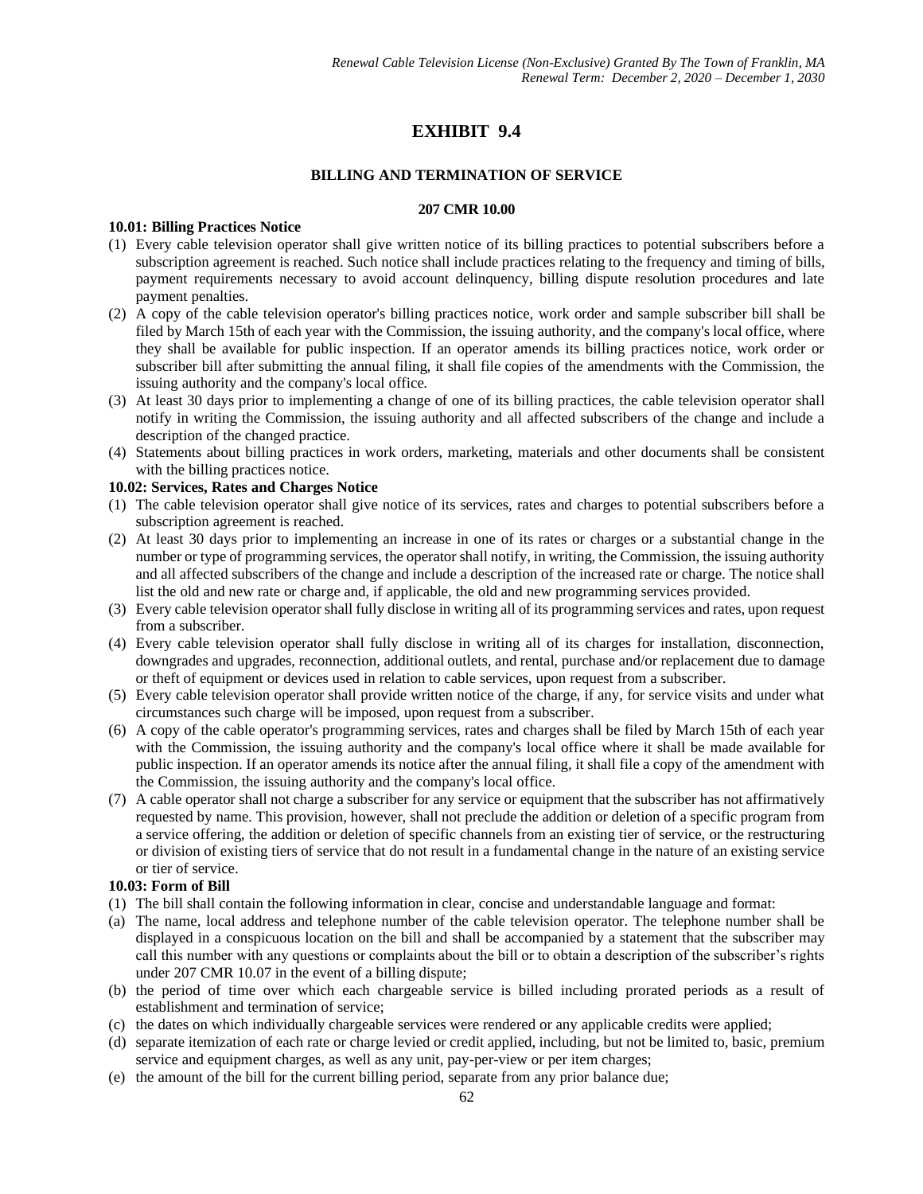# EXHIBIT 9.4

## BILLING AND TERMINATION OF SERVICE

### 207 CMR 10.00

**10.01: Billing Practices Notice**

(1) Every cable television operator shall give written notice of its billing practices to potential subscribers before a subscription agreement is reached. Such notice shall include practices relating to the frequency and timing of bills, payment requirements necessary to avoid account delinquency, billing dispute resolution procedures and late payment penalties.

(2) A copy of the cable television operator's billing practices notice, work order and sample subscriber bill shall be filed by March 15th of each year with the Commission, the issuing authority, and the company's local office, where they shall be available for public inspection. If an operator amends its billing practices notice, work order or subscriber bill after submitting the annual filing, it shall file copies of the amendments with the Commission, the issuing authority and the company's local office.

(3) At least 30 days prior to implementing a change of one of its billing practices, the cable television operator shall notify in writing the Commission, the issuing authority and all affected subscribers of the change and include a description of the changed practice.

(4) Statements about billing practices in work orders, marketing, materials and other documents shall be consistent with the billing practices notice.

**10.02: Services, Rates and Charges Notice**

(1) The cable television operator shall give notice of its services, rates and charges to potential subscribers before a subscription agreement is reached.

(2) At least 30 days prior to implementing an increase in one of its rates or charges or a substantial change in the number or type of programming services, the operator shall notify, in writing, the Commission, the issuing authority and all affected subscribers of the change and include a description of the increased rate or charge. The notice shall list the old and new rate or charge and, if applicable, the old and new programming services provided.

(3) Every cable television operator shall fully disclose in writing all of its programming services and rates, upon request from a subscriber.

(4) Every cable television operator shall fully disclose in writing all of its charges for installation, disconnection, downgrades and upgrades, reconnection, additional outlets, and rental, purchase and/or replacement due to damage or theft of equipment or devices used in relation to cable services, upon request from a subscriber.

(5) Every cable television operator shall provide written notice of the charge, if any, for service visits and under what circumstances such charge will be imposed, upon request from a subscriber.

(6) A copy of the cable operator's programming services, rates and charges shall be filed by March 15th of each year with the Commission, the issuing authority and the company's local office where it shall be made available for public inspection. If an operator amends its notice after the annual filing, it shall file a copy of the amendment with the Commission, the issuing authority and the company's local office.

(7) A cable operator shall not charge a subscriber for any service or equipment that the subscriber has not affirmatively requested by name. This provision, however, shall not preclude the addition or deletion of a specific program from a service offering, the addition or deletion of specific channels from an existing tier of service, or the restructuring or division of existing tiers of service that do not result in a fundamental change in the nature of an existing service or tier of service.

**10.03: Form of Bill**

(1) The bill shall contain the following information in clear, concise and understandable language and format:

(a) The name, local address and telephone number of the cable television operator. The telephone number shall be displayed in a conspicuous location on the bill and shall be accompanied by a statement that the subscriber may call this number with any questions or complaints about the bill or to obtain a description of the subscriber's rights under 207 CMR 10.07 in the event of a billing dispute;

(b) the period of time over which each chargeable service is billed including prorated periods as a result of establishment and termination of service;

(c) the dates on which individually chargeable services were rendered or any applicable credits were applied;

(d) separate itemization of each rate or charge levied or credit applied, including, but not be limited to, basic, premium service and equipment charges, as well as any unit, pay-per-view or per item charges;

(e) the amount of the bill for the current billing period, separate from any prior balance due;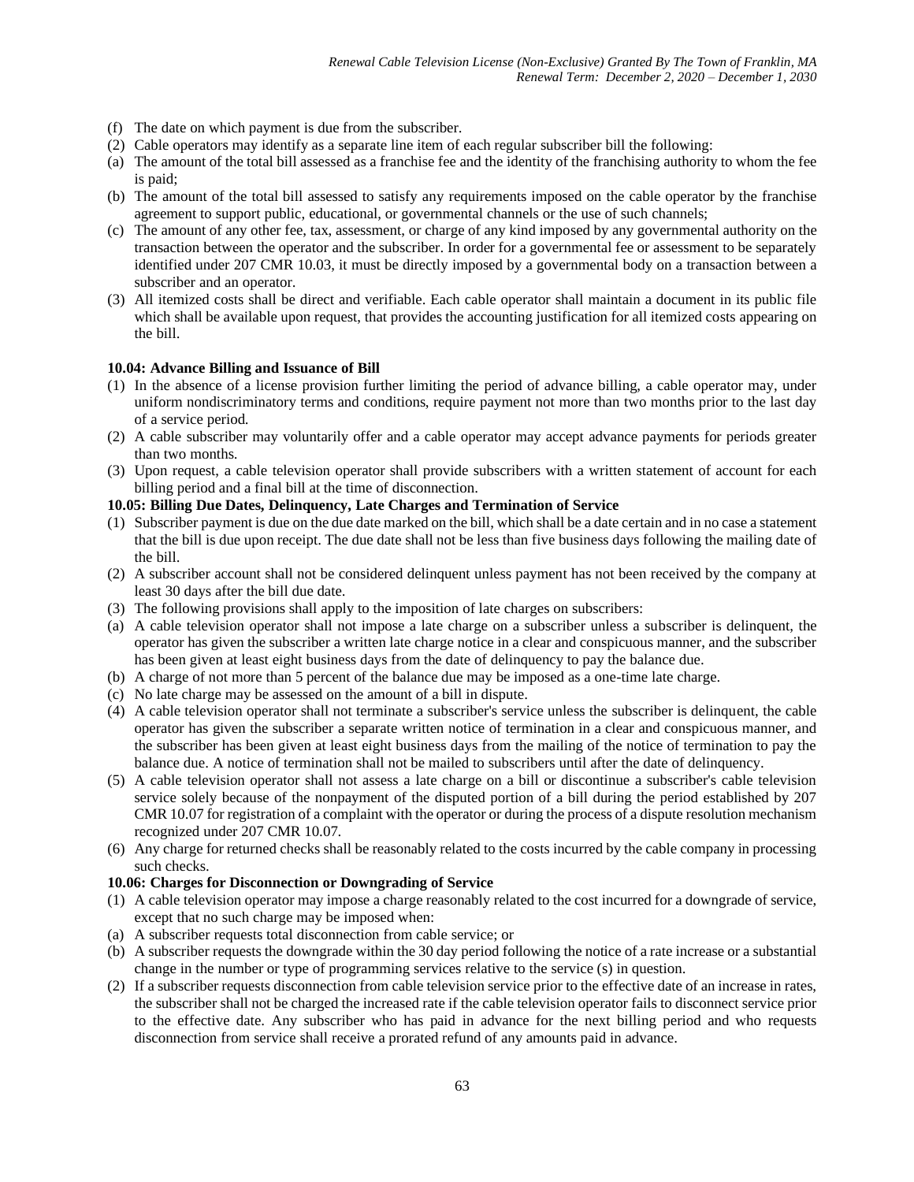(f) The date on which payment is due from the subscriber.

(2) Cable operators may identify as a separate line item of each regular subscriber bill the following:

(a) The amount of the total bill assessed as a franchise fee and the identity of the franchising authority to whom the fee is paid;

(b) The amount of the total bill assessed to satisfy any requirements imposed on the cable operator by the franchise agreement to support public, educational, or governmental channels or the use of such channels;

(c) The amount of any other fee, tax, assessment, or charge of any kind imposed by any governmental authority on the transaction between the operator and the subscriber. In order for a governmental fee or assessment to be separately identified under 207 CMR 10.03, it must be directly imposed by a governmental body on a transaction between a subscriber and an operator.

(3) All itemized costs shall be direct and verifiable. Each cable operator shall maintain a document in its public file which shall be available upon request, that provides the accounting justification for all itemized costs appearing on the bill.

**10.04: Advance Billing and Issuance of Bill**

(1) In the absence of a license provision further limiting the period of advance billing, a cable operator may, under uniform nondiscriminatory terms and conditions, require payment not more than two months prior to the last day of a service period.

(2) A cable subscriber may voluntarily offer and a cable operator may accept advance payments for periods greater than two months.

(3) Upon request, a cable television operator shall provide subscribers with a written statement of account for each billing period and a final bill at the time of disconnection.

**10.05: Billing Due Dates, Delinquency, Late Charges and Termination of Service**

(1) Subscriber payment is due on the due date marked on the bill, which shall be a date certain and in no case a statement that the bill is due upon receipt. The due date shall not be less than five business days following the mailing date of the bill.

(2) A subscriber account shall not be considered delinquent unless payment has not been received by the company at least 30 days after the bill due date.

(3) The following provisions shall apply to the imposition of late charges on subscribers:

(a) A cable television operator shall not impose a late charge on a subscriber unless a subscriber is delinquent, the operator has given the subscriber a written late charge notice in a clear and conspicuous manner, and the subscriber has been given at least eight business days from the date of delinquency to pay the balance due.

(b) A charge of not more than 5 percent of the balance due may be imposed as a one-time late charge.

(c) No late charge may be assessed on the amount of a bill in dispute.

(4) A cable television operator shall not terminate a subscriber's service unless the subscriber is delinquent, the cable operator has given the subscriber a separate written notice of termination in a clear and conspicuous manner, and the subscriber has been given at least eight business days from the mailing of the notice of termination to pay the balance due. A notice of termination shall not be mailed to subscribers until after the date of delinquency.

(5) A cable television operator shall not assess a late charge on a bill or discontinue a subscriber's cable television service solely because of the nonpayment of the disputed portion of a bill during the period established by 207 CMR 10.07 for registration of a complaint with the operator or during the process of a dispute resolution mechanism recognized under 207 CMR 10.07.

(6) Any charge for returned checks shall be reasonably related to the costs incurred by the cable company in processing such checks.

**10.06: Charges for Disconnection or Downgrading of Service**

(1) A cable television operator may impose a charge reasonably related to the cost incurred for a downgrade of service, except that no such charge may be imposed when:

(a) A subscriber requests total disconnection from cable service; or

(b) A subscriber requests the downgrade within the 30 day period following the notice of a rate increase or a substantial change in the number or type of programming services relative to the service (s) in question.

(2) If a subscriber requests disconnection from cable television service prior to the effective date of an increase in rates, the subscriber shall not be charged the increased rate if the cable television operator fails to disconnect service prior to the effective date. Any subscriber who has paid in advance for the next billing period and who requests disconnection from service shall receive a prorated refund of any amounts paid in advance.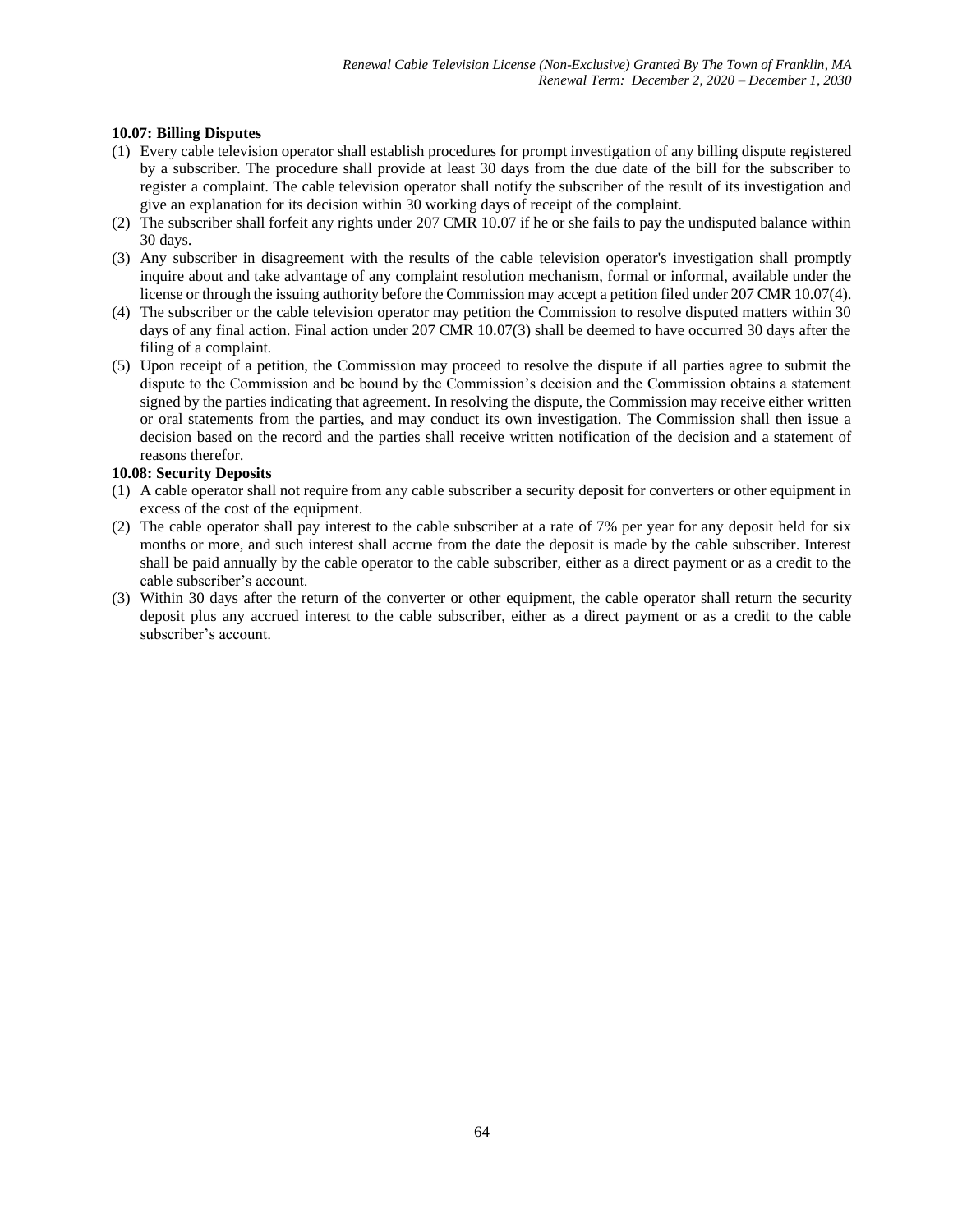**10.07: Billing Disputes**

(1) Every cable television operator shall establish procedures for prompt investigation of any billing dispute registered by a subscriber. The procedure shall provide at least 30 days from the due date of the bill for the subscriber to register a complaint. The cable television operator shall notify the subscriber of the result of its investigation and give an explanation for its decision within 30 working days of receipt of the complaint.

(2) The subscriber shall forfeit any rights under 207 CMR 10.07 if he or she fails to pay the undisputed balance within 30 days.

(3) Any subscriber in disagreement with the results of the cable television operator's investigation shall promptly inquire about and take advantage of any complaint resolution mechanism, formal or informal, available under the license or through the issuing authority before the Commission may accept a petition filed under 207 CMR 10.07(4).

(4) The subscriber or the cable television operator may petition the Commission to resolve disputed matters within 30 days of any final action. Final action under 207 CMR 10.07(3) shall be deemed to have occurred 30 days after the filing of a complaint.

(5) Upon receipt of a petition, the Commission may proceed to resolve the dispute if all parties agree to submit the dispute to the Commission and be bound by the Commission's decision and the Commission obtains a statement signed by the parties indicating that agreement. In resolving the dispute, the Commission may receive either written or oral statements from the parties, and may conduct its own investigation. The Commission shall then issue a decision based on the record and the parties shall receive written notification of the decision and a statement of reasons therefor.

**10.08: Security Deposits**

(1) A cable operator shall not require from any cable subscriber a security deposit for converters or other equipment in excess of the cost of the equipment.

(2) The cable operator shall pay interest to the cable subscriber at a rate of 7% per year for any deposit held for six months or more, and such interest shall accrue from the date the deposit is made by the cable subscriber. Interest shall be paid annually by the cable operator to the cable subscriber, either as a direct payment or as a credit to the cable subscriber's account.

(3) Within 30 days after the return of the converter or other equipment, the cable operator shall return the security deposit plus any accrued interest to the cable subscriber, either as a direct payment or as a credit to the cable subscriber's account.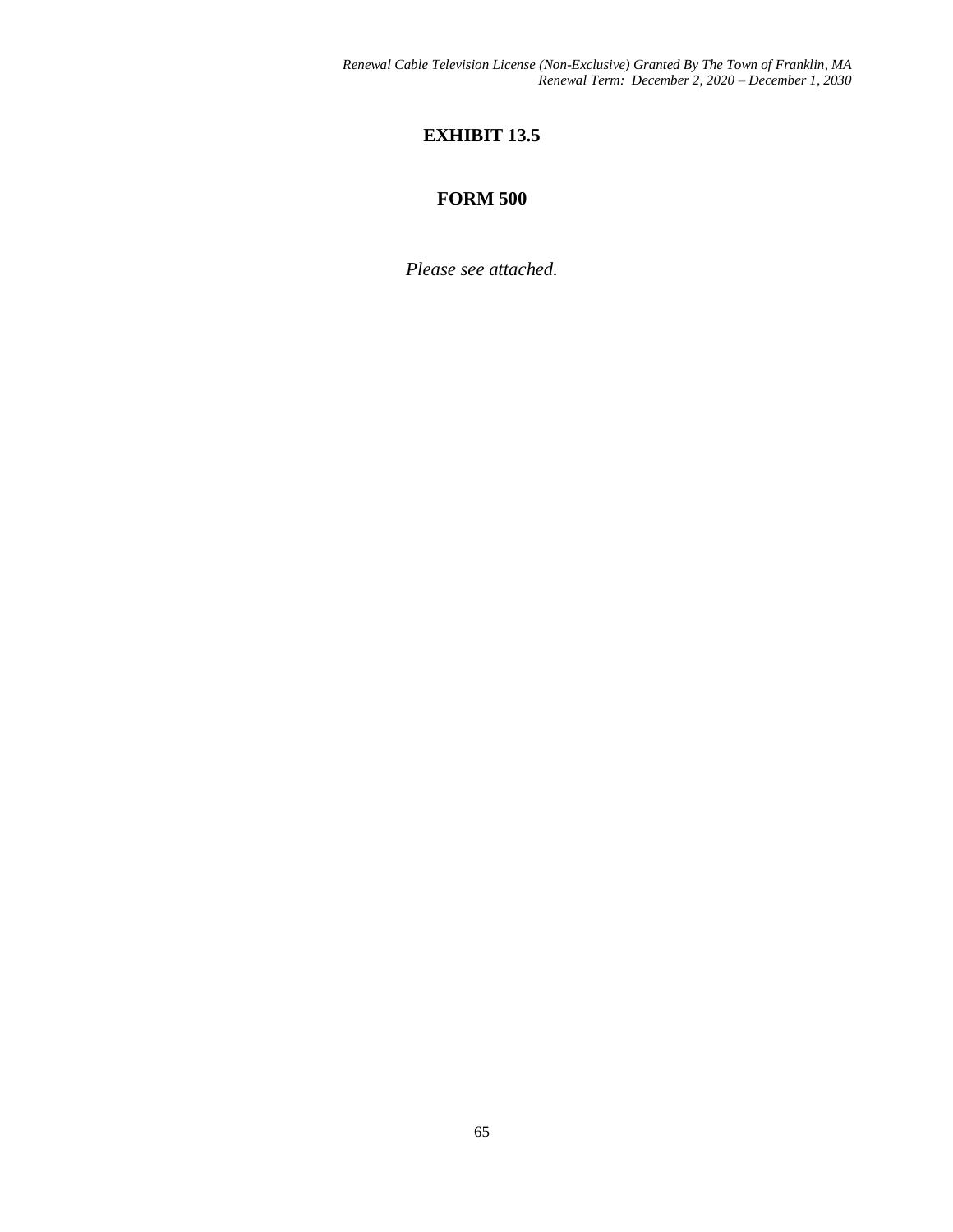# EXHIBIT 13.5

# FORM 500

*Please see attached.*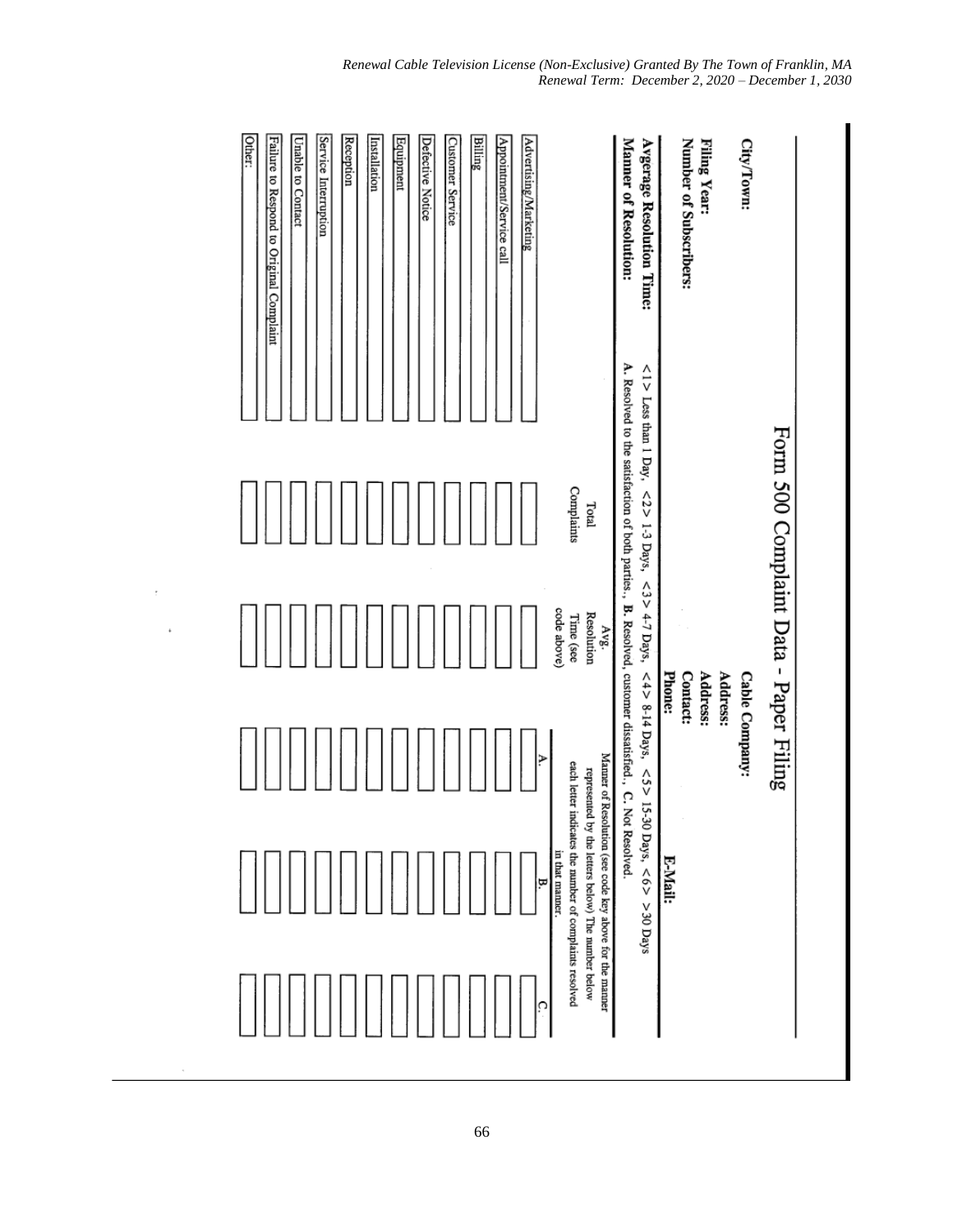# Form 500 Complaint Data - Paper Filing

**City/Town:**

**Filing Year:**

**Number of Subscribers:**

**Cable Company:**

**Address:**

**Address:**

**Contact:**

**Phone:**

**E-Mail:**

**Avgerage Resolution Time:** <1> Less than 1 Day, <2> 1-3 Days, <3> 4-7 Days, <4> 8-14 Days, <5> 15-30 Days, <6> >30 Days

**Manner of Resolution:** A. Resolved to the satisfaction of both parties., **B.** Resolved, customer dissatisfied., **C.** Not Resolved.

| | Total Complaints | Avg. Resolution Time (see code above) | Manner of Resolution (see code key above for the manner represented by the letters below) The number below each letter indicates the number of complaints resolved in that manner. A. | B. | C. |
|---|---|---|---|---|---|
| Advertising/Marketing | | | | | |
| Appointment/Service call | | | | | |
| Billing | | | | | |
| Customer Service | | | | | |
| Defective Notice | | | | | |
| Equipment | | | | | |
| Installation | | | | | |
| Reception | | | | | |
| Service Interruption | | | | | |
| Unable to Contact | | | | | |
| Failure to Respond to Original Complaint | | | | | |
| Other: | | | | | |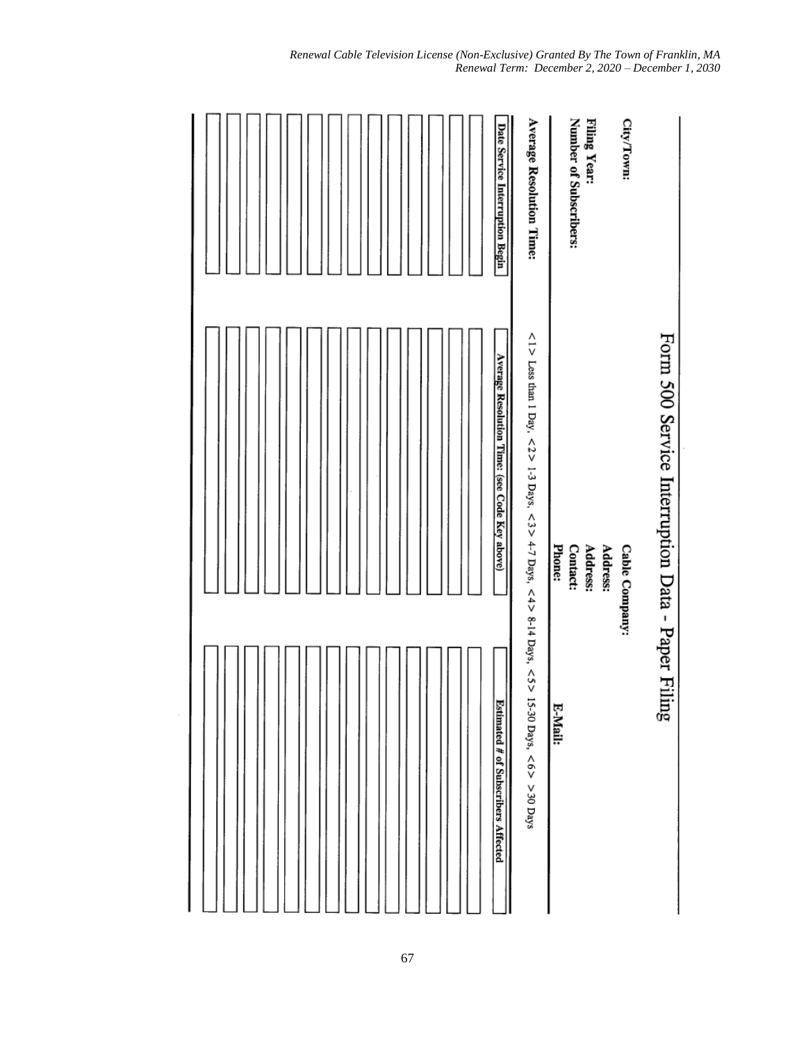# Form 500 Service Interruption Data - Paper Filing

**City/Town:**

**Filing Year:**

**Number of Subscribers:**

**Cable Company:**

**Address:**

**Address:**

**Contact:**

**Phone:**

**E-Mail:**

**Average Resolution Time:** <1> Less than 1 Day, <2> 1-3 Days, <3> 4-7 Days, <4> 8-14 Days, <5> 15-30 Days, <6> >30 Days

| Date Service Interruption Begin | Average Resolution Time: (see Code Key above) | Estimated # of Subscribers Affected |
|---|---|---|
| | | |
| | | |
| | | |
| | | |
| | | |
| | | |
| | | |
| | | |
| | | |
| | | |
| | | |
| | | |
| | | |
| | | |